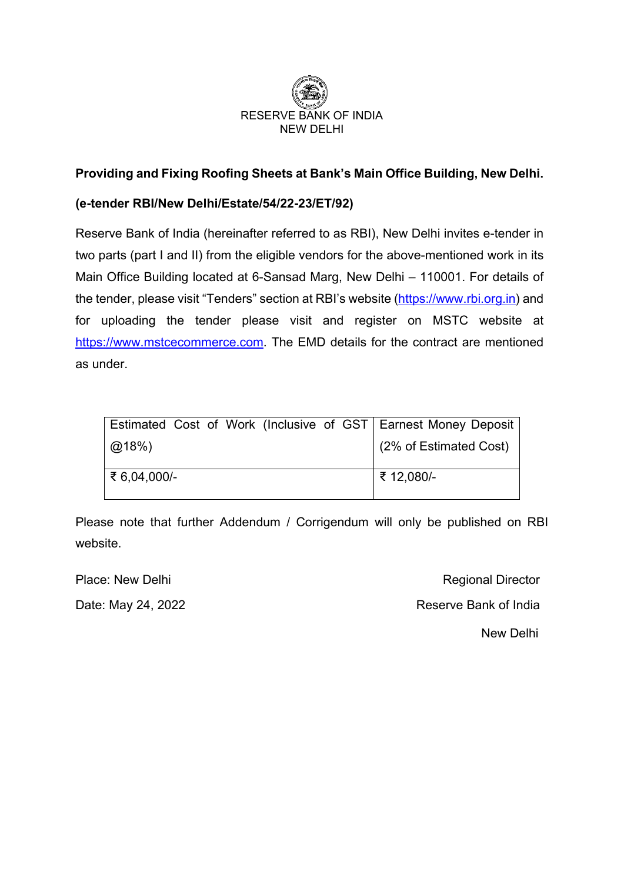RESERVE BANK OF INDIA
NEW DELHI

**Providing and Fixing Roofing Sheets at Bank's Main Office Building, New Delhi.**

**(e-tender RBI/New Delhi/Estate/54/22-23/ET/92)**

Reserve Bank of India (hereinafter referred to as RBI), New Delhi invites e-tender in two parts (part I and II) from the eligible vendors for the above-mentioned work in its Main Office Building located at 6-Sansad Marg, New Delhi – 110001. For details of the tender, please visit "Tenders" section at RBI's website (https://www.rbi.org.in) and for uploading the tender please visit and register on MSTC website at https://www.mstcecommerce.com. The EMD details for the contract are mentioned as under.

| Estimated Cost of Work (Inclusive of GST @18%) | Earnest Money Deposit (2% of Estimated Cost) |
|---|---|
| ₹ 6,04,000/- | ₹ 12,080/- |

Please note that further Addendum / Corrigendum will only be published on RBI website.

Place: New Delhi

Date: May 24, 2022

Regional Director
Reserve Bank of India
New Delhi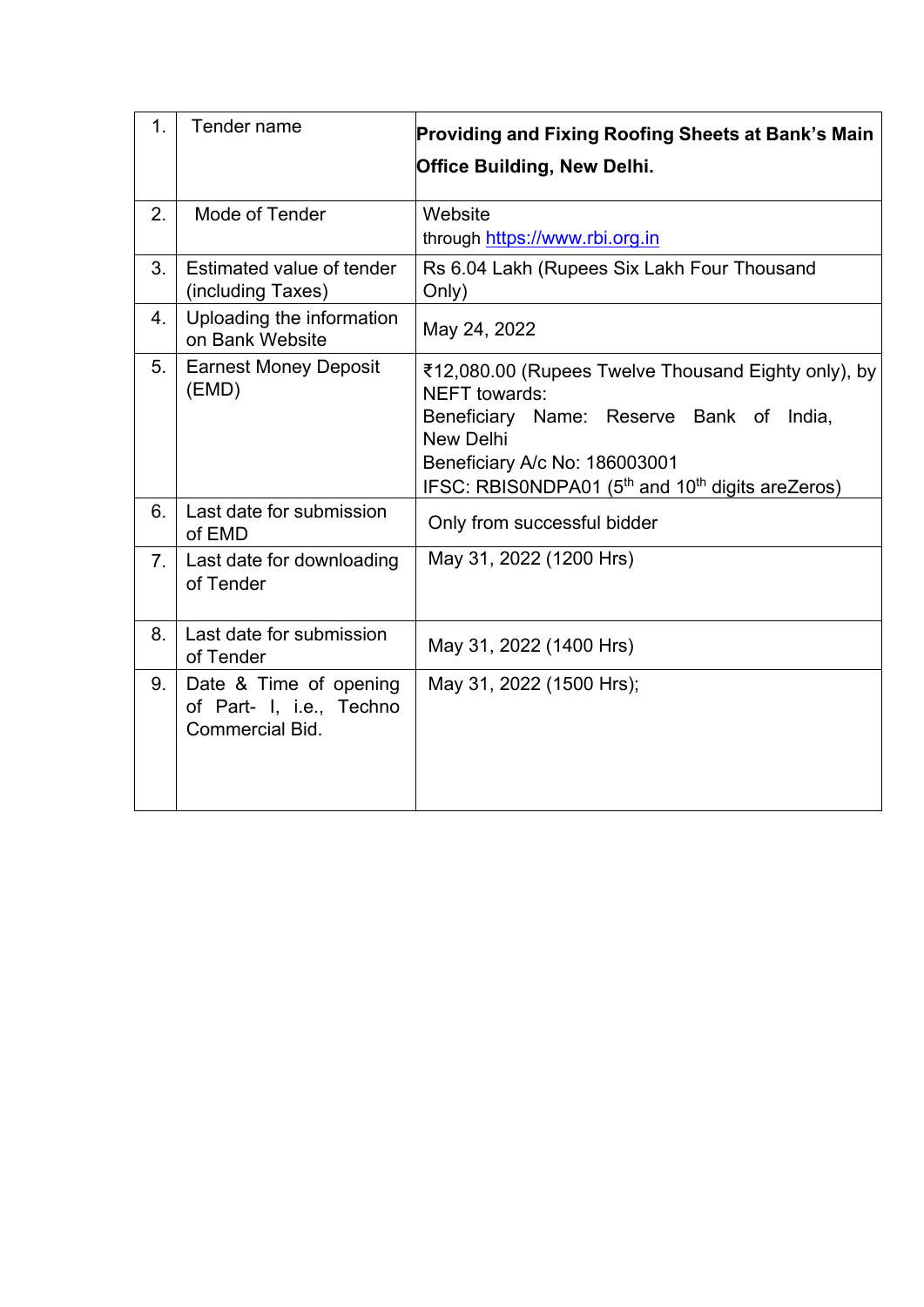| | | |
|---|---|---|
| 1. | Tender name | **Providing and Fixing Roofing Sheets at Bank's Main Office Building, New Delhi.** |
| 2. | Mode of Tender | Website through https://www.rbi.org.in |
| 3. | Estimated value of tender (including Taxes) | Rs 6.04 Lakh (Rupees Six Lakh Four Thousand Only) |
| 4. | Uploading the information on Bank Website | May 24, 2022 |
| 5. | Earnest Money Deposit (EMD) | ₹12,080.00 (Rupees Twelve Thousand Eighty only), by NEFT towards:<br>Beneficiary Name: Reserve Bank of India, New Delhi<br>Beneficiary A/c No: 186003001<br>IFSC: RBIS0NDPA01 (5th and 10th digits areZeros) |
| 6. | Last date for submission of EMD | Only from successful bidder |
| 7. | Last date for downloading of Tender | May 31, 2022 (1200 Hrs) |
| 8. | Last date for submission of Tender | May 31, 2022 (1400 Hrs) |
| 9. | Date & Time of opening of Part- I, i.e., Techno Commercial Bid. | May 31, 2022 (1500 Hrs); |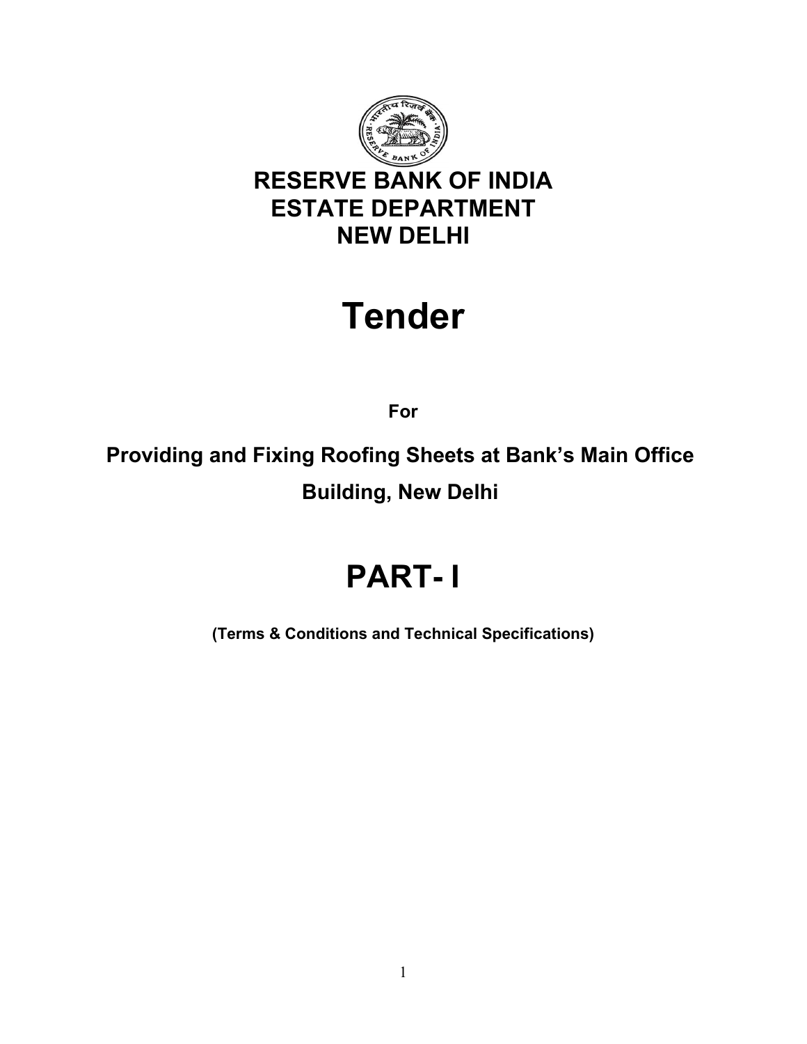# RESERVE BANK OF INDIA
# ESTATE DEPARTMENT
# NEW DELHI

# Tender

**For**

## Providing and Fixing Roofing Sheets at Bank's Main Office Building, New Delhi

# PART- I

**(Terms & Conditions and Technical Specifications)**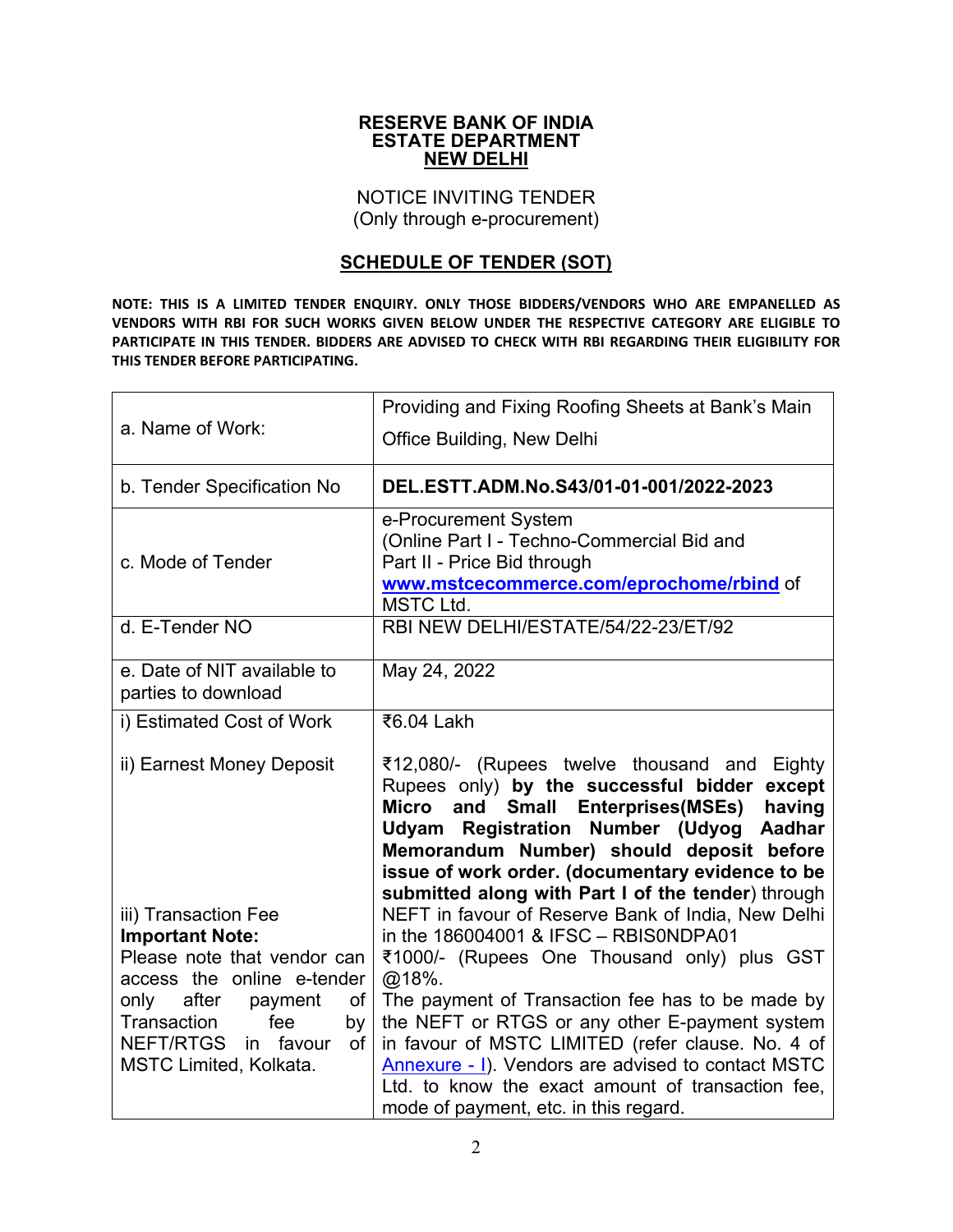**RESERVE BANK OF INDIA**
**ESTATE DEPARTMENT**
**NEW DELHI**

NOTICE INVITING TENDER
(Only through e-procurement)

## SCHEDULE OF TENDER (SOT)

**NOTE: THIS IS A LIMITED TENDER ENQUIRY. ONLY THOSE BIDDERS/VENDORS WHO ARE EMPANELLED AS VENDORS WITH RBI FOR SUCH WORKS GIVEN BELOW UNDER THE RESPECTIVE CATEGORY ARE ELIGIBLE TO PARTICIPATE IN THIS TENDER. BIDDERS ARE ADVISED TO CHECK WITH RBI REGARDING THEIR ELIGIBILITY FOR THIS TENDER BEFORE PARTICIPATING.**

| | |
|---|---|
| a. Name of Work: | Providing and Fixing Roofing Sheets at Bank's Main Office Building, New Delhi |
| b. Tender Specification No | **DEL.ESTT.ADM.No.S43/01-01-001/2022-2023** |
| c. Mode of Tender | e-Procurement System (Online Part I - Techno-Commercial Bid and Part II - Price Bid through **www.mstcecommerce.com/eprochome/rbind** of MSTC Ltd. |
| d. E-Tender NO | RBI NEW DELHI/ESTATE/54/22-23/ET/92 |
| e. Date of NIT available to parties to download | May 24, 2022 |
| i) Estimated Cost of Work | ₹6.04 Lakh |
| ii) Earnest Money Deposit | ₹12,080/- (Rupees twelve thousand and Eighty Rupees only) **by the successful bidder except Micro and Small Enterprises(MSEs) having Udyam Registration Number (Udyog Aadhar Memorandum Number) should deposit before issue of work order. (documentary evidence to be submitted along with Part I of the tender**) through NEFT in favour of Reserve Bank of India, New Delhi in the 186004001 & IFSC – RBIS0NDPA01 |
| iii) Transaction Fee<br>**Important Note:**<br>Please note that vendor can access the online e-tender only after payment of Transaction fee by NEFT/RTGS in favour of MSTC Limited, Kolkata. | ₹1000/- (Rupees One Thousand only) plus GST @18%.<br>The payment of Transaction fee has to be made by the NEFT or RTGS or any other E-payment system in favour of MSTC LIMITED (refer clause. No. 4 of Annexure - I). Vendors are advised to contact MSTC Ltd. to know the exact amount of transaction fee, mode of payment, etc. in this regard. |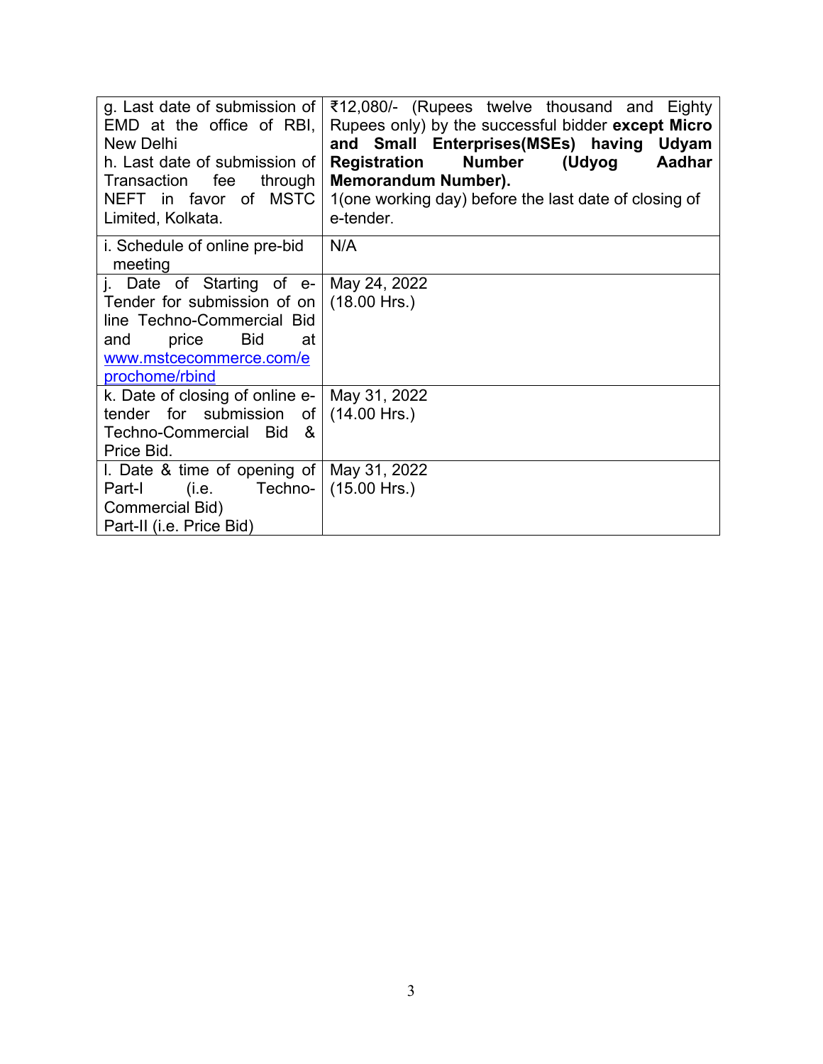| | |
|---|---|
| g. Last date of submission of EMD at the office of RBI, New Delhi<br>h. Last date of submission of Transaction fee through NEFT in favor of MSTC Limited, Kolkata. | ₹12,080/- (Rupees twelve thousand and Eighty Rupees only) by the successful bidder **except Micro and Small Enterprises(MSEs) having Udyam Registration Number (Udyog Aadhar Memorandum Number).**<br>1(one working day) before the last date of closing of e-tender. |
| i. Schedule of online pre-bid meeting | N/A |
| j. Date of Starting of e-Tender for submission of on line Techno-Commercial Bid and price Bid at www.mstcecommerce.com/eprochome/rbind | May 24, 2022<br>(18.00 Hrs.) |
| k. Date of closing of online e-tender for submission of Techno-Commercial Bid & Price Bid. | May 31, 2022<br>(14.00 Hrs.) |
| l. Date & time of opening of Part-I (i.e. Techno-Commercial Bid)<br>Part-II (i.e. Price Bid) | May 31, 2022<br>(15.00 Hrs.) |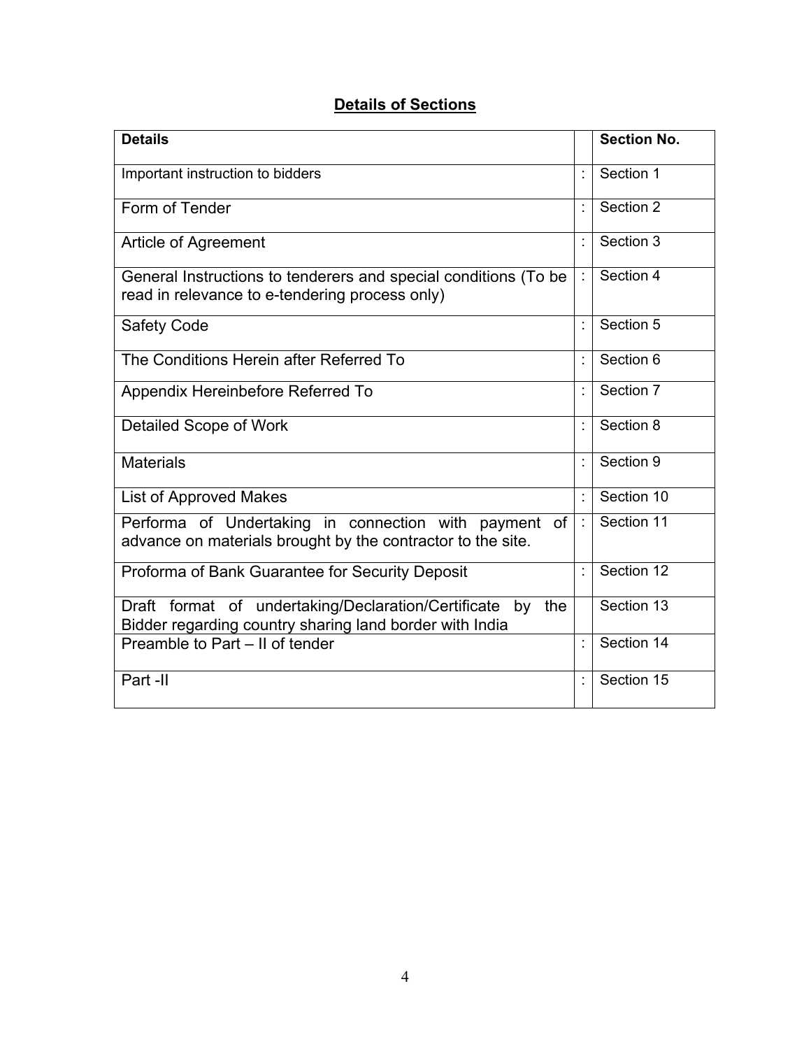## Details of Sections

| Details | | Section No. |
|---|---|---|
| Important instruction to bidders | : | Section 1 |
| Form of Tender | : | Section 2 |
| Article of Agreement | : | Section 3 |
| General Instructions to tenderers and special conditions (To be read in relevance to e-tendering process only) | : | Section 4 |
| Safety Code | : | Section 5 |
| The Conditions Herein after Referred To | : | Section 6 |
| Appendix Hereinbefore Referred To | : | Section 7 |
| Detailed Scope of Work | : | Section 8 |
| Materials | : | Section 9 |
| List of Approved Makes | : | Section 10 |
| Performa of Undertaking in connection with payment of advance on materials brought by the contractor to the site. | : | Section 11 |
| Proforma of Bank Guarantee for Security Deposit | : | Section 12 |
| Draft format of undertaking/Declaration/Certificate by the Bidder regarding country sharing land border with India | | Section 13 |
| Preamble to Part – II of tender | : | Section 14 |
| Part -II | : | Section 15 |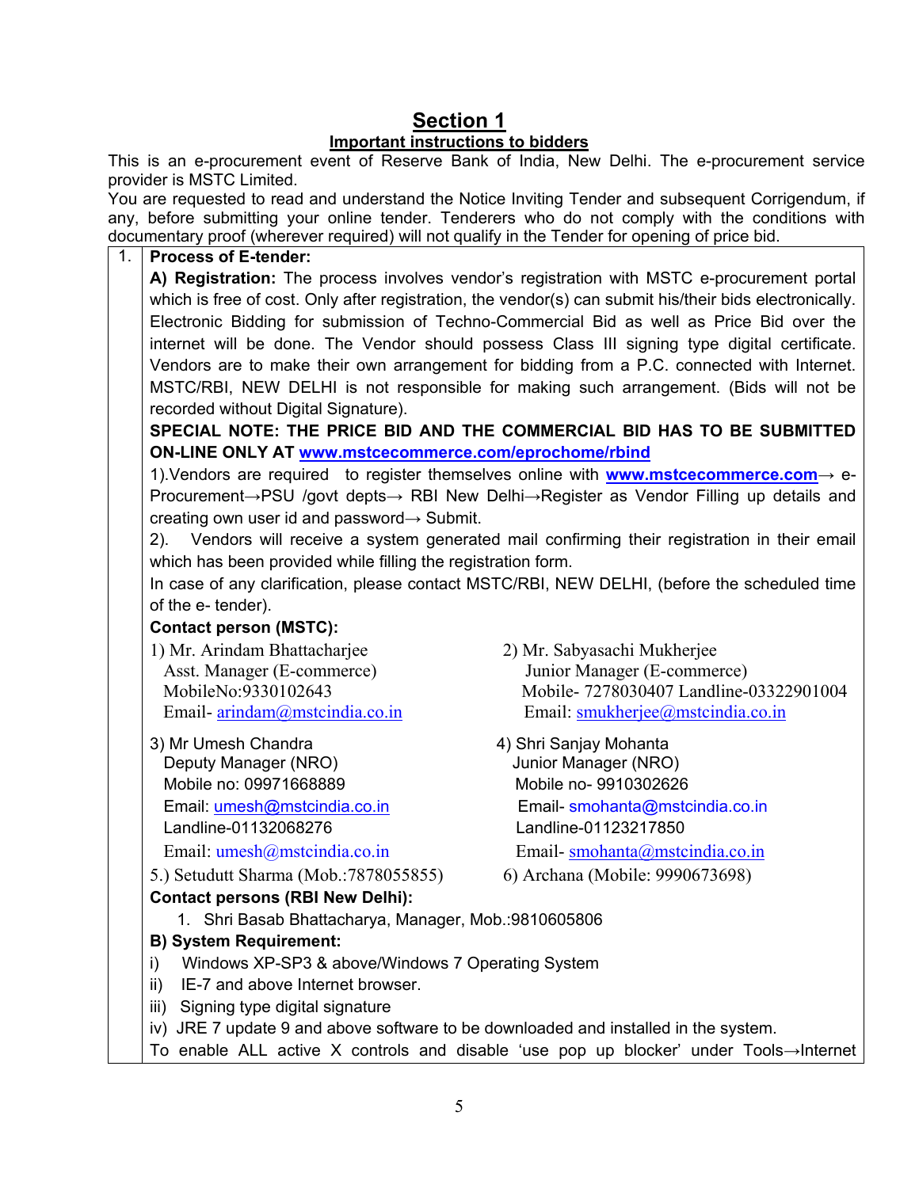# Section 1

## Important instructions to bidders

This is an e-procurement event of Reserve Bank of India, New Delhi. The e-procurement service provider is MSTC Limited.

You are requested to read and understand the Notice Inviting Tender and subsequent Corrigendum, if any, before submitting your online tender. Tenderers who do not comply with the conditions with documentary proof (wherever required) will not qualify in the Tender for opening of price bid.

1. **Process of E-tender:**

**A) Registration:** The process involves vendor's registration with MSTC e-procurement portal which is free of cost. Only after registration, the vendor(s) can submit his/their bids electronically. Electronic Bidding for submission of Techno-Commercial Bid as well as Price Bid over the internet will be done. The Vendor should possess Class III signing type digital certificate. Vendors are to make their own arrangement for bidding from a P.C. connected with Internet. MSTC/RBI, NEW DELHI is not responsible for making such arrangement. (Bids will not be recorded without Digital Signature).

**SPECIAL NOTE: THE PRICE BID AND THE COMMERCIAL BID HAS TO BE SUBMITTED ON-LINE ONLY AT [www.mstcecommerce.com/eprochome/rbind](www.mstcecommerce.com/eprochome/rbind)**

1).Vendors are required to register themselves online with **[www.mstcecommerce.com](www.mstcecommerce.com)**→ e-Procurement→PSU /govt depts→ RBI New Delhi→Register as Vendor Filling up details and creating own user id and password→ Submit.

2). Vendors will receive a system generated mail confirming their registration in their email which has been provided while filling the registration form.

In case of any clarification, please contact MSTC/RBI, NEW DELHI, (before the scheduled time of the e- tender).

**Contact person (MSTC):**

1) Mr. Arindam Bhattacharjee
Asst. Manager (E-commerce)
MobileNo:9330102643
Email- arindam@mstcindia.co.in

2) Mr. Sabyasachi Mukherjee
Junior Manager (E-commerce)
Mobile- 7278030407 Landline-03322901004
Email: smukherjee@mstcindia.co.in

3) Mr Umesh Chandra
Deputy Manager (NRO)
Mobile no: 09971668889
Email: umesh@mstcindia.co.in
Landline-01132068276
Email: umesh@mstcindia.co.in

4) Shri Sanjay Mohanta
Junior Manager (NRO)
Mobile no- 9910302626
Email- smohanta@mstcindia.co.in
Landline-01123217850
Email- smohanta@mstcindia.co.in

5.) Setudutt Sharma (Mob.:7878055855)

6) Archana (Mobile: 9990673698)

**Contact persons (RBI New Delhi):**

1. Shri Basab Bhattacharya, Manager, Mob.:9810605806

**B) System Requirement:**

i) Windows XP-SP3 & above/Windows 7 Operating System

ii) IE-7 and above Internet browser.

iii) Signing type digital signature

iv) JRE 7 update 9 and above software to be downloaded and installed in the system.

To enable ALL active X controls and disable 'use pop up blocker' under Tools→Internet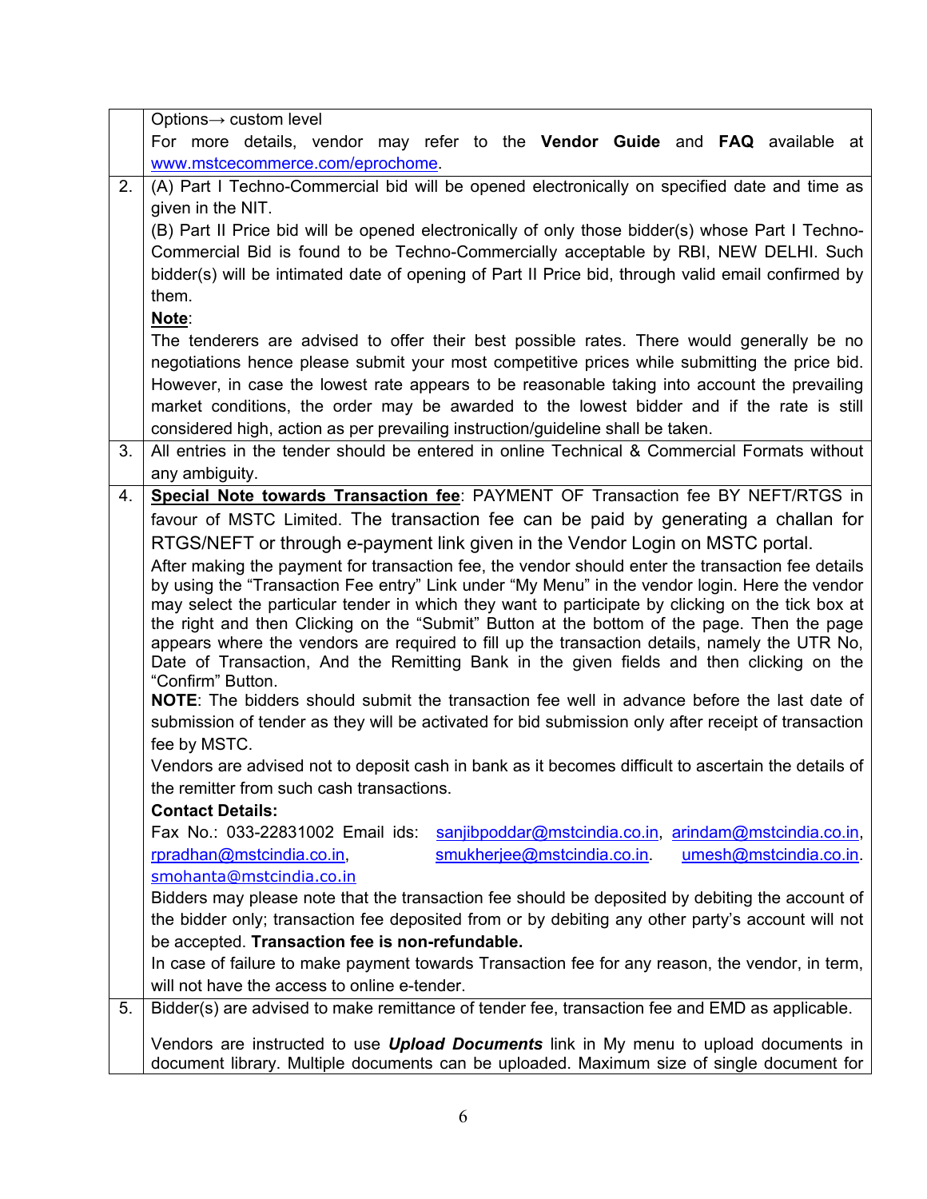| | |
|---|---|
| | Options→ custom level<br>For more details, vendor may refer to the **Vendor Guide** and **FAQ** available at www.mstcecommerce.com/eprochome. |
| 2. | (A) Part I Techno-Commercial bid will be opened electronically on specified date and time as given in the NIT.<br>(B) Part II Price bid will be opened electronically of only those bidder(s) whose Part I Techno-Commercial Bid is found to be Techno-Commercially acceptable by RBI, NEW DELHI. Such bidder(s) will be intimated date of opening of Part II Price bid, through valid email confirmed by them.<br>**Note**:<br>The tenderers are advised to offer their best possible rates. There would generally be no negotiations hence please submit your most competitive prices while submitting the price bid. However, in case the lowest rate appears to be reasonable taking into account the prevailing market conditions, the order may be awarded to the lowest bidder and if the rate is still considered high, action as per prevailing instruction/guideline shall be taken. |
| 3. | All entries in the tender should be entered in online Technical & Commercial Formats without any ambiguity. |
| 4. | **Special Note towards Transaction fee**: PAYMENT OF Transaction fee BY NEFT/RTGS in favour of MSTC Limited. The transaction fee can be paid by generating a challan for RTGS/NEFT or through e-payment link given in the Vendor Login on MSTC portal.<br>After making the payment for transaction fee, the vendor should enter the transaction fee details by using the "Transaction Fee entry" Link under "My Menu" in the vendor login. Here the vendor may select the particular tender in which they want to participate by clicking on the tick box at the right and then Clicking on the "Submit" Button at the bottom of the page. Then the page appears where the vendors are required to fill up the transaction details, namely the UTR No, Date of Transaction, And the Remitting Bank in the given fields and then clicking on the "Confirm" Button.<br>**NOTE**: The bidders should submit the transaction fee well in advance before the last date of submission of tender as they will be activated for bid submission only after receipt of transaction fee by MSTC.<br>Vendors are advised not to deposit cash in bank as it becomes difficult to ascertain the details of the remitter from such cash transactions.<br>**Contact Details:**<br>Fax No.: 033-22831002 Email ids: sanjibpoddar@mstcindia.co.in, arindam@mstcindia.co.in, rpradhan@mstcindia.co.in, smukherjee@mstcindia.co.in. umesh@mstcindia.co.in. smohanta@mstcindia.co.in<br>Bidders may please note that the transaction fee should be deposited by debiting the account of the bidder only; transaction fee deposited from or by debiting any other party's account will not be accepted. **Transaction fee is non-refundable.**<br>In case of failure to make payment towards Transaction fee for any reason, the vendor, in term, will not have the access to online e-tender. |
| 5. | Bidder(s) are advised to make remittance of tender fee, transaction fee and EMD as applicable.<br><br>Vendors are instructed to use ***Upload Documents*** link in My menu to upload documents in document library. Multiple documents can be uploaded. Maximum size of single document for |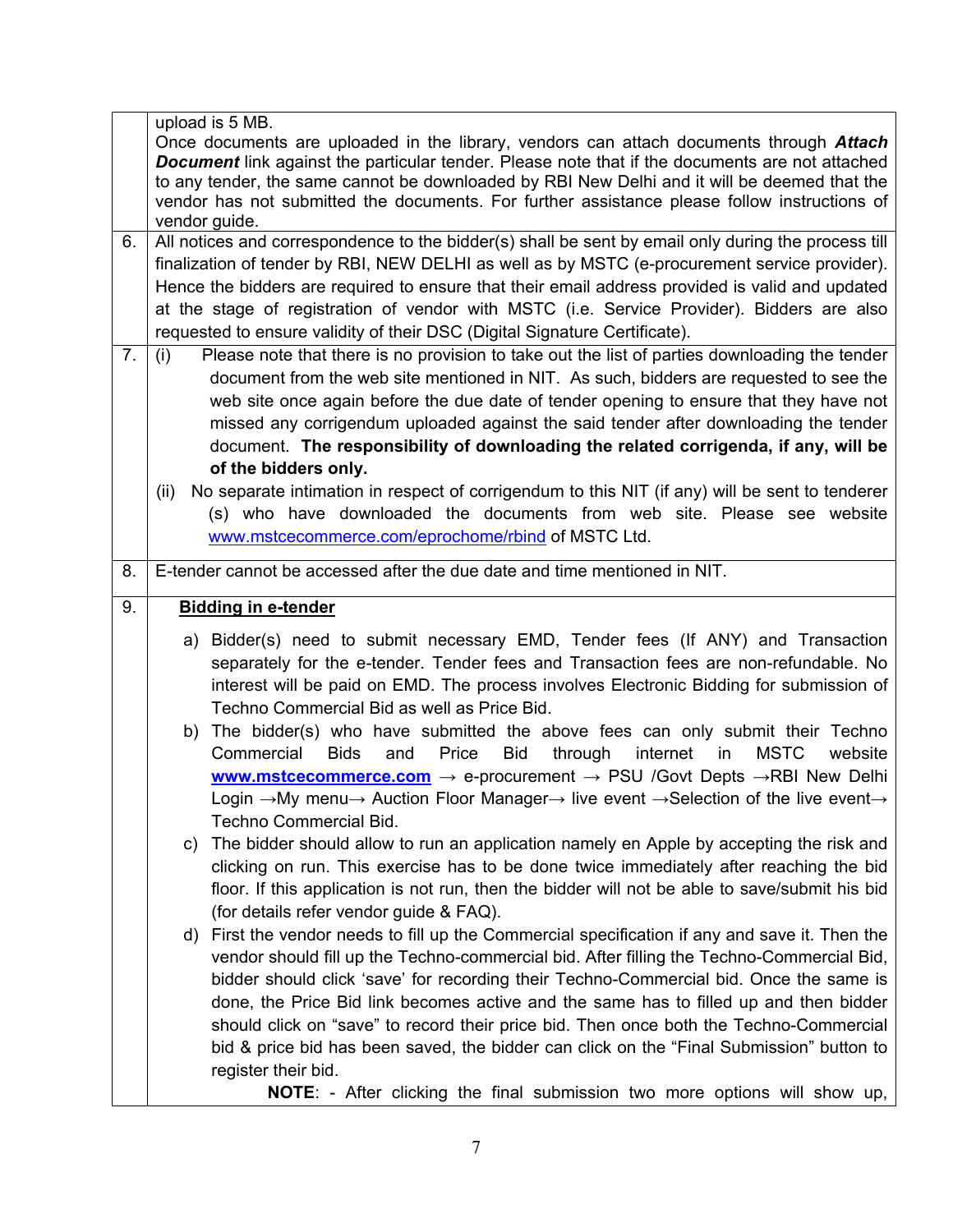| | |
|---|---|
| | upload is 5 MB. Once documents are uploaded in the library, vendors can attach documents through ***Attach Document*** link against the particular tender. Please note that if the documents are not attached to any tender, the same cannot be downloaded by RBI New Delhi and it will be deemed that the vendor has not submitted the documents. For further assistance please follow instructions of vendor guide. |
| 6. | All notices and correspondence to the bidder(s) shall be sent by email only during the process till finalization of tender by RBI, NEW DELHI as well as by MSTC (e-procurement service provider). Hence the bidders are required to ensure that their email address provided is valid and updated at the stage of registration of vendor with MSTC (i.e. Service Provider). Bidders are also requested to ensure validity of their DSC (Digital Signature Certificate). |
| 7. | (i) Please note that there is no provision to take out the list of parties downloading the tender document from the web site mentioned in NIT. As such, bidders are requested to see the web site once again before the due date of tender opening to ensure that they have not missed any corrigendum uploaded against the said tender after downloading the tender document. **The responsibility of downloading the related corrigenda, if any, will be of the bidders only.**<br>(ii) No separate intimation in respect of corrigendum to this NIT (if any) will be sent to tenderer (s) who have downloaded the documents from web site. Please see website www.mstcecommerce.com/eprochome/rbind of MSTC Ltd. |
| 8. | E-tender cannot be accessed after the due date and time mentioned in NIT. |
| 9. | **Bidding in e-tender**<br>a) Bidder(s) need to submit necessary EMD, Tender fees (If ANY) and Transaction separately for the e-tender. Tender fees and Transaction fees are non-refundable. No interest will be paid on EMD. The process involves Electronic Bidding for submission of Techno Commercial Bid as well as Price Bid.<br>b) The bidder(s) who have submitted the above fees can only submit their Techno Commercial Bids and Price Bid through internet in MSTC website **www.mstcecommerce.com** → e-procurement → PSU /Govt Depts →RBI New Delhi Login →My menu→ Auction Floor Manager→ live event →Selection of the live event→ Techno Commercial Bid.<br>c) The bidder should allow to run an application namely en Apple by accepting the risk and clicking on run. This exercise has to be done twice immediately after reaching the bid floor. If this application is not run, then the bidder will not be able to save/submit his bid (for details refer vendor guide & FAQ).<br>d) First the vendor needs to fill up the Commercial specification if any and save it. Then the vendor should fill up the Techno-commercial bid. After filling the Techno-Commercial Bid, bidder should click 'save' for recording their Techno-Commercial bid. Once the same is done, the Price Bid link becomes active and the same has to filled up and then bidder should click on "save" to record their price bid. Then once both the Techno-Commercial bid & price bid has been saved, the bidder can click on the "Final Submission" button to register their bid.<br>**NOTE**: - After clicking the final submission two more options will show up, |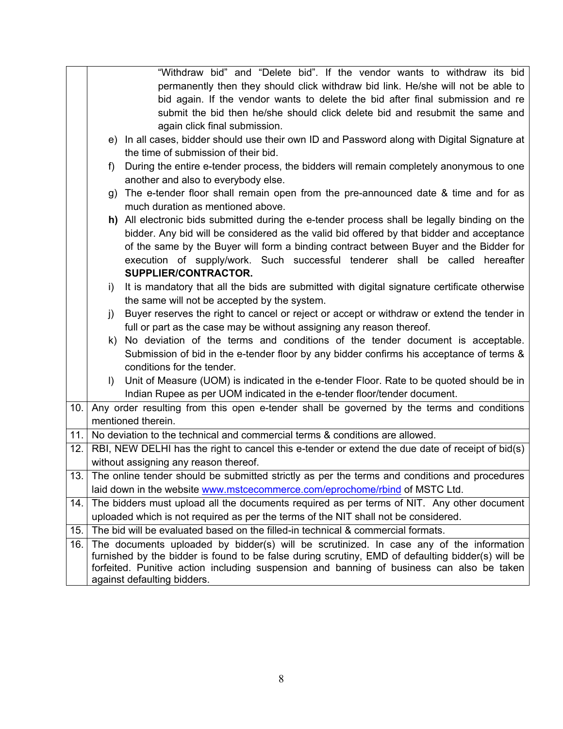| | |
|---|---|
| | "Withdraw bid" and "Delete bid". If the vendor wants to withdraw its bid permanently then they should click withdraw bid link. He/she will not be able to bid again. If the vendor wants to delete the bid after final submission and re submit the bid then he/she should click delete bid and resubmit the same and again click final submission.<br>e) In all cases, bidder should use their own ID and Password along with Digital Signature at the time of submission of their bid.<br>f) During the entire e-tender process, the bidders will remain completely anonymous to one another and also to everybody else.<br>g) The e-tender floor shall remain open from the pre-announced date & time and for as much duration as mentioned above.<br>**h)** All electronic bids submitted during the e-tender process shall be legally binding on the bidder. Any bid will be considered as the valid bid offered by that bidder and acceptance of the same by the Buyer will form a binding contract between Buyer and the Bidder for execution of supply/work. Such successful tenderer shall be called hereafter **SUPPLIER/CONTRACTOR.**<br>i) It is mandatory that all the bids are submitted with digital signature certificate otherwise the same will not be accepted by the system.<br>j) Buyer reserves the right to cancel or reject or accept or withdraw or extend the tender in full or part as the case may be without assigning any reason thereof.<br>k) No deviation of the terms and conditions of the tender document is acceptable. Submission of bid in the e-tender floor by any bidder confirms his acceptance of terms & conditions for the tender.<br>l) Unit of Measure (UOM) is indicated in the e-tender Floor. Rate to be quoted should be in Indian Rupee as per UOM indicated in the e-tender floor/tender document. |
| 10. | Any order resulting from this open e-tender shall be governed by the terms and conditions mentioned therein. |
| 11. | No deviation to the technical and commercial terms & conditions are allowed. |
| 12. | RBI, NEW DELHI has the right to cancel this e-tender or extend the due date of receipt of bid(s) without assigning any reason thereof. |
| 13. | The online tender should be submitted strictly as per the terms and conditions and procedures laid down in the website www.mstcecommerce.com/eprochome/rbind of MSTC Ltd. |
| 14. | The bidders must upload all the documents required as per terms of NIT. Any other document uploaded which is not required as per the terms of the NIT shall not be considered. |
| 15. | The bid will be evaluated based on the filled-in technical & commercial formats. |
| 16. | The documents uploaded by bidder(s) will be scrutinized. In case any of the information furnished by the bidder is found to be false during scrutiny, EMD of defaulting bidder(s) will be forfeited. Punitive action including suspension and banning of business can also be taken against defaulting bidders. |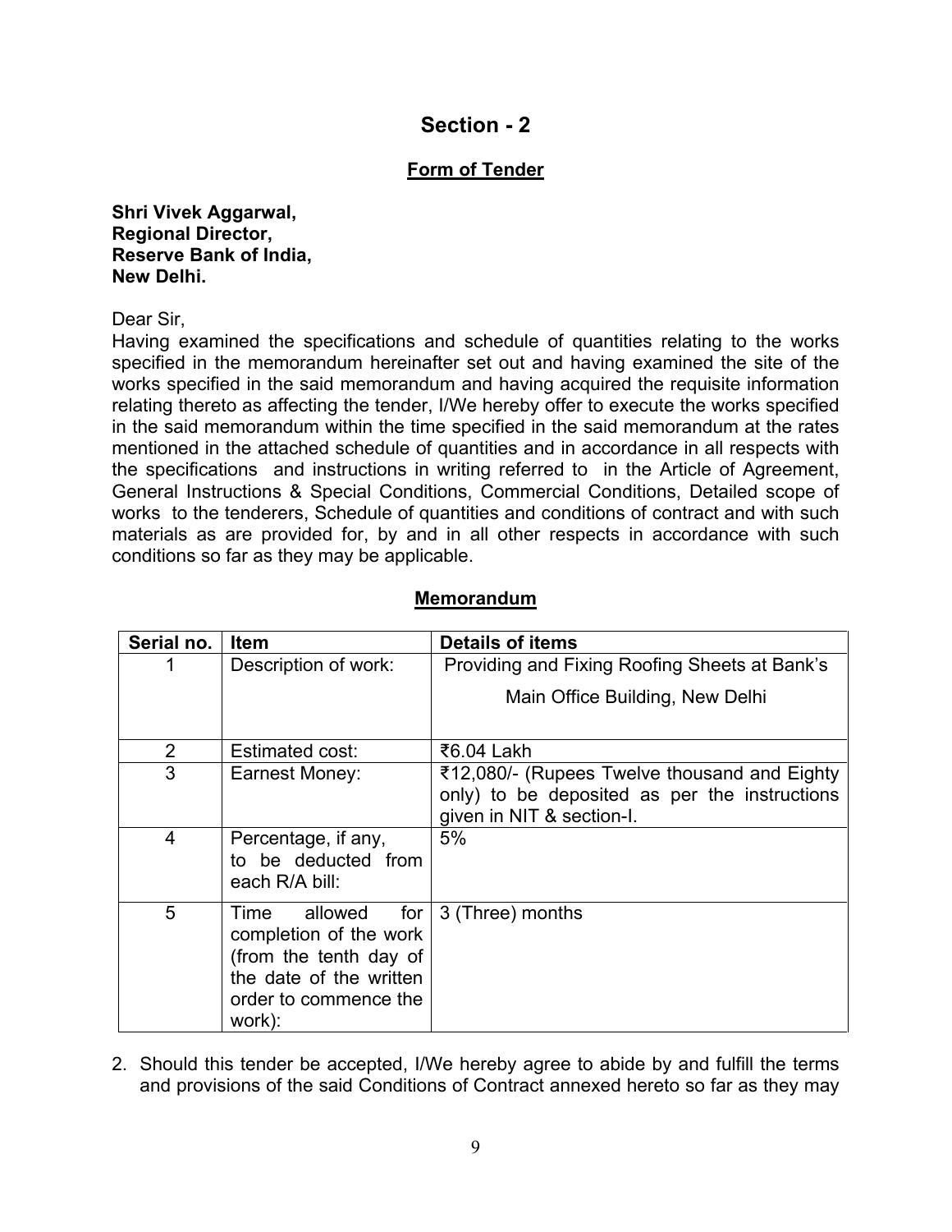## Section - 2

**Form of Tender**

**Shri Vivek Aggarwal,**
**Regional Director,**
**Reserve Bank of India,**
**New Delhi.**

Dear Sir,

Having examined the specifications and schedule of quantities relating to the works specified in the memorandum hereinafter set out and having examined the site of the works specified in the said memorandum and having acquired the requisite information relating thereto as affecting the tender, I/We hereby offer to execute the works specified in the said memorandum within the time specified in the said memorandum at the rates mentioned in the attached schedule of quantities and in accordance in all respects with the specifications and instructions in writing referred to in the Article of Agreement, General Instructions & Special Conditions, Commercial Conditions, Detailed scope of works to the tenderers, Schedule of quantities and conditions of contract and with such materials as are provided for, by and in all other respects in accordance with such conditions so far as they may be applicable.

**Memorandum**

| Serial no. | Item | Details of items |
|---|---|---|
| 1 | Description of work: | Providing and Fixing Roofing Sheets at Bank's Main Office Building, New Delhi |
| 2 | Estimated cost: | ₹6.04 Lakh |
| 3 | Earnest Money: | ₹12,080/- (Rupees Twelve thousand and Eighty only) to be deposited as per the instructions given in NIT & section-I. |
| 4 | Percentage, if any, to be deducted from each R/A bill: | 5% |
| 5 | Time allowed for completion of the work (from the tenth day of the date of the written order to commence the work): | 3 (Three) months |

2. Should this tender be accepted, I/We hereby agree to abide by and fulfill the terms and provisions of the said Conditions of Contract annexed hereto so far as they may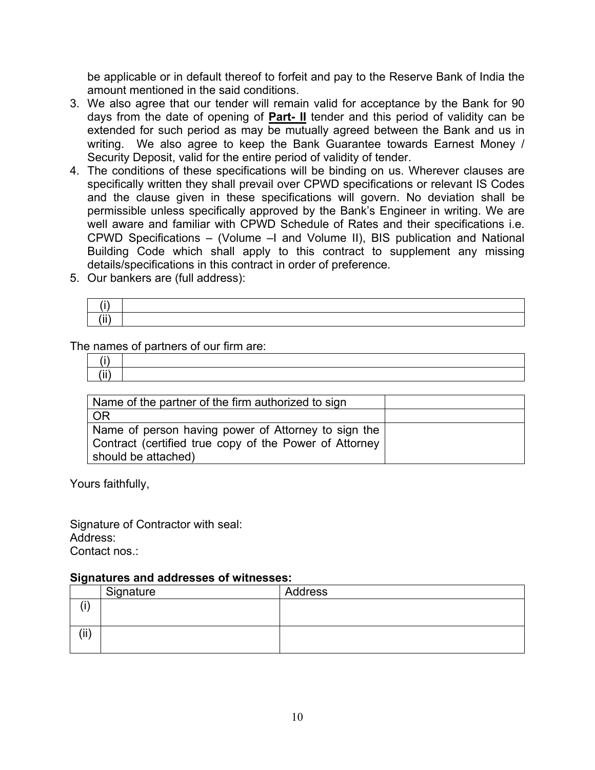be applicable or in default thereof to forfeit and pay to the Reserve Bank of India the amount mentioned in the said conditions.

3. We also agree that our tender will remain valid for acceptance by the Bank for 90 days from the date of opening of **Part- II** tender and this period of validity can be extended for such period as may be mutually agreed between the Bank and us in writing. We also agree to keep the Bank Guarantee towards Earnest Money / Security Deposit, valid for the entire period of validity of tender.
4. The conditions of these specifications will be binding on us. Wherever clauses are specifically written they shall prevail over CPWD specifications or relevant IS Codes and the clause given in these specifications will govern. No deviation shall be permissible unless specifically approved by the Bank's Engineer in writing. We are well aware and familiar with CPWD Schedule of Rates and their specifications i.e. CPWD Specifications – (Volume –I and Volume II), BIS publication and National Building Code which shall apply to this contract to supplement any missing details/specifications in this contract in order of preference.
5. Our bankers are (full address):

| (i) | |
|---|---|
| (ii) | |

The names of partners of our firm are:

| (i) | |
|---|---|
| (ii) | |

| Name of the partner of the firm authorized to sign | |
|---|---|
| OR | |
| Name of person having power of Attorney to sign the Contract (certified true copy of the Power of Attorney should be attached) | |

Yours faithfully,

Signature of Contractor with seal:
Address:
Contact nos.:

**Signatures and addresses of witnesses:**

| | Signature | Address |
|---|---|---|
| (i) | | |
| (ii) | | |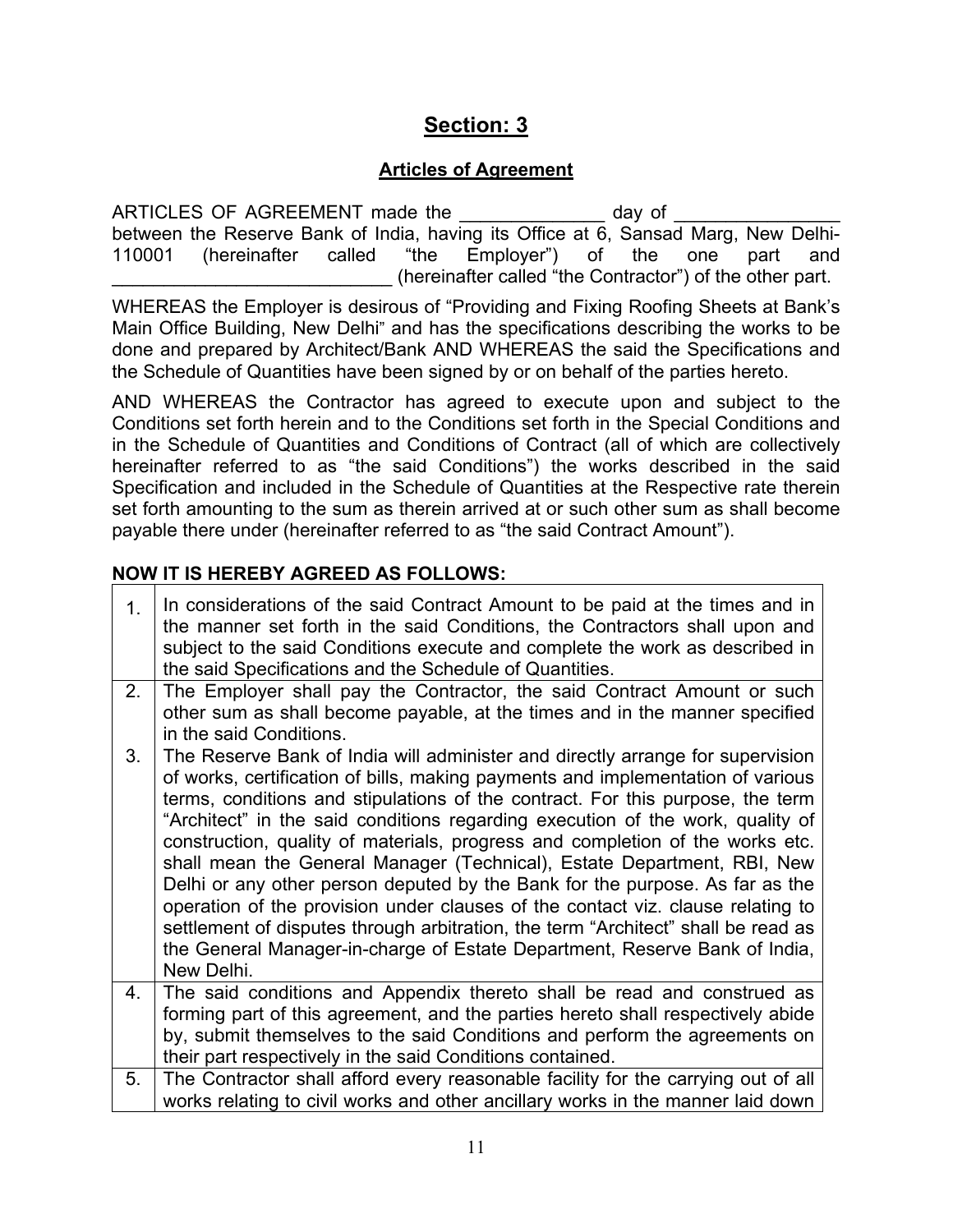# Section: 3

## Articles of Agreement

ARTICLES OF AGREEMENT made the _______________ day of _________________ between the Reserve Bank of India, having its Office at 6, Sansad Marg, New Delhi-110001 (hereinafter called "the Employer") of the one part and ____________________________ (hereinafter called "the Contractor") of the other part.

WHEREAS the Employer is desirous of "Providing and Fixing Roofing Sheets at Bank's Main Office Building, New Delhi" and has the specifications describing the works to be done and prepared by Architect/Bank AND WHEREAS the said the Specifications and the Schedule of Quantities have been signed by or on behalf of the parties hereto.

AND WHEREAS the Contractor has agreed to execute upon and subject to the Conditions set forth herein and to the Conditions set forth in the Special Conditions and in the Schedule of Quantities and Conditions of Contract (all of which are collectively hereinafter referred to as "the said Conditions") the works described in the said Specification and included in the Schedule of Quantities at the Respective rate therein set forth amounting to the sum as therein arrived at or such other sum as shall become payable there under (hereinafter referred to as "the said Contract Amount").

**NOW IT IS HEREBY AGREED AS FOLLOWS:**

| | |
|---|---|
| 1. | In considerations of the said Contract Amount to be paid at the times and in the manner set forth in the said Conditions, the Contractors shall upon and subject to the said Conditions execute and complete the work as described in the said Specifications and the Schedule of Quantities. |
| 2. | The Employer shall pay the Contractor, the said Contract Amount or such other sum as shall become payable, at the times and in the manner specified in the said Conditions. |
| 3. | The Reserve Bank of India will administer and directly arrange for supervision of works, certification of bills, making payments and implementation of various terms, conditions and stipulations of the contract. For this purpose, the term "Architect" in the said conditions regarding execution of the work, quality of construction, quality of materials, progress and completion of the works etc. shall mean the General Manager (Technical), Estate Department, RBI, New Delhi or any other person deputed by the Bank for the purpose. As far as the operation of the provision under clauses of the contact viz. clause relating to settlement of disputes through arbitration, the term "Architect" shall be read as the General Manager-in-charge of Estate Department, Reserve Bank of India, New Delhi. |
| 4. | The said conditions and Appendix thereto shall be read and construed as forming part of this agreement, and the parties hereto shall respectively abide by, submit themselves to the said Conditions and perform the agreements on their part respectively in the said Conditions contained. |
| 5. | The Contractor shall afford every reasonable facility for the carrying out of all works relating to civil works and other ancillary works in the manner laid down |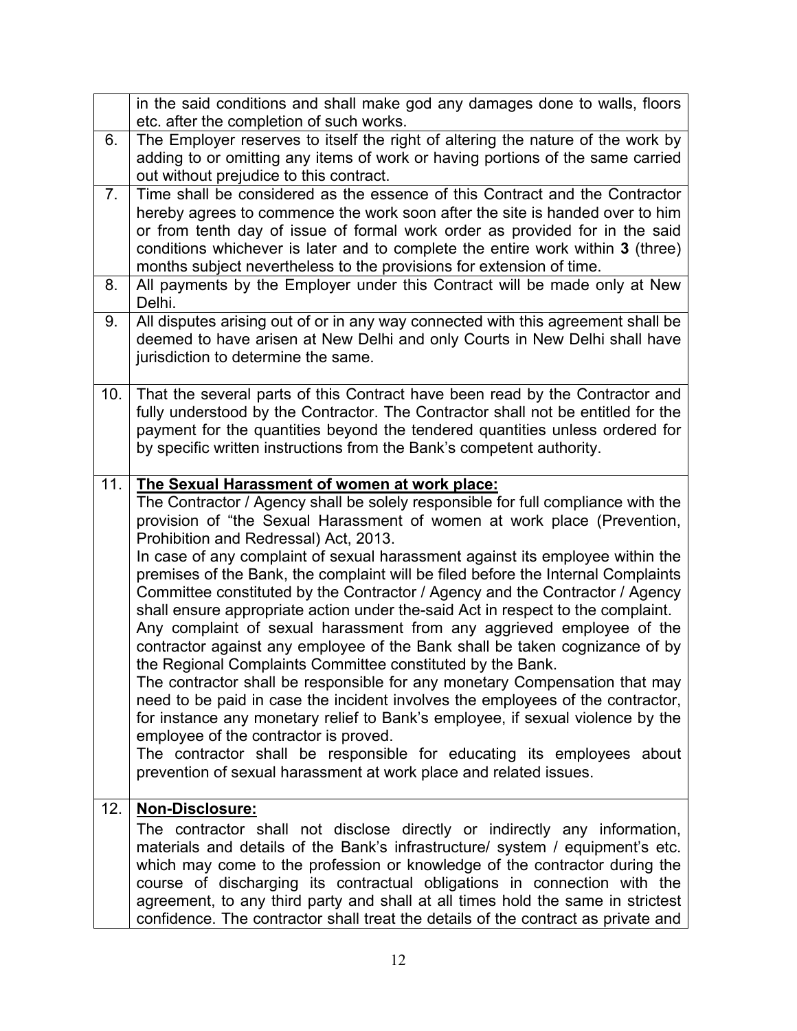| | |
|---|---|
| | in the said conditions and shall make god any damages done to walls, floors etc. after the completion of such works. |
| 6. | The Employer reserves to itself the right of altering the nature of the work by adding to or omitting any items of work or having portions of the same carried out without prejudice to this contract. |
| 7. | Time shall be considered as the essence of this Contract and the Contractor hereby agrees to commence the work soon after the site is handed over to him or from tenth day of issue of formal work order as provided for in the said conditions whichever is later and to complete the entire work within **3** (three) months subject nevertheless to the provisions for extension of time. |
| 8. | All payments by the Employer under this Contract will be made only at New Delhi. |
| 9. | All disputes arising out of or in any way connected with this agreement shall be deemed to have arisen at New Delhi and only Courts in New Delhi shall have jurisdiction to determine the same. |
| 10. | That the several parts of this Contract have been read by the Contractor and fully understood by the Contractor. The Contractor shall not be entitled for the payment for the quantities beyond the tendered quantities unless ordered for by specific written instructions from the Bank's competent authority. |
| 11. | **<u>The Sexual Harassment of women at work place:</u>**<br>The Contractor / Agency shall be solely responsible for full compliance with the provision of "the Sexual Harassment of women at work place (Prevention, Prohibition and Redressal) Act, 2013.<br>In case of any complaint of sexual harassment against its employee within the premises of the Bank, the complaint will be filed before the Internal Complaints Committee constituted by the Contractor / Agency and the Contractor / Agency shall ensure appropriate action under the-said Act in respect to the complaint.<br>Any complaint of sexual harassment from any aggrieved employee of the contractor against any employee of the Bank shall be taken cognizance of by the Regional Complaints Committee constituted by the Bank.<br>The contractor shall be responsible for any monetary Compensation that may need to be paid in case the incident involves the employees of the contractor, for instance any monetary relief to Bank's employee, if sexual violence by the employee of the contractor is proved.<br>The contractor shall be responsible for educating its employees about prevention of sexual harassment at work place and related issues. |
| 12. | **<u>Non-Disclosure:</u>**<br>The contractor shall not disclose directly or indirectly any information, materials and details of the Bank's infrastructure/ system / equipment's etc. which may come to the profession or knowledge of the contractor during the course of discharging its contractual obligations in connection with the agreement, to any third party and shall at all times hold the same in strictest confidence. The contractor shall treat the details of the contract as private and |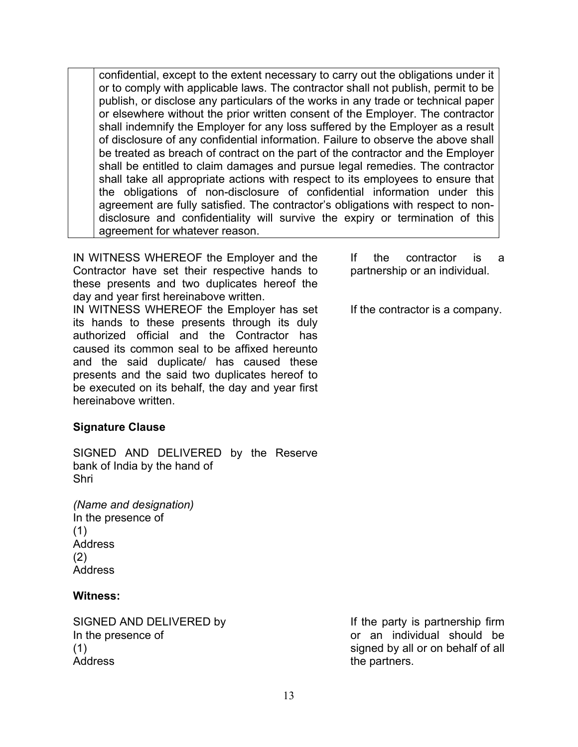| | confidential, except to the extent necessary to carry out the obligations under it or to comply with applicable laws. The contractor shall not publish, permit to be publish, or disclose any particulars of the works in any trade or technical paper or elsewhere without the prior written consent of the Employer. The contractor shall indemnify the Employer for any loss suffered by the Employer as a result of disclosure of any confidential information. Failure to observe the above shall be treated as breach of contract on the part of the contractor and the Employer shall be entitled to claim damages and pursue legal remedies. The contractor shall take all appropriate actions with respect to its employees to ensure that the obligations of non-disclosure of confidential information under this agreement are fully satisfied. The contractor's obligations with respect to non-disclosure and confidentiality will survive the expiry or termination of this agreement for whatever reason. |
|---|---|

IN WITNESS WHEREOF the Employer and the Contractor have set their respective hands to these presents and two duplicates hereof the day and year first hereinabove written.

*If the contractor is a partnership or an individual.*

IN WITNESS WHEREOF the Employer has set its hands to these presents through its duly authorized official and the Contractor has caused its common seal to be affixed hereunto and the said duplicate/ has caused these presents and the said two duplicates hereof to be executed on its behalf, the day and year first hereinabove written.

*If the contractor is a company.*

**Signature Clause**

SIGNED AND DELIVERED by the Reserve bank of India by the hand of
Shri

*(Name and designation)*
In the presence of
(1)
Address
(2)
Address

**Witness:**

SIGNED AND DELIVERED by
In the presence of
(1)
Address

*If the party is partnership firm or an individual should be signed by all or on behalf of all the partners.*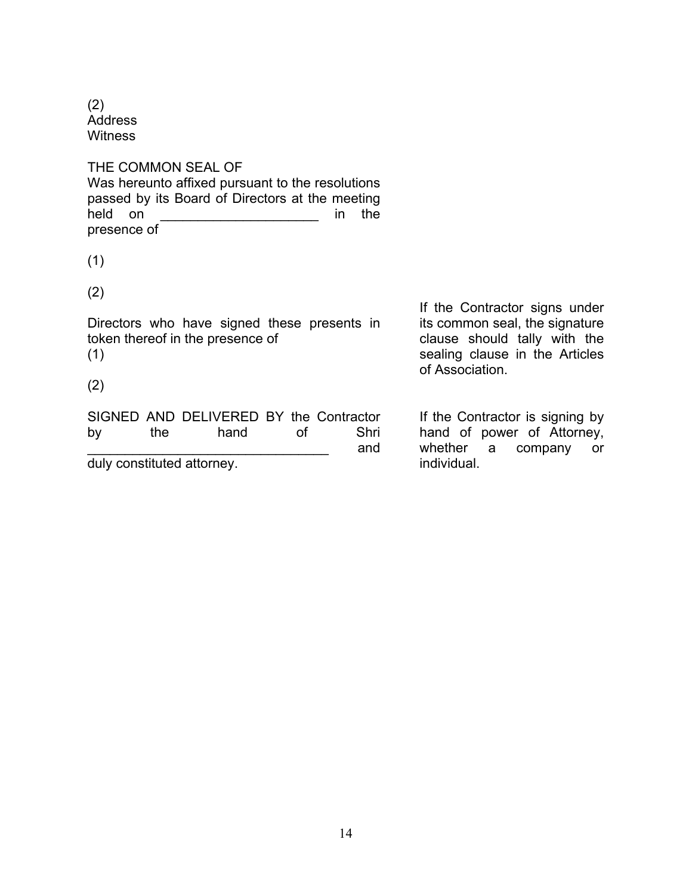(2)
Address
Witness

THE COMMON SEAL OF
Was hereunto affixed pursuant to the resolutions passed by its Board of Directors at the meeting held on _____________________ in the presence of

(1)

(2)

Directors who have signed these presents in token thereof in the presence of
(1)

(2)

If the Contractor signs under its common seal, the signature clause should tally with the sealing clause in the Articles of Association.

SIGNED AND DELIVERED BY the Contractor by the hand of Shri _______________________________ and duly constituted attorney.

If the Contractor is signing by hand of power of Attorney, whether a company or individual.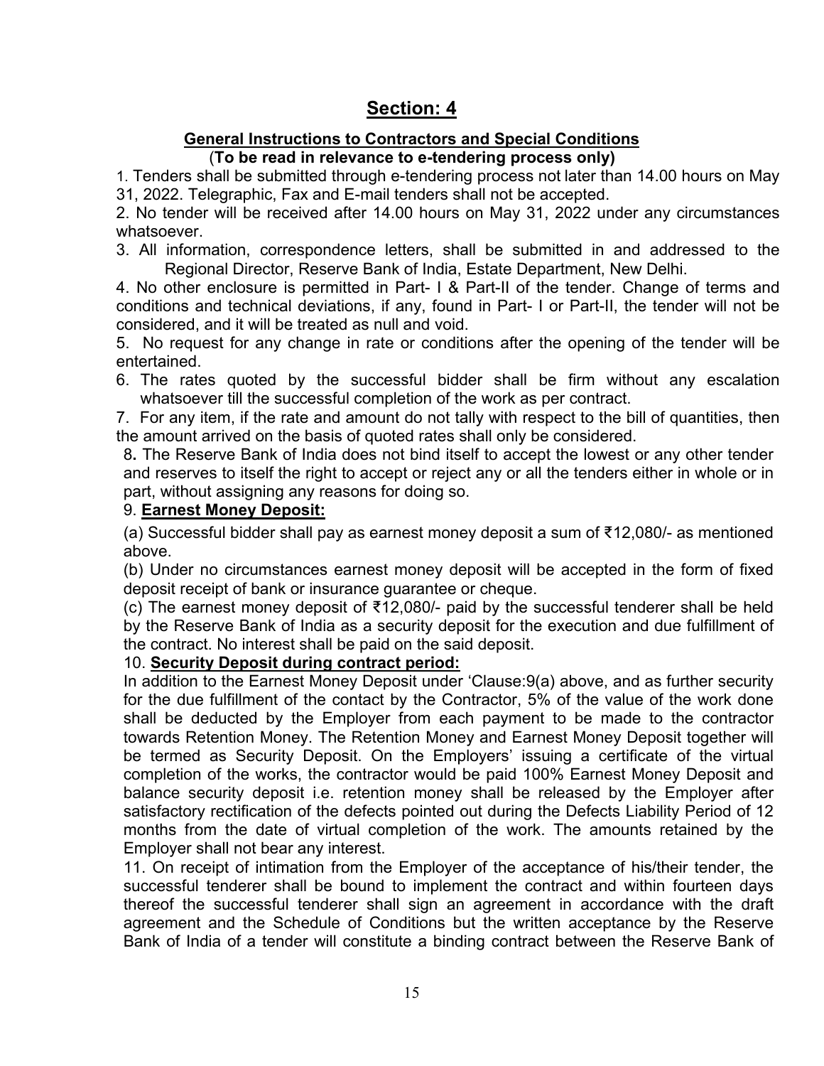# Section: 4

## General Instructions to Contractors and Special Conditions

**(To be read in relevance to e-tendering process only)**

1. Tenders shall be submitted through e-tendering process not later than 14.00 hours on May 31, 2022. Telegraphic, Fax and E-mail tenders shall not be accepted.

2. No tender will be received after 14.00 hours on May 31, 2022 under any circumstances whatsoever.

3. All information, correspondence letters, shall be submitted in and addressed to the Regional Director, Reserve Bank of India, Estate Department, New Delhi.

4. No other enclosure is permitted in Part- I & Part-II of the tender. Change of terms and conditions and technical deviations, if any, found in Part- I or Part-II, the tender will not be considered, and it will be treated as null and void.

5. No request for any change in rate or conditions after the opening of the tender will be entertained.

6. The rates quoted by the successful bidder shall be firm without any escalation whatsoever till the successful completion of the work as per contract.

7. For any item, if the rate and amount do not tally with respect to the bill of quantities, then the amount arrived on the basis of quoted rates shall only be considered.

8**.** The Reserve Bank of India does not bind itself to accept the lowest or any other tender and reserves to itself the right to accept or reject any or all the tenders either in whole or in part, without assigning any reasons for doing so.

9. **Earnest Money Deposit:**

(a) Successful bidder shall pay as earnest money deposit a sum of ₹12,080/- as mentioned above.

(b) Under no circumstances earnest money deposit will be accepted in the form of fixed deposit receipt of bank or insurance guarantee or cheque.

(c) The earnest money deposit of ₹12,080/- paid by the successful tenderer shall be held by the Reserve Bank of India as a security deposit for the execution and due fulfillment of the contract. No interest shall be paid on the said deposit.

10. **Security Deposit during contract period:**

In addition to the Earnest Money Deposit under 'Clause:9(a) above, and as further security for the due fulfillment of the contact by the Contractor, 5% of the value of the work done shall be deducted by the Employer from each payment to be made to the contractor towards Retention Money. The Retention Money and Earnest Money Deposit together will be termed as Security Deposit. On the Employers' issuing a certificate of the virtual completion of the works, the contractor would be paid 100% Earnest Money Deposit and balance security deposit i.e. retention money shall be released by the Employer after satisfactory rectification of the defects pointed out during the Defects Liability Period of 12 months from the date of virtual completion of the work. The amounts retained by the Employer shall not bear any interest.

11. On receipt of intimation from the Employer of the acceptance of his/their tender, the successful tenderer shall be bound to implement the contract and within fourteen days thereof the successful tenderer shall sign an agreement in accordance with the draft agreement and the Schedule of Conditions but the written acceptance by the Reserve Bank of India of a tender will constitute a binding contract between the Reserve Bank of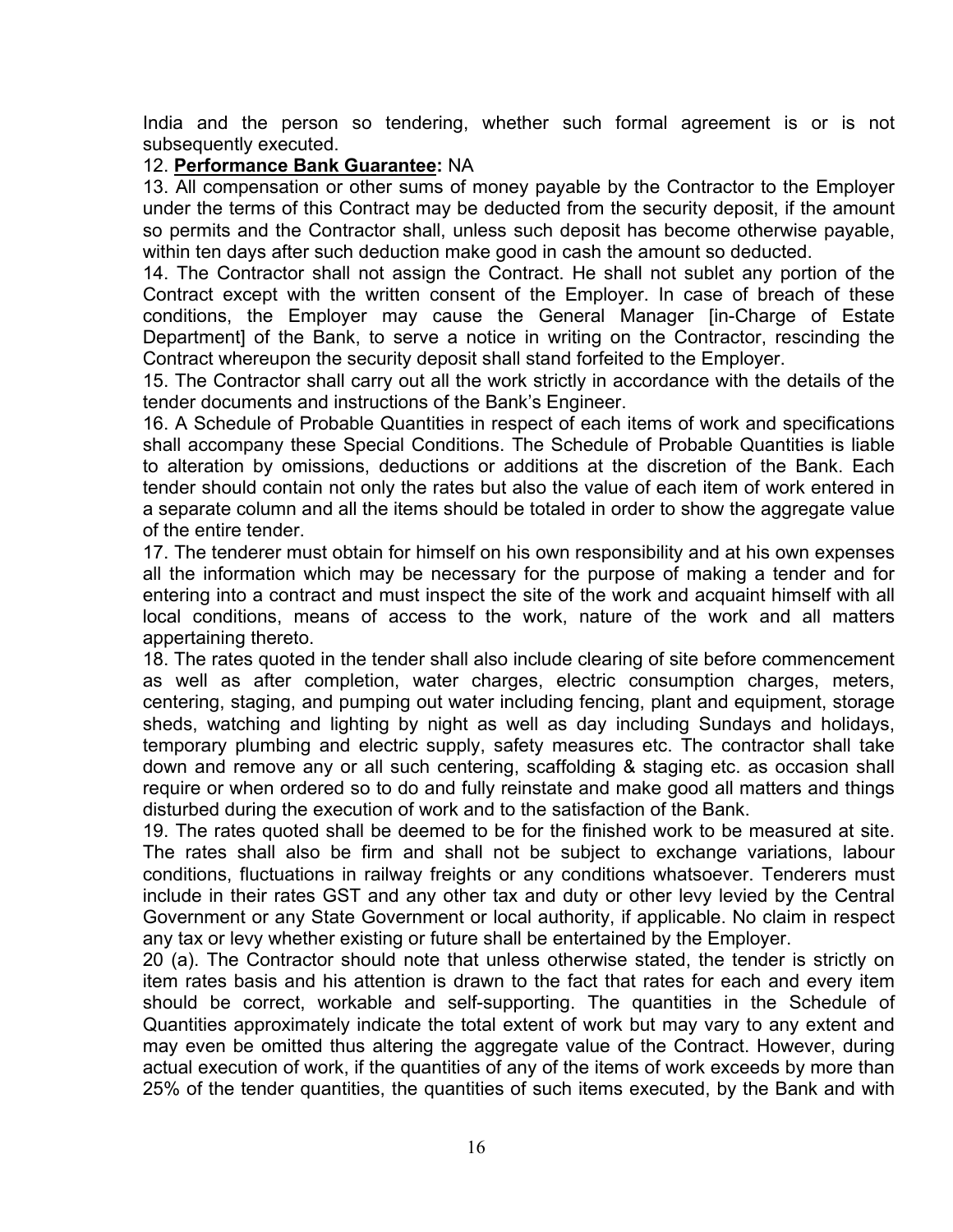India and the person so tendering, whether such formal agreement is or is not subsequently executed.

12. **Performance Bank Guarantee:** NA

13. All compensation or other sums of money payable by the Contractor to the Employer under the terms of this Contract may be deducted from the security deposit, if the amount so permits and the Contractor shall, unless such deposit has become otherwise payable, within ten days after such deduction make good in cash the amount so deducted.

14. The Contractor shall not assign the Contract. He shall not sublet any portion of the Contract except with the written consent of the Employer. In case of breach of these conditions, the Employer may cause the General Manager [in-Charge of Estate Department] of the Bank, to serve a notice in writing on the Contractor, rescinding the Contract whereupon the security deposit shall stand forfeited to the Employer.

15. The Contractor shall carry out all the work strictly in accordance with the details of the tender documents and instructions of the Bank's Engineer.

16. A Schedule of Probable Quantities in respect of each items of work and specifications shall accompany these Special Conditions. The Schedule of Probable Quantities is liable to alteration by omissions, deductions or additions at the discretion of the Bank. Each tender should contain not only the rates but also the value of each item of work entered in a separate column and all the items should be totaled in order to show the aggregate value of the entire tender.

17. The tenderer must obtain for himself on his own responsibility and at his own expenses all the information which may be necessary for the purpose of making a tender and for entering into a contract and must inspect the site of the work and acquaint himself with all local conditions, means of access to the work, nature of the work and all matters appertaining thereto.

18. The rates quoted in the tender shall also include clearing of site before commencement as well as after completion, water charges, electric consumption charges, meters, centering, staging, and pumping out water including fencing, plant and equipment, storage sheds, watching and lighting by night as well as day including Sundays and holidays, temporary plumbing and electric supply, safety measures etc. The contractor shall take down and remove any or all such centering, scaffolding & staging etc. as occasion shall require or when ordered so to do and fully reinstate and make good all matters and things disturbed during the execution of work and to the satisfaction of the Bank.

19. The rates quoted shall be deemed to be for the finished work to be measured at site. The rates shall also be firm and shall not be subject to exchange variations, labour conditions, fluctuations in railway freights or any conditions whatsoever. Tenderers must include in their rates GST and any other tax and duty or other levy levied by the Central Government or any State Government or local authority, if applicable. No claim in respect any tax or levy whether existing or future shall be entertained by the Employer.

20 (a). The Contractor should note that unless otherwise stated, the tender is strictly on item rates basis and his attention is drawn to the fact that rates for each and every item should be correct, workable and self-supporting. The quantities in the Schedule of Quantities approximately indicate the total extent of work but may vary to any extent and may even be omitted thus altering the aggregate value of the Contract. However, during actual execution of work, if the quantities of any of the items of work exceeds by more than 25% of the tender quantities, the quantities of such items executed, by the Bank and with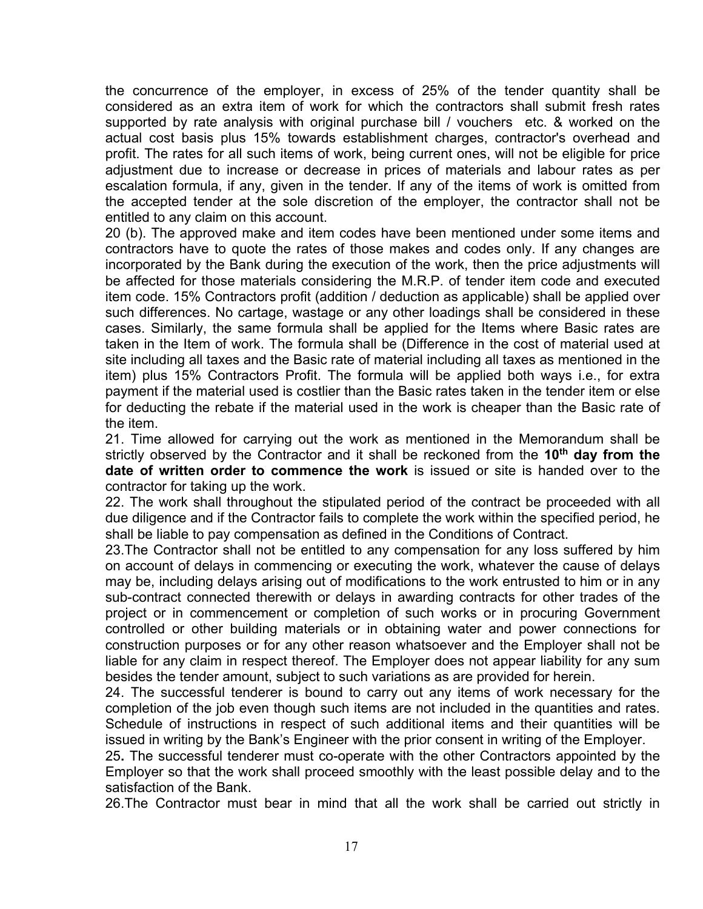the concurrence of the employer, in excess of 25% of the tender quantity shall be considered as an extra item of work for which the contractors shall submit fresh rates supported by rate analysis with original purchase bill / vouchers etc. & worked on the actual cost basis plus 15% towards establishment charges, contractor's overhead and profit. The rates for all such items of work, being current ones, will not be eligible for price adjustment due to increase or decrease in prices of materials and labour rates as per escalation formula, if any, given in the tender. If any of the items of work is omitted from the accepted tender at the sole discretion of the employer, the contractor shall not be entitled to any claim on this account.

20 (b). The approved make and item codes have been mentioned under some items and contractors have to quote the rates of those makes and codes only. If any changes are incorporated by the Bank during the execution of the work, then the price adjustments will be affected for those materials considering the M.R.P. of tender item code and executed item code. 15% Contractors profit (addition / deduction as applicable) shall be applied over such differences. No cartage, wastage or any other loadings shall be considered in these cases. Similarly, the same formula shall be applied for the Items where Basic rates are taken in the Item of work. The formula shall be (Difference in the cost of material used at site including all taxes and the Basic rate of material including all taxes as mentioned in the item) plus 15% Contractors Profit. The formula will be applied both ways i.e., for extra payment if the material used is costlier than the Basic rates taken in the tender item or else for deducting the rebate if the material used in the work is cheaper than the Basic rate of the item.

21. Time allowed for carrying out the work as mentioned in the Memorandum shall be strictly observed by the Contractor and it shall be reckoned from the **10th day from the date of written order to commence the work** is issued or site is handed over to the contractor for taking up the work.

22. The work shall throughout the stipulated period of the contract be proceeded with all due diligence and if the Contractor fails to complete the work within the specified period, he shall be liable to pay compensation as defined in the Conditions of Contract.

23.The Contractor shall not be entitled to any compensation for any loss suffered by him on account of delays in commencing or executing the work, whatever the cause of delays may be, including delays arising out of modifications to the work entrusted to him or in any sub-contract connected therewith or delays in awarding contracts for other trades of the project or in commencement or completion of such works or in procuring Government controlled or other building materials or in obtaining water and power connections for construction purposes or for any other reason whatsoever and the Employer shall not be liable for any claim in respect thereof. The Employer does not appear liability for any sum besides the tender amount, subject to such variations as are provided for herein.

24. The successful tenderer is bound to carry out any items of work necessary for the completion of the job even though such items are not included in the quantities and rates. Schedule of instructions in respect of such additional items and their quantities will be issued in writing by the Bank's Engineer with the prior consent in writing of the Employer.

25**.** The successful tenderer must co-operate with the other Contractors appointed by the Employer so that the work shall proceed smoothly with the least possible delay and to the satisfaction of the Bank.

26.The Contractor must bear in mind that all the work shall be carried out strictly in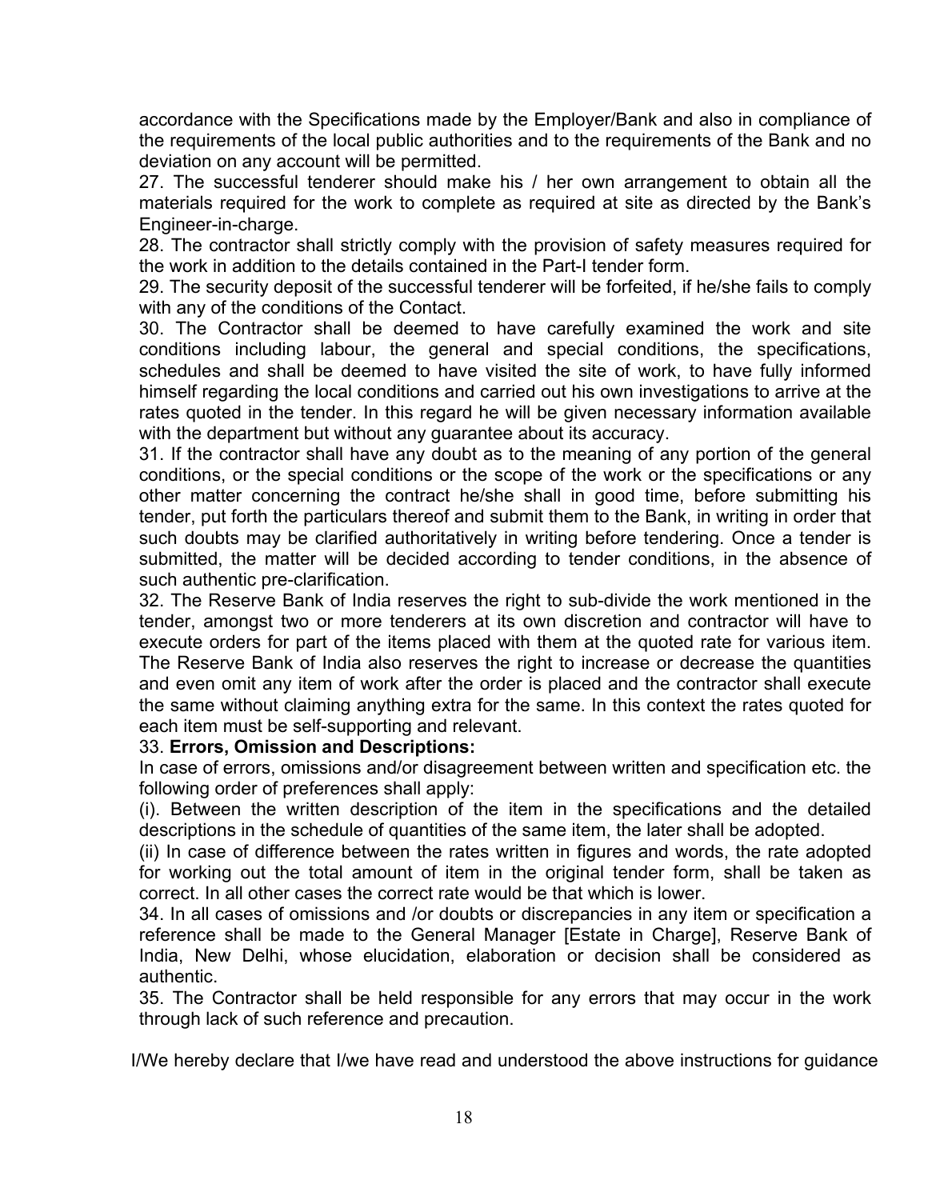accordance with the Specifications made by the Employer/Bank and also in compliance of the requirements of the local public authorities and to the requirements of the Bank and no deviation on any account will be permitted.

27. The successful tenderer should make his / her own arrangement to obtain all the materials required for the work to complete as required at site as directed by the Bank's Engineer-in-charge.

28. The contractor shall strictly comply with the provision of safety measures required for the work in addition to the details contained in the Part-I tender form.

29. The security deposit of the successful tenderer will be forfeited, if he/she fails to comply with any of the conditions of the Contact.

30. The Contractor shall be deemed to have carefully examined the work and site conditions including labour, the general and special conditions, the specifications, schedules and shall be deemed to have visited the site of work, to have fully informed himself regarding the local conditions and carried out his own investigations to arrive at the rates quoted in the tender. In this regard he will be given necessary information available with the department but without any guarantee about its accuracy.

31. If the contractor shall have any doubt as to the meaning of any portion of the general conditions, or the special conditions or the scope of the work or the specifications or any other matter concerning the contract he/she shall in good time, before submitting his tender, put forth the particulars thereof and submit them to the Bank, in writing in order that such doubts may be clarified authoritatively in writing before tendering. Once a tender is submitted, the matter will be decided according to tender conditions, in the absence of such authentic pre-clarification.

32. The Reserve Bank of India reserves the right to sub-divide the work mentioned in the tender, amongst two or more tenderers at its own discretion and contractor will have to execute orders for part of the items placed with them at the quoted rate for various item. The Reserve Bank of India also reserves the right to increase or decrease the quantities and even omit any item of work after the order is placed and the contractor shall execute the same without claiming anything extra for the same. In this context the rates quoted for each item must be self-supporting and relevant.

33. **Errors, Omission and Descriptions:**

In case of errors, omissions and/or disagreement between written and specification etc. the following order of preferences shall apply:

(i). Between the written description of the item in the specifications and the detailed descriptions in the schedule of quantities of the same item, the later shall be adopted.

(ii) In case of difference between the rates written in figures and words, the rate adopted for working out the total amount of item in the original tender form, shall be taken as correct. In all other cases the correct rate would be that which is lower.

34. In all cases of omissions and /or doubts or discrepancies in any item or specification a reference shall be made to the General Manager [Estate in Charge], Reserve Bank of India, New Delhi, whose elucidation, elaboration or decision shall be considered as authentic.

35. The Contractor shall be held responsible for any errors that may occur in the work through lack of such reference and precaution.

I/We hereby declare that I/we have read and understood the above instructions for guidance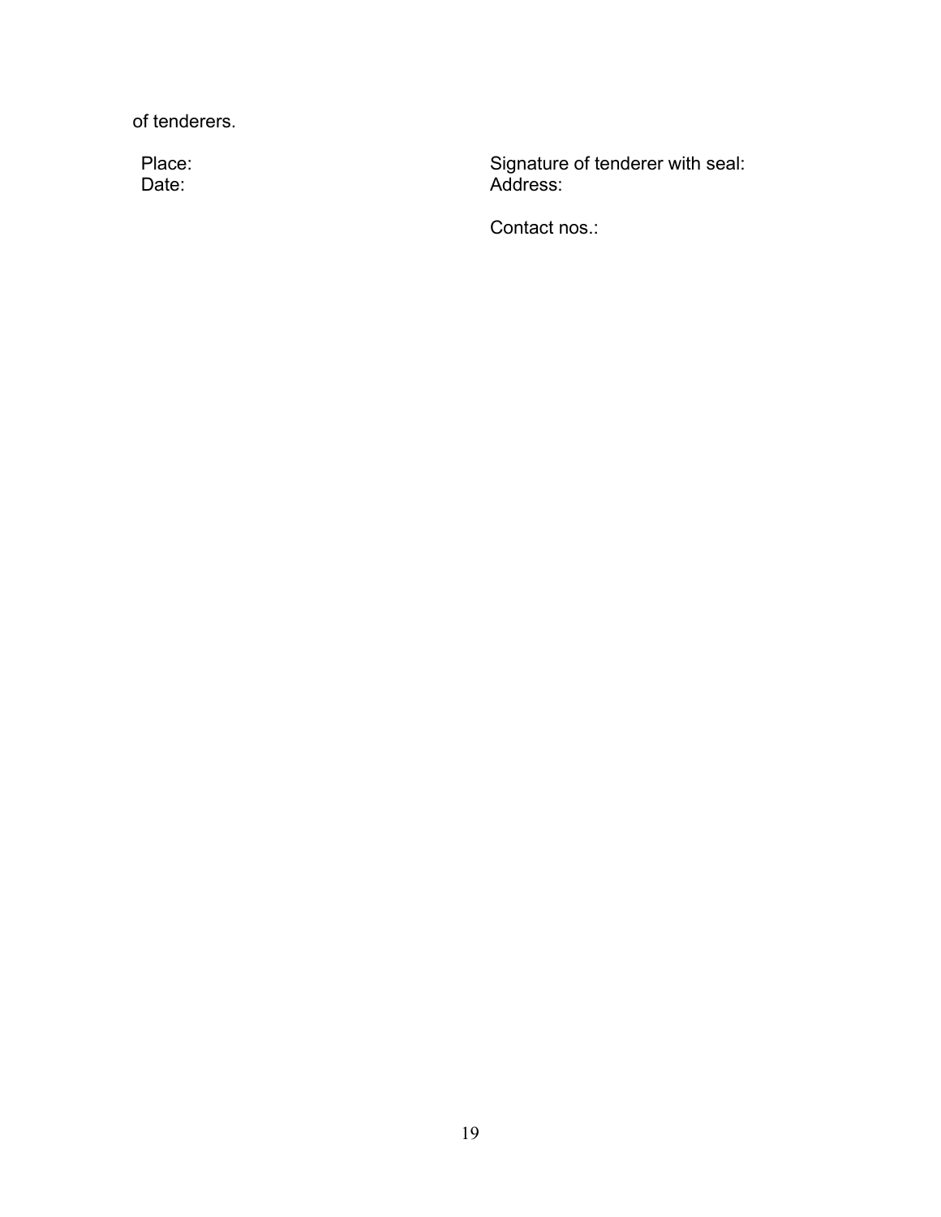of tenderers.

Place:

Date:

Signature of tenderer with seal:

Address:

Contact nos.: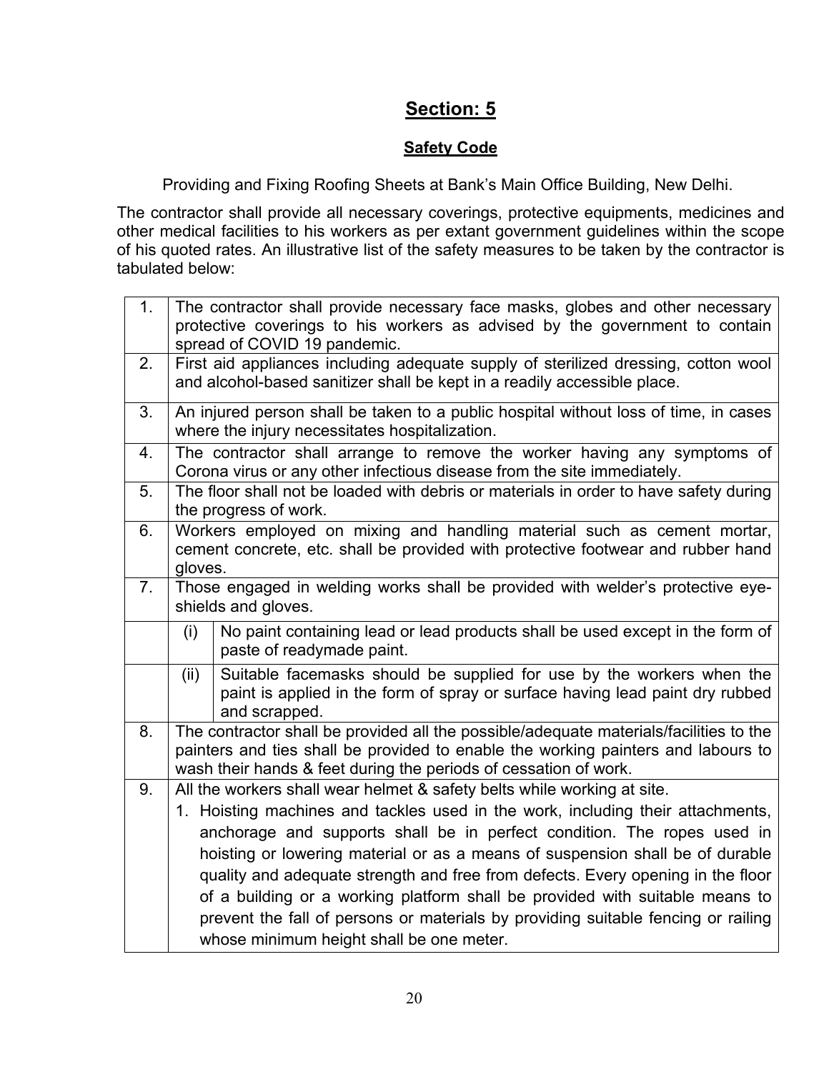# Section: 5

## Safety Code

Providing and Fixing Roofing Sheets at Bank's Main Office Building, New Delhi.

The contractor shall provide all necessary coverings, protective equipments, medicines and other medical facilities to his workers as per extant government guidelines within the scope of his quoted rates. An illustrative list of the safety measures to be taken by the contractor is tabulated below:

| | | |
|---|---|---|
| 1. | The contractor shall provide necessary face masks, globes and other necessary protective coverings to his workers as advised by the government to contain spread of COVID 19 pandemic. | |
| 2. | First aid appliances including adequate supply of sterilized dressing, cotton wool and alcohol-based sanitizer shall be kept in a readily accessible place. | |
| 3. | An injured person shall be taken to a public hospital without loss of time, in cases where the injury necessitates hospitalization. | |
| 4. | The contractor shall arrange to remove the worker having any symptoms of Corona virus or any other infectious disease from the site immediately. | |
| 5. | The floor shall not be loaded with debris or materials in order to have safety during the progress of work. | |
| 6. | Workers employed on mixing and handling material such as cement mortar, cement concrete, etc. shall be provided with protective footwear and rubber hand gloves. | |
| 7. | Those engaged in welding works shall be provided with welder's protective eye-shields and gloves. | |
| | (i) | No paint containing lead or lead products shall be used except in the form of paste of readymade paint. |
| | (ii) | Suitable facemasks should be supplied for use by the workers when the paint is applied in the form of spray or surface having lead paint dry rubbed and scrapped. |
| 8. | The contractor shall be provided all the possible/adequate materials/facilities to the painters and ties shall be provided to enable the working painters and labours to wash their hands & feet during the periods of cessation of work. | |
| 9. | All the workers shall wear helmet & safety belts while working at site.<br>1. Hoisting machines and tackles used in the work, including their attachments, anchorage and supports shall be in perfect condition. The ropes used in hoisting or lowering material or as a means of suspension shall be of durable quality and adequate strength and free from defects. Every opening in the floor of a building or a working platform shall be provided with suitable means to prevent the fall of persons or materials by providing suitable fencing or railing whose minimum height shall be one meter. | |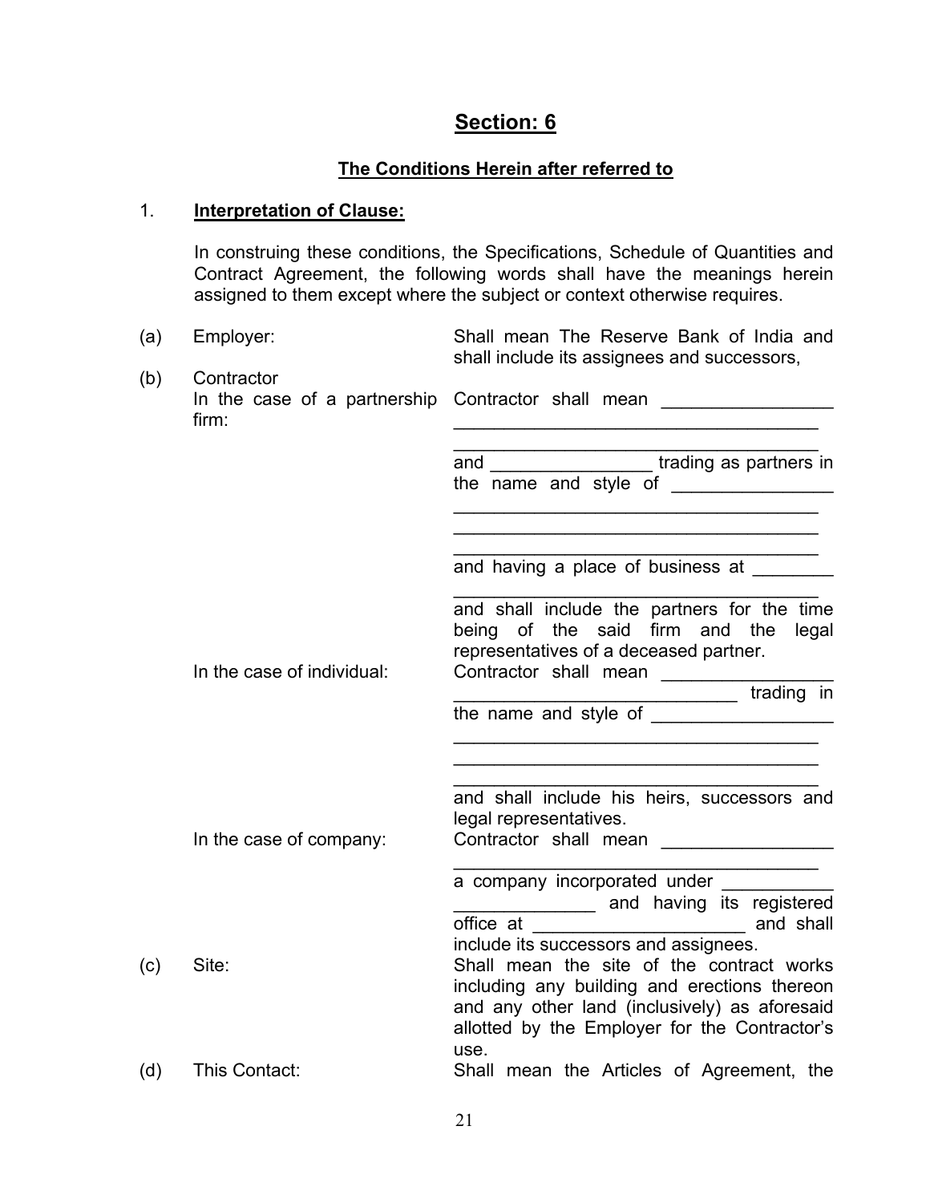## Section: 6

### The Conditions Herein after referred to

1. **Interpretation of Clause:**

In construing these conditions, the Specifications, Schedule of Quantities and Contract Agreement, the following words shall have the meanings herein assigned to them except where the subject or context otherwise requires.

(a) Employer: Shall mean The Reserve Bank of India and shall include its assignees and successors,

(b) Contractor

In the case of a partnership firm: Contractor shall mean _________________ _____________________________________ _____________________________________ and ________________ trading as partners in the name and style of ________________ _____________________________________ _____________________________________ _____________________________________ and having a place of business at ________ _____________________________________ and shall include the partners for the time being of the said firm and the legal representatives of a deceased partner.

In the case of individual: Contractor shall mean _________________ ____________________________ trading in the name and style of __________________ _____________________________________ _____________________________________ _____________________________________ and shall include his heirs, successors and legal representatives.

In the case of company: Contractor shall mean _________________ _____________________________________ a company incorporated under ___________ ______________ and having its registered office at ______________________ and shall include its successors and assignees.

(c) Site: Shall mean the site of the contract works including any building and erections thereon and any other land (inclusively) as aforesaid allotted by the Employer for the Contractor's use.

(d) This Contact: Shall mean the Articles of Agreement, the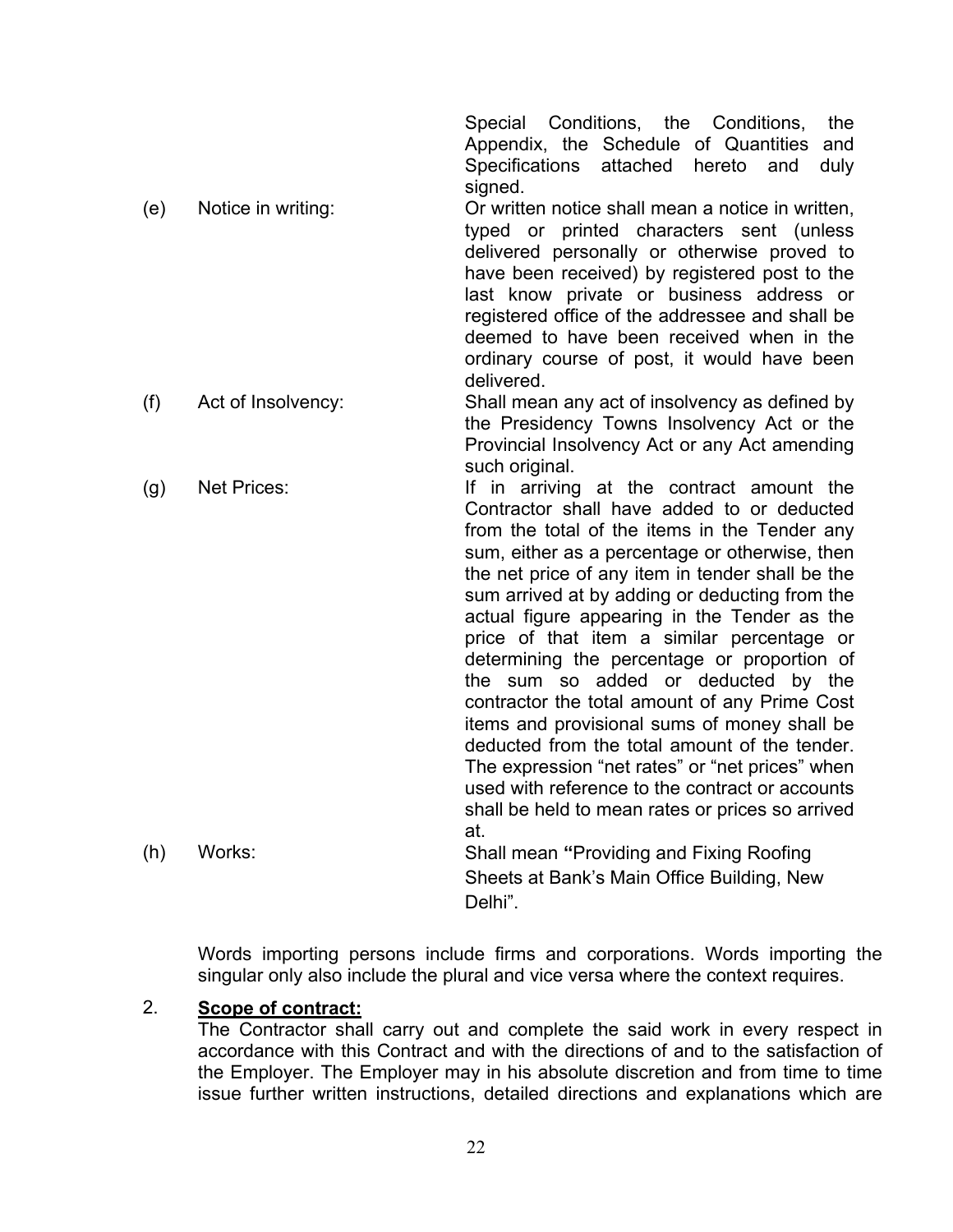Special Conditions, the Conditions, the Appendix, the Schedule of Quantities and Specifications attached hereto and duly signed.

(e) Notice in writing: Or written notice shall mean a notice in written, typed or printed characters sent (unless delivered personally or otherwise proved to have been received) by registered post to the last know private or business address or registered office of the addressee and shall be deemed to have been received when in the ordinary course of post, it would have been delivered.

(f) Act of Insolvency: Shall mean any act of insolvency as defined by the Presidency Towns Insolvency Act or the Provincial Insolvency Act or any Act amending such original.

(g) Net Prices: If in arriving at the contract amount the Contractor shall have added to or deducted from the total of the items in the Tender any sum, either as a percentage or otherwise, then the net price of any item in tender shall be the sum arrived at by adding or deducting from the actual figure appearing in the Tender as the price of that item a similar percentage or determining the percentage or proportion of the sum so added or deducted by the contractor the total amount of any Prime Cost items and provisional sums of money shall be deducted from the total amount of the tender. The expression "net rates" or "net prices" when used with reference to the contract or accounts shall be held to mean rates or prices so arrived at.

(h) Works: Shall mean **"**Providing and Fixing Roofing Sheets at Bank's Main Office Building, New Delhi".

Words importing persons include firms and corporations. Words importing the singular only also include the plural and vice versa where the context requires.

2. **Scope of contract:**

The Contractor shall carry out and complete the said work in every respect in accordance with this Contract and with the directions of and to the satisfaction of the Employer. The Employer may in his absolute discretion and from time to time issue further written instructions, detailed directions and explanations which are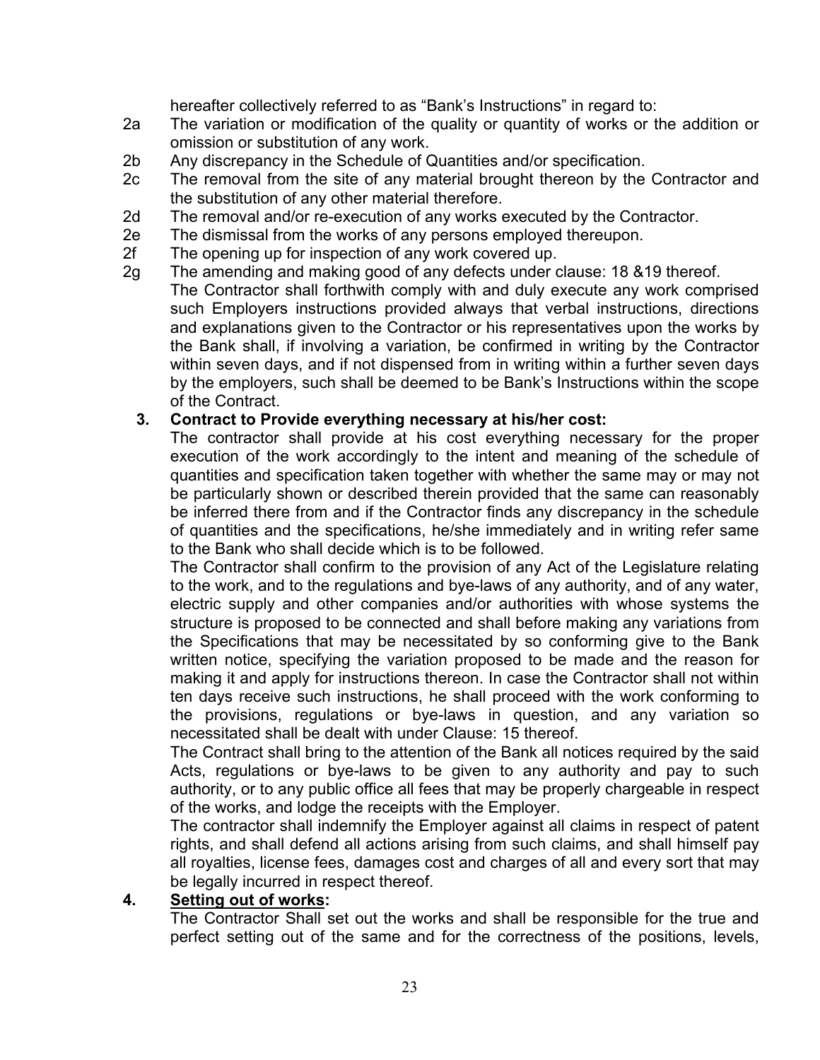hereafter collectively referred to as "Bank's Instructions" in regard to:

2a The variation or modification of the quality or quantity of works or the addition or omission or substitution of any work.

2b Any discrepancy in the Schedule of Quantities and/or specification.

2c The removal from the site of any material brought thereon by the Contractor and the substitution of any other material therefore.

2d The removal and/or re-execution of any works executed by the Contractor.

2e The dismissal from the works of any persons employed thereupon.

2f The opening up for inspection of any work covered up.

2g The amending and making good of any defects under clause: 18 &19 thereof.

The Contractor shall forthwith comply with and duly execute any work comprised such Employers instructions provided always that verbal instructions, directions and explanations given to the Contractor or his representatives upon the works by the Bank shall, if involving a variation, be confirmed in writing by the Contractor within seven days, and if not dispensed from in writing within a further seven days by the employers, such shall be deemed to be Bank's Instructions within the scope of the Contract.

**3. Contract to Provide everything necessary at his/her cost:**

The contractor shall provide at his cost everything necessary for the proper execution of the work accordingly to the intent and meaning of the schedule of quantities and specification taken together with whether the same may or may not be particularly shown or described therein provided that the same can reasonably be inferred there from and if the Contractor finds any discrepancy in the schedule of quantities and the specifications, he/she immediately and in writing refer same to the Bank who shall decide which is to be followed.

The Contractor shall confirm to the provision of any Act of the Legislature relating to the work, and to the regulations and bye-laws of any authority, and of any water, electric supply and other companies and/or authorities with whose systems the structure is proposed to be connected and shall before making any variations from the Specifications that may be necessitated by so conforming give to the Bank written notice, specifying the variation proposed to be made and the reason for making it and apply for instructions thereon. In case the Contractor shall not within ten days receive such instructions, he shall proceed with the work conforming to the provisions, regulations or bye-laws in question, and any variation so necessitated shall be dealt with under Clause: 15 thereof.

The Contract shall bring to the attention of the Bank all notices required by the said Acts, regulations or bye-laws to be given to any authority and pay to such authority, or to any public office all fees that may be properly chargeable in respect of the works, and lodge the receipts with the Employer.

The contractor shall indemnify the Employer against all claims in respect of patent rights, and shall defend all actions arising from such claims, and shall himself pay all royalties, license fees, damages cost and charges of all and every sort that may be legally incurred in respect thereof.

**4. <u>Setting out of works</u>:**

The Contractor Shall set out the works and shall be responsible for the true and perfect setting out of the same and for the correctness of the positions, levels,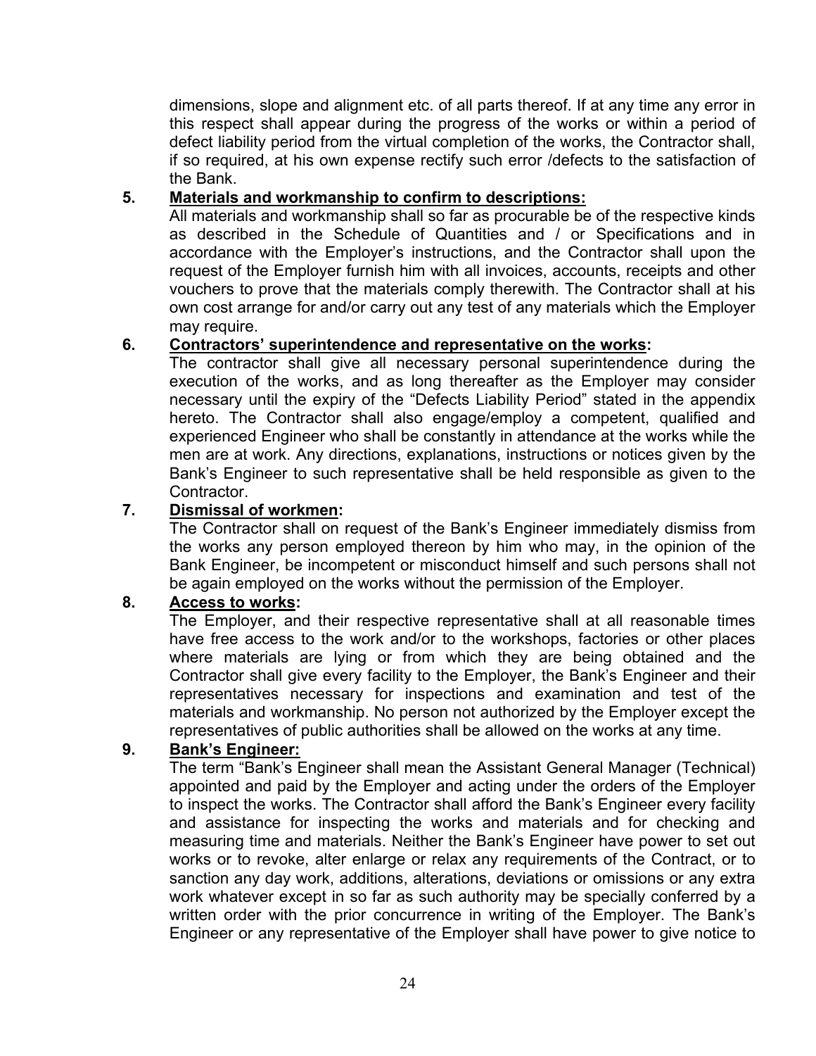dimensions, slope and alignment etc. of all parts thereof. If at any time any error in this respect shall appear during the progress of the works or within a period of defect liability period from the virtual completion of the works, the Contractor shall, if so required, at his own expense rectify such error /defects to the satisfaction of the Bank.

**5. <u>Materials and workmanship to confirm to descriptions:</u>**

All materials and workmanship shall so far as procurable be of the respective kinds as described in the Schedule of Quantities and / or Specifications and in accordance with the Employer's instructions, and the Contractor shall upon the request of the Employer furnish him with all invoices, accounts, receipts and other vouchers to prove that the materials comply therewith. The Contractor shall at his own cost arrange for and/or carry out any test of any materials which the Employer may require.

**6. <u>Contractors' superintendence and representative on the works</u>:**

The contractor shall give all necessary personal superintendence during the execution of the works, and as long thereafter as the Employer may consider necessary until the expiry of the "Defects Liability Period" stated in the appendix hereto. The Contractor shall also engage/employ a competent, qualified and experienced Engineer who shall be constantly in attendance at the works while the men are at work. Any directions, explanations, instructions or notices given by the Bank's Engineer to such representative shall be held responsible as given to the Contractor.

**7. <u>Dismissal of workmen</u>:**

The Contractor shall on request of the Bank's Engineer immediately dismiss from the works any person employed thereon by him who may, in the opinion of the Bank Engineer, be incompetent or misconduct himself and such persons shall not be again employed on the works without the permission of the Employer.

**8. <u>Access to works</u>:**

The Employer, and their respective representative shall at all reasonable times have free access to the work and/or to the workshops, factories or other places where materials are lying or from which they are being obtained and the Contractor shall give every facility to the Employer, the Bank's Engineer and their representatives necessary for inspections and examination and test of the materials and workmanship. No person not authorized by the Employer except the representatives of public authorities shall be allowed on the works at any time.

**9. <u>Bank's Engineer:</u>**

The term "Bank's Engineer shall mean the Assistant General Manager (Technical) appointed and paid by the Employer and acting under the orders of the Employer to inspect the works. The Contractor shall afford the Bank's Engineer every facility and assistance for inspecting the works and materials and for checking and measuring time and materials. Neither the Bank's Engineer have power to set out works or to revoke, alter enlarge or relax any requirements of the Contract, or to sanction any day work, additions, alterations, deviations or omissions or any extra work whatever except in so far as such authority may be specially conferred by a written order with the prior concurrence in writing of the Employer. The Bank's Engineer or any representative of the Employer shall have power to give notice to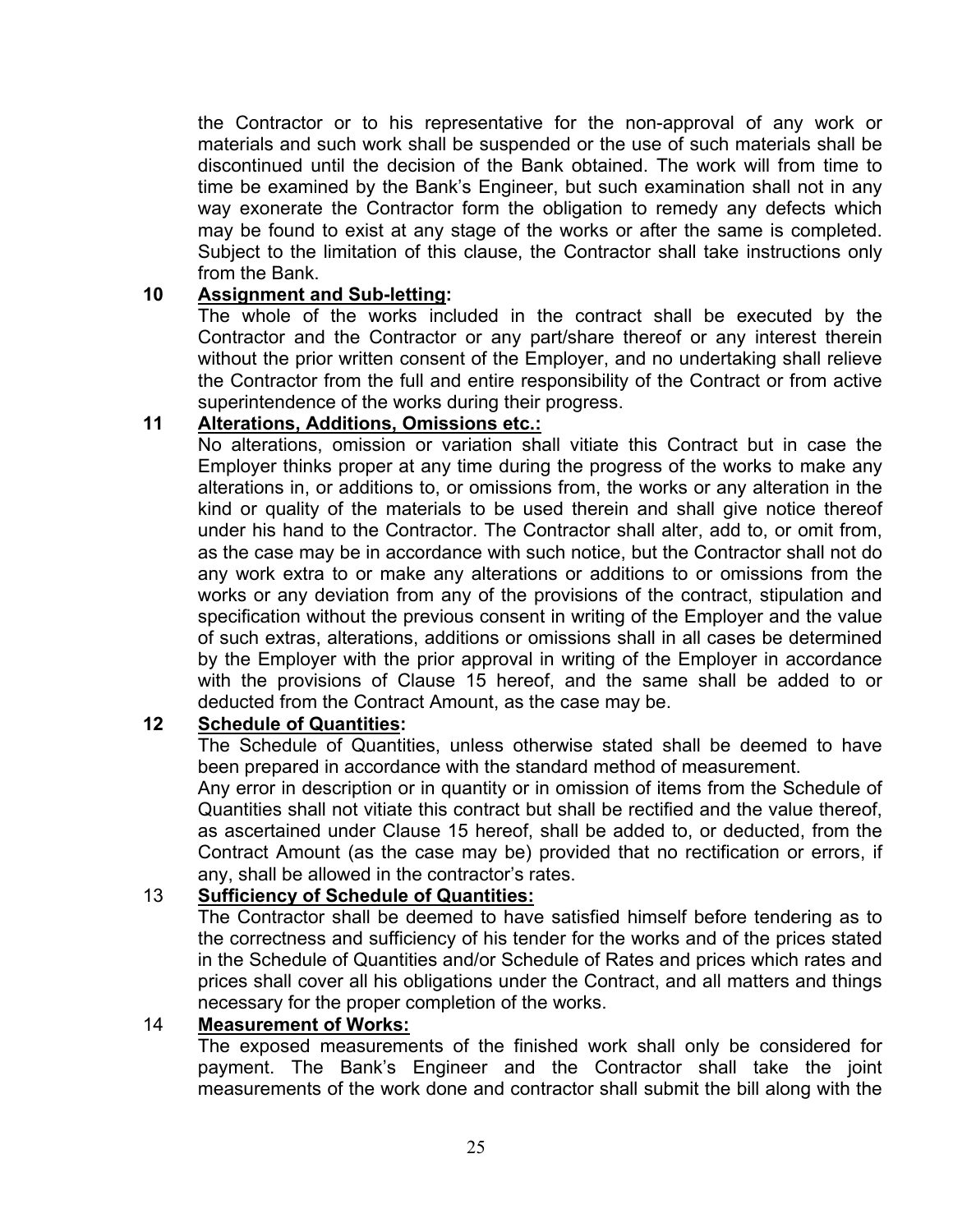the Contractor or to his representative for the non-approval of any work or materials and such work shall be suspended or the use of such materials shall be discontinued until the decision of the Bank obtained. The work will from time to time be examined by the Bank's Engineer, but such examination shall not in any way exonerate the Contractor form the obligation to remedy any defects which may be found to exist at any stage of the works or after the same is completed. Subject to the limitation of this clause, the Contractor shall take instructions only from the Bank.

**10 Assignment and Sub-letting:**

The whole of the works included in the contract shall be executed by the Contractor and the Contractor or any part/share thereof or any interest therein without the prior written consent of the Employer, and no undertaking shall relieve the Contractor from the full and entire responsibility of the Contract or from active superintendence of the works during their progress.

**11 Alterations, Additions, Omissions etc.:**

No alterations, omission or variation shall vitiate this Contract but in case the Employer thinks proper at any time during the progress of the works to make any alterations in, or additions to, or omissions from, the works or any alteration in the kind or quality of the materials to be used therein and shall give notice thereof under his hand to the Contractor. The Contractor shall alter, add to, or omit from, as the case may be in accordance with such notice, but the Contractor shall not do any work extra to or make any alterations or additions to or omissions from the works or any deviation from any of the provisions of the contract, stipulation and specification without the previous consent in writing of the Employer and the value of such extras, alterations, additions or omissions shall in all cases be determined by the Employer with the prior approval in writing of the Employer in accordance with the provisions of Clause 15 hereof, and the same shall be added to or deducted from the Contract Amount, as the case may be.

**12 Schedule of Quantities:**

The Schedule of Quantities, unless otherwise stated shall be deemed to have been prepared in accordance with the standard method of measurement.

Any error in description or in quantity or in omission of items from the Schedule of Quantities shall not vitiate this contract but shall be rectified and the value thereof, as ascertained under Clause 15 hereof, shall be added to, or deducted, from the Contract Amount (as the case may be) provided that no rectification or errors, if any, shall be allowed in the contractor's rates.

**13 Sufficiency of Schedule of Quantities:**

The Contractor shall be deemed to have satisfied himself before tendering as to the correctness and sufficiency of his tender for the works and of the prices stated in the Schedule of Quantities and/or Schedule of Rates and prices which rates and prices shall cover all his obligations under the Contract, and all matters and things necessary for the proper completion of the works.

**14 Measurement of Works:**

The exposed measurements of the finished work shall only be considered for payment. The Bank's Engineer and the Contractor shall take the joint measurements of the work done and contractor shall submit the bill along with the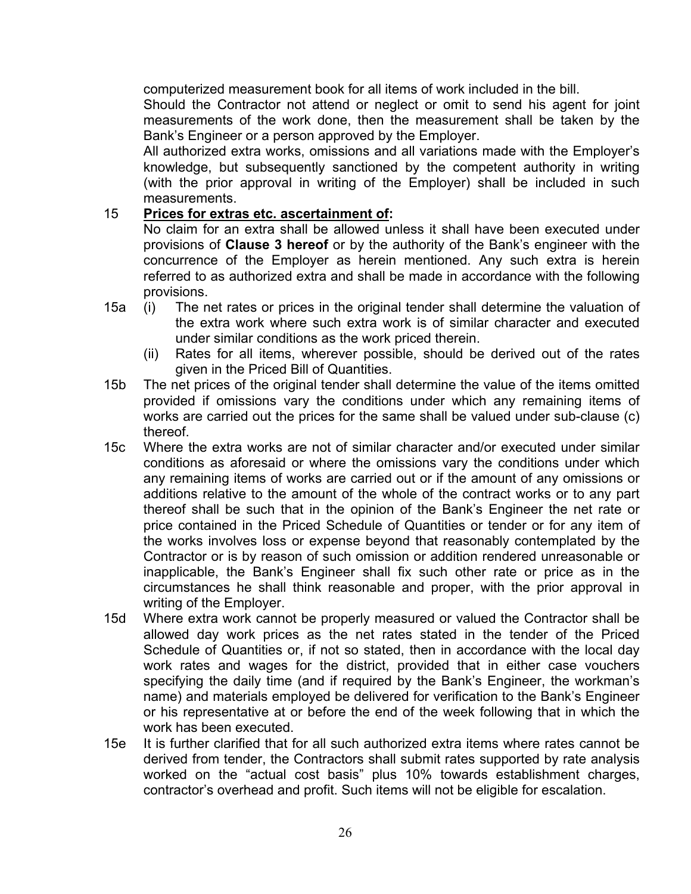computerized measurement book for all items of work included in the bill.

Should the Contractor not attend or neglect or omit to send his agent for joint measurements of the work done, then the measurement shall be taken by the Bank's Engineer or a person approved by the Employer.

All authorized extra works, omissions and all variations made with the Employer's knowledge, but subsequently sanctioned by the competent authority in writing (with the prior approval in writing of the Employer) shall be included in such measurements.

15 **Prices for extras etc. ascertainment of:**

No claim for an extra shall be allowed unless it shall have been executed under provisions of **Clause 3 hereof** or by the authority of the Bank's engineer with the concurrence of the Employer as herein mentioned. Any such extra is herein referred to as authorized extra and shall be made in accordance with the following provisions.

15a (i) The net rates or prices in the original tender shall determine the valuation of the extra work where such extra work is of similar character and executed under similar conditions as the work priced therein.

(ii) Rates for all items, wherever possible, should be derived out of the rates given in the Priced Bill of Quantities.

15b The net prices of the original tender shall determine the value of the items omitted provided if omissions vary the conditions under which any remaining items of works are carried out the prices for the same shall be valued under sub-clause (c) thereof.

15c Where the extra works are not of similar character and/or executed under similar conditions as aforesaid or where the omissions vary the conditions under which any remaining items of works are carried out or if the amount of any omissions or additions relative to the amount of the whole of the contract works or to any part thereof shall be such that in the opinion of the Bank's Engineer the net rate or price contained in the Priced Schedule of Quantities or tender or for any item of the works involves loss or expense beyond that reasonably contemplated by the Contractor or is by reason of such omission or addition rendered unreasonable or inapplicable, the Bank's Engineer shall fix such other rate or price as in the circumstances he shall think reasonable and proper, with the prior approval in writing of the Employer.

15d Where extra work cannot be properly measured or valued the Contractor shall be allowed day work prices as the net rates stated in the tender of the Priced Schedule of Quantities or, if not so stated, then in accordance with the local day work rates and wages for the district, provided that in either case vouchers specifying the daily time (and if required by the Bank's Engineer, the workman's name) and materials employed be delivered for verification to the Bank's Engineer or his representative at or before the end of the week following that in which the work has been executed.

15e It is further clarified that for all such authorized extra items where rates cannot be derived from tender, the Contractors shall submit rates supported by rate analysis worked on the "actual cost basis" plus 10% towards establishment charges, contractor's overhead and profit. Such items will not be eligible for escalation.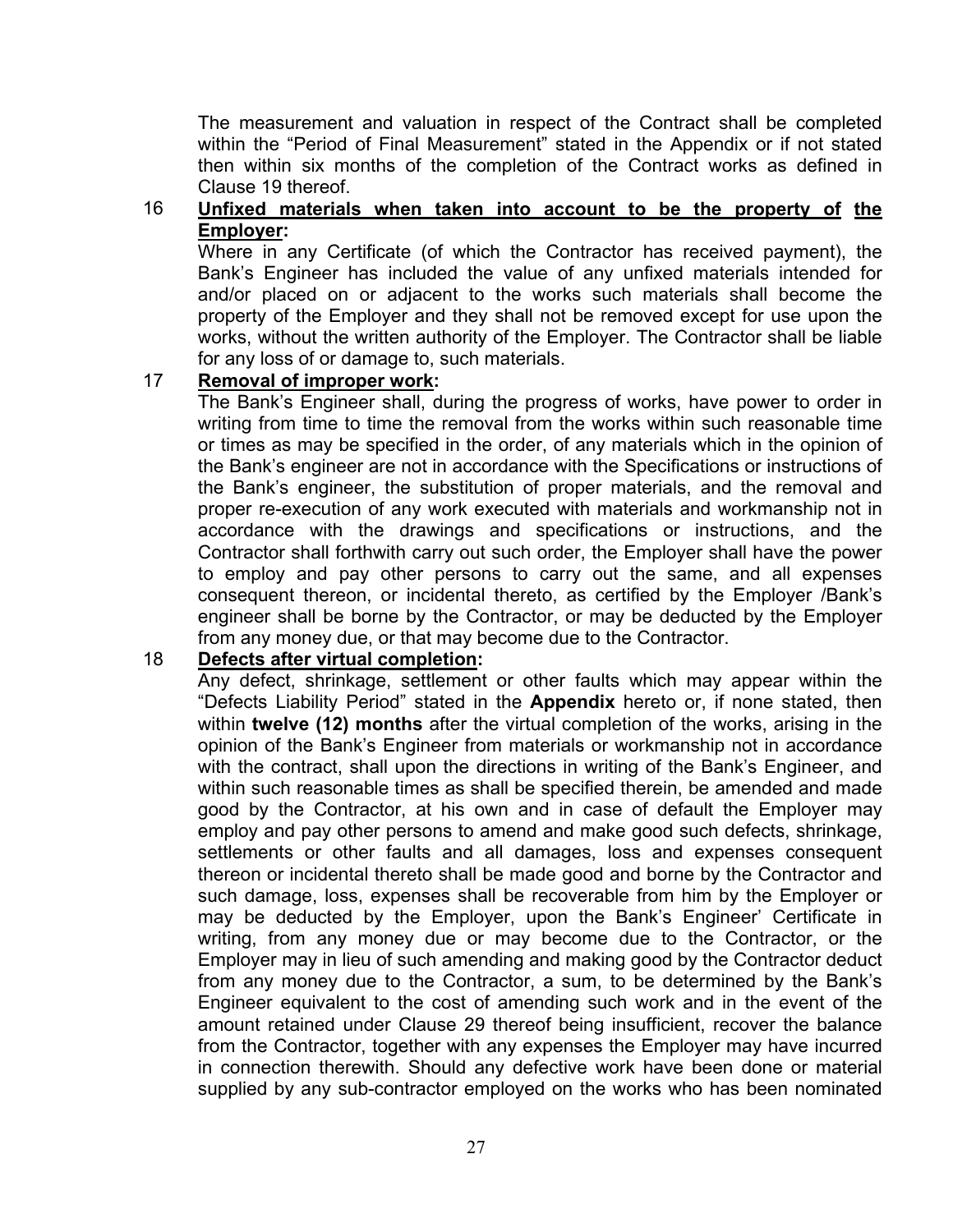The measurement and valuation in respect of the Contract shall be completed within the "Period of Final Measurement" stated in the Appendix or if not stated then within six months of the completion of the Contract works as defined in Clause 19 thereof.

16 **<u>Unfixed materials when taken into account to be the property of the Employer</u>:**

Where in any Certificate (of which the Contractor has received payment), the Bank's Engineer has included the value of any unfixed materials intended for and/or placed on or adjacent to the works such materials shall become the property of the Employer and they shall not be removed except for use upon the works, without the written authority of the Employer. The Contractor shall be liable for any loss of or damage to, such materials.

17 **<u>Removal of improper work</u>:**

The Bank's Engineer shall, during the progress of works, have power to order in writing from time to time the removal from the works within such reasonable time or times as may be specified in the order, of any materials which in the opinion of the Bank's engineer are not in accordance with the Specifications or instructions of the Bank's engineer, the substitution of proper materials, and the removal and proper re-execution of any work executed with materials and workmanship not in accordance with the drawings and specifications or instructions, and the Contractor shall forthwith carry out such order, the Employer shall have the power to employ and pay other persons to carry out the same, and all expenses consequent thereon, or incidental thereto, as certified by the Employer /Bank's engineer shall be borne by the Contractor, or may be deducted by the Employer from any money due, or that may become due to the Contractor.

18 **<u>Defects after virtual completion</u>:**

Any defect, shrinkage, settlement or other faults which may appear within the "Defects Liability Period" stated in the **Appendix** hereto or, if none stated, then within **twelve (12) months** after the virtual completion of the works, arising in the opinion of the Bank's Engineer from materials or workmanship not in accordance with the contract, shall upon the directions in writing of the Bank's Engineer, and within such reasonable times as shall be specified therein, be amended and made good by the Contractor, at his own and in case of default the Employer may employ and pay other persons to amend and make good such defects, shrinkage, settlements or other faults and all damages, loss and expenses consequent thereon or incidental thereto shall be made good and borne by the Contractor and such damage, loss, expenses shall be recoverable from him by the Employer or may be deducted by the Employer, upon the Bank's Engineer' Certificate in writing, from any money due or may become due to the Contractor, or the Employer may in lieu of such amending and making good by the Contractor deduct from any money due to the Contractor, a sum, to be determined by the Bank's Engineer equivalent to the cost of amending such work and in the event of the amount retained under Clause 29 thereof being insufficient, recover the balance from the Contractor, together with any expenses the Employer may have incurred in connection therewith. Should any defective work have been done or material supplied by any sub-contractor employed on the works who has been nominated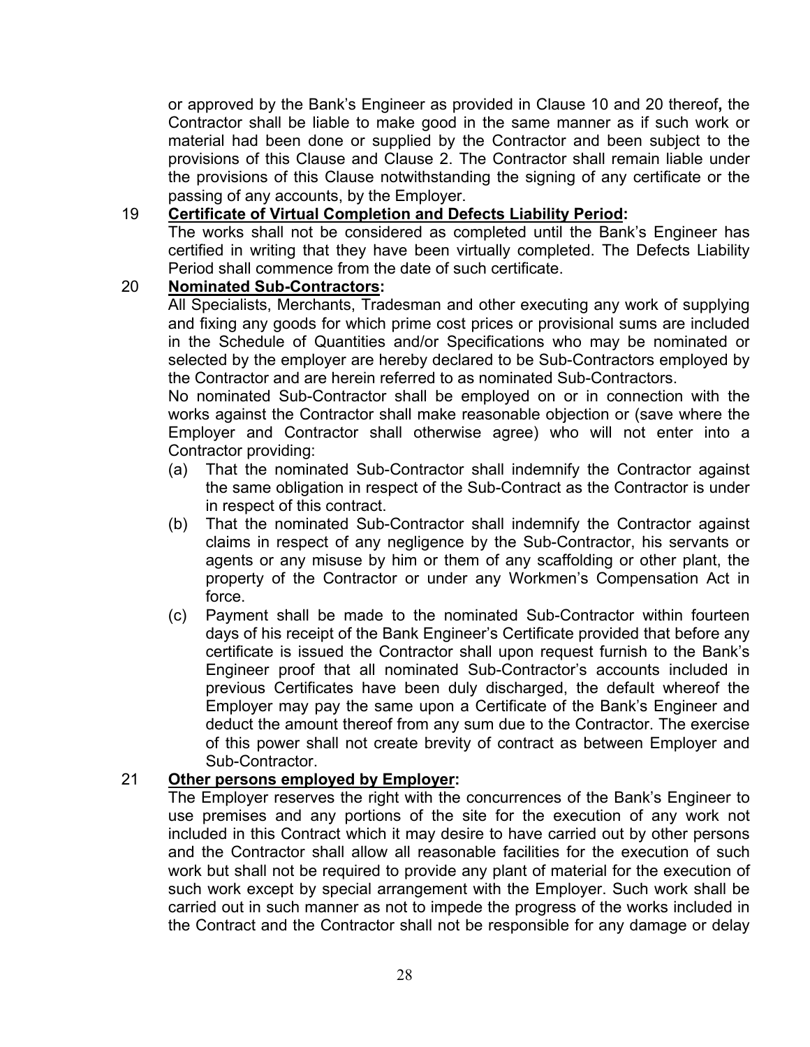or approved by the Bank's Engineer as provided in Clause 10 and 20 thereof**,** the Contractor shall be liable to make good in the same manner as if such work or material had been done or supplied by the Contractor and been subject to the provisions of this Clause and Clause 2. The Contractor shall remain liable under the provisions of this Clause notwithstanding the signing of any certificate or the passing of any accounts, by the Employer.

19 **Certificate of Virtual Completion and Defects Liability Period:**

The works shall not be considered as completed until the Bank's Engineer has certified in writing that they have been virtually completed. The Defects Liability Period shall commence from the date of such certificate.

20 **Nominated Sub-Contractors:**

All Specialists, Merchants, Tradesman and other executing any work of supplying and fixing any goods for which prime cost prices or provisional sums are included in the Schedule of Quantities and/or Specifications who may be nominated or selected by the employer are hereby declared to be Sub-Contractors employed by the Contractor and are herein referred to as nominated Sub-Contractors.

No nominated Sub-Contractor shall be employed on or in connection with the works against the Contractor shall make reasonable objection or (save where the Employer and Contractor shall otherwise agree) who will not enter into a Contractor providing:

(a) That the nominated Sub-Contractor shall indemnify the Contractor against the same obligation in respect of the Sub-Contract as the Contractor is under in respect of this contract.

(b) That the nominated Sub-Contractor shall indemnify the Contractor against claims in respect of any negligence by the Sub-Contractor, his servants or agents or any misuse by him or them of any scaffolding or other plant, the property of the Contractor or under any Workmen's Compensation Act in force.

(c) Payment shall be made to the nominated Sub-Contractor within fourteen days of his receipt of the Bank Engineer's Certificate provided that before any certificate is issued the Contractor shall upon request furnish to the Bank's Engineer proof that all nominated Sub-Contractor's accounts included in previous Certificates have been duly discharged, the default whereof the Employer may pay the same upon a Certificate of the Bank's Engineer and deduct the amount thereof from any sum due to the Contractor. The exercise of this power shall not create brevity of contract as between Employer and Sub-Contractor.

21 **Other persons employed by Employer:**

The Employer reserves the right with the concurrences of the Bank's Engineer to use premises and any portions of the site for the execution of any work not included in this Contract which it may desire to have carried out by other persons and the Contractor shall allow all reasonable facilities for the execution of such work but shall not be required to provide any plant of material for the execution of such work except by special arrangement with the Employer. Such work shall be carried out in such manner as not to impede the progress of the works included in the Contract and the Contractor shall not be responsible for any damage or delay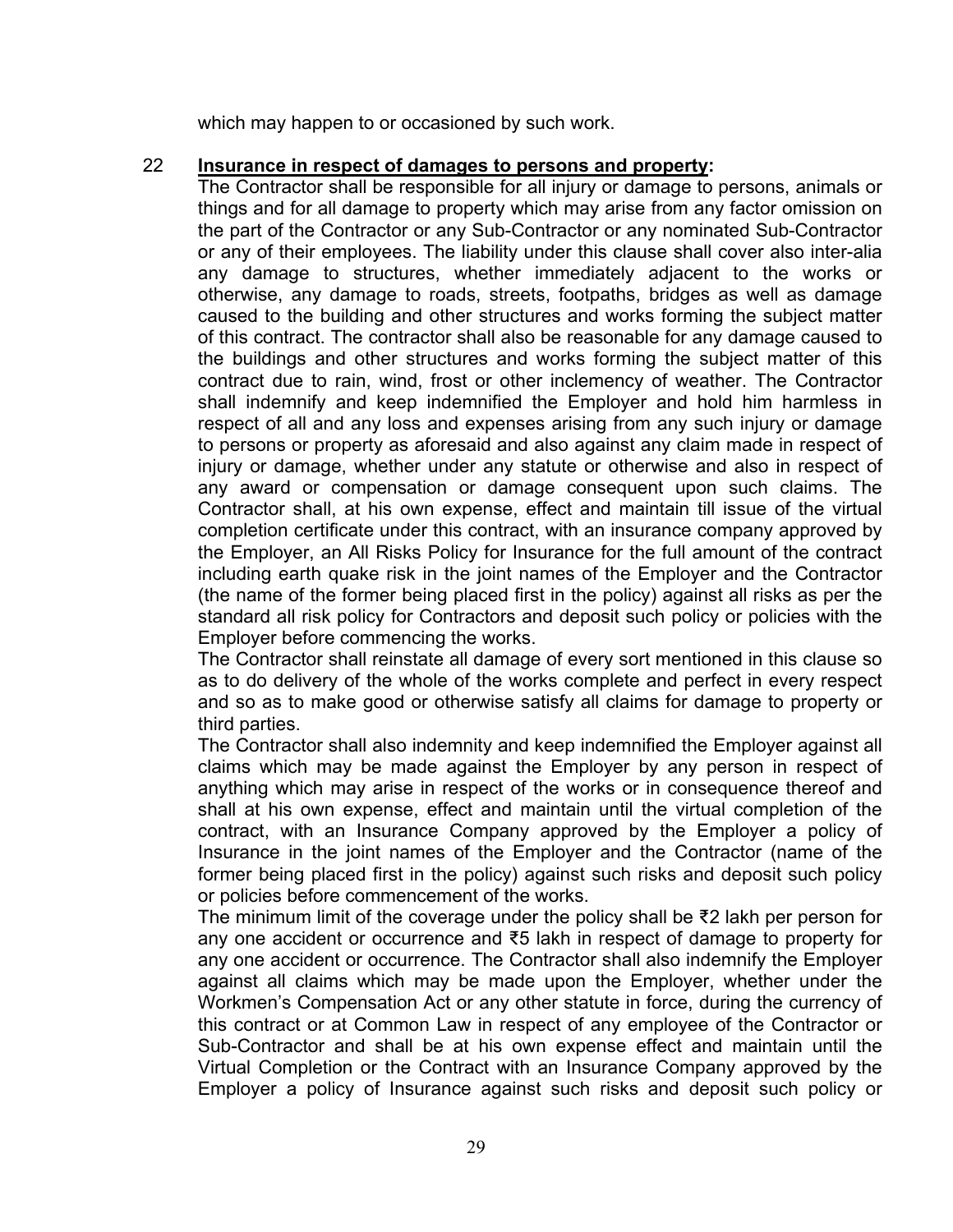which may happen to or occasioned by such work.

22 **Insurance in respect of damages to persons and property:**

The Contractor shall be responsible for all injury or damage to persons, animals or things and for all damage to property which may arise from any factor omission on the part of the Contractor or any Sub-Contractor or any nominated Sub-Contractor or any of their employees. The liability under this clause shall cover also inter-alia any damage to structures, whether immediately adjacent to the works or otherwise, any damage to roads, streets, footpaths, bridges as well as damage caused to the building and other structures and works forming the subject matter of this contract. The contractor shall also be reasonable for any damage caused to the buildings and other structures and works forming the subject matter of this contract due to rain, wind, frost or other inclemency of weather. The Contractor shall indemnify and keep indemnified the Employer and hold him harmless in respect of all and any loss and expenses arising from any such injury or damage to persons or property as aforesaid and also against any claim made in respect of injury or damage, whether under any statute or otherwise and also in respect of any award or compensation or damage consequent upon such claims. The Contractor shall, at his own expense, effect and maintain till issue of the virtual completion certificate under this contract, with an insurance company approved by the Employer, an All Risks Policy for Insurance for the full amount of the contract including earth quake risk in the joint names of the Employer and the Contractor (the name of the former being placed first in the policy) against all risks as per the standard all risk policy for Contractors and deposit such policy or policies with the Employer before commencing the works.

The Contractor shall reinstate all damage of every sort mentioned in this clause so as to do delivery of the whole of the works complete and perfect in every respect and so as to make good or otherwise satisfy all claims for damage to property or third parties.

The Contractor shall also indemnity and keep indemnified the Employer against all claims which may be made against the Employer by any person in respect of anything which may arise in respect of the works or in consequence thereof and shall at his own expense, effect and maintain until the virtual completion of the contract, with an Insurance Company approved by the Employer a policy of Insurance in the joint names of the Employer and the Contractor (name of the former being placed first in the policy) against such risks and deposit such policy or policies before commencement of the works.

The minimum limit of the coverage under the policy shall be ₹2 lakh per person for any one accident or occurrence and ₹5 lakh in respect of damage to property for any one accident or occurrence. The Contractor shall also indemnify the Employer against all claims which may be made upon the Employer, whether under the Workmen's Compensation Act or any other statute in force, during the currency of this contract or at Common Law in respect of any employee of the Contractor or Sub-Contractor and shall be at his own expense effect and maintain until the Virtual Completion or the Contract with an Insurance Company approved by the Employer a policy of Insurance against such risks and deposit such policy or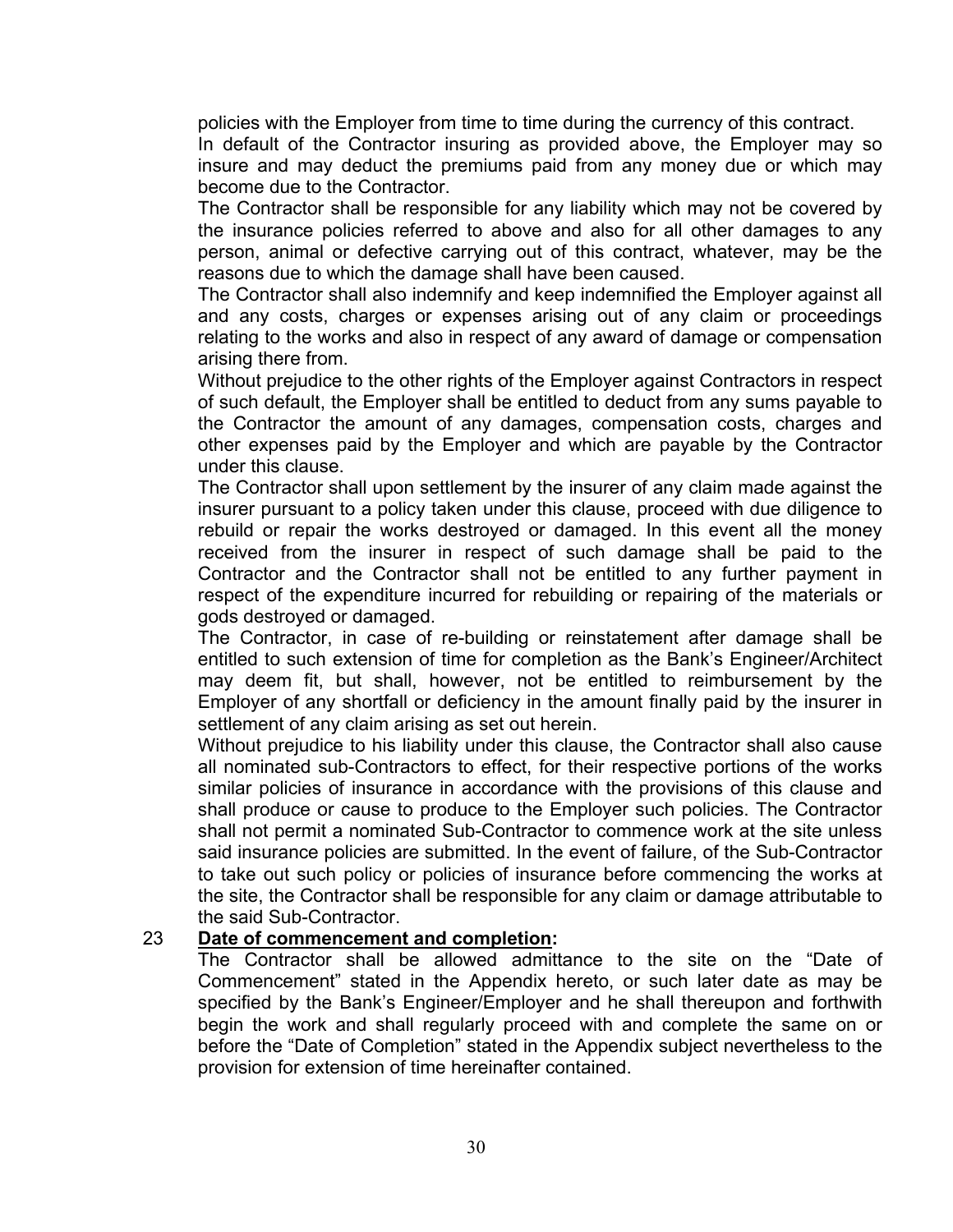policies with the Employer from time to time during the currency of this contract.

In default of the Contractor insuring as provided above, the Employer may so insure and may deduct the premiums paid from any money due or which may become due to the Contractor.

The Contractor shall be responsible for any liability which may not be covered by the insurance policies referred to above and also for all other damages to any person, animal or defective carrying out of this contract, whatever, may be the reasons due to which the damage shall have been caused.

The Contractor shall also indemnify and keep indemnified the Employer against all and any costs, charges or expenses arising out of any claim or proceedings relating to the works and also in respect of any award of damage or compensation arising there from.

Without prejudice to the other rights of the Employer against Contractors in respect of such default, the Employer shall be entitled to deduct from any sums payable to the Contractor the amount of any damages, compensation costs, charges and other expenses paid by the Employer and which are payable by the Contractor under this clause.

The Contractor shall upon settlement by the insurer of any claim made against the insurer pursuant to a policy taken under this clause, proceed with due diligence to rebuild or repair the works destroyed or damaged. In this event all the money received from the insurer in respect of such damage shall be paid to the Contractor and the Contractor shall not be entitled to any further payment in respect of the expenditure incurred for rebuilding or repairing of the materials or gods destroyed or damaged.

The Contractor, in case of re-building or reinstatement after damage shall be entitled to such extension of time for completion as the Bank's Engineer/Architect may deem fit, but shall, however, not be entitled to reimbursement by the Employer of any shortfall or deficiency in the amount finally paid by the insurer in settlement of any claim arising as set out herein.

Without prejudice to his liability under this clause, the Contractor shall also cause all nominated sub-Contractors to effect, for their respective portions of the works similar policies of insurance in accordance with the provisions of this clause and shall produce or cause to produce to the Employer such policies. The Contractor shall not permit a nominated Sub-Contractor to commence work at the site unless said insurance policies are submitted. In the event of failure, of the Sub-Contractor to take out such policy or policies of insurance before commencing the works at the site, the Contractor shall be responsible for any claim or damage attributable to the said Sub-Contractor.

23 **Date of commencement and completion:**

The Contractor shall be allowed admittance to the site on the "Date of Commencement" stated in the Appendix hereto, or such later date as may be specified by the Bank's Engineer/Employer and he shall thereupon and forthwith begin the work and shall regularly proceed with and complete the same on or before the "Date of Completion" stated in the Appendix subject nevertheless to the provision for extension of time hereinafter contained.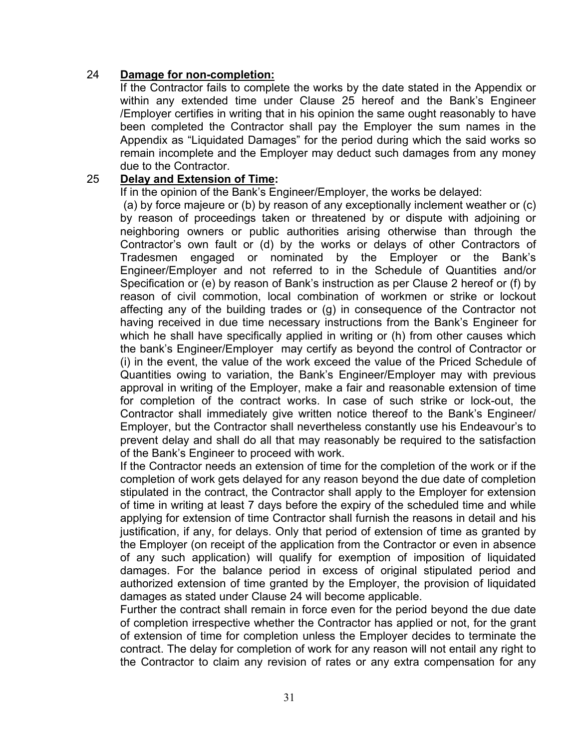24 **Damage for non-completion:**

If the Contractor fails to complete the works by the date stated in the Appendix or within any extended time under Clause 25 hereof and the Bank's Engineer /Employer certifies in writing that in his opinion the same ought reasonably to have been completed the Contractor shall pay the Employer the sum names in the Appendix as "Liquidated Damages" for the period during which the said works so remain incomplete and the Employer may deduct such damages from any money due to the Contractor.

25 **Delay and Extension of Time:**

If in the opinion of the Bank's Engineer/Employer, the works be delayed:

(a) by force majeure or (b) by reason of any exceptionally inclement weather or (c) by reason of proceedings taken or threatened by or dispute with adjoining or neighboring owners or public authorities arising otherwise than through the Contractor's own fault or (d) by the works or delays of other Contractors of Tradesmen engaged or nominated by the Employer or the Bank's Engineer/Employer and not referred to in the Schedule of Quantities and/or Specification or (e) by reason of Bank's instruction as per Clause 2 hereof or (f) by reason of civil commotion, local combination of workmen or strike or lockout affecting any of the building trades or (g) in consequence of the Contractor not having received in due time necessary instructions from the Bank's Engineer for which he shall have specifically applied in writing or (h) from other causes which the bank's Engineer/Employer may certify as beyond the control of Contractor or (i) in the event, the value of the work exceed the value of the Priced Schedule of Quantities owing to variation, the Bank's Engineer/Employer may with previous approval in writing of the Employer, make a fair and reasonable extension of time for completion of the contract works. In case of such strike or lock-out, the Contractor shall immediately give written notice thereof to the Bank's Engineer/ Employer, but the Contractor shall nevertheless constantly use his Endeavour's to prevent delay and shall do all that may reasonably be required to the satisfaction of the Bank's Engineer to proceed with work.

If the Contractor needs an extension of time for the completion of the work or if the completion of work gets delayed for any reason beyond the due date of completion stipulated in the contract, the Contractor shall apply to the Employer for extension of time in writing at least 7 days before the expiry of the scheduled time and while applying for extension of time Contractor shall furnish the reasons in detail and his justification, if any, for delays. Only that period of extension of time as granted by the Employer (on receipt of the application from the Contractor or even in absence of any such application) will qualify for exemption of imposition of liquidated damages. For the balance period in excess of original stipulated period and authorized extension of time granted by the Employer, the provision of liquidated damages as stated under Clause 24 will become applicable.

Further the contract shall remain in force even for the period beyond the due date of completion irrespective whether the Contractor has applied or not, for the grant of extension of time for completion unless the Employer decides to terminate the contract. The delay for completion of work for any reason will not entail any right to the Contractor to claim any revision of rates or any extra compensation for any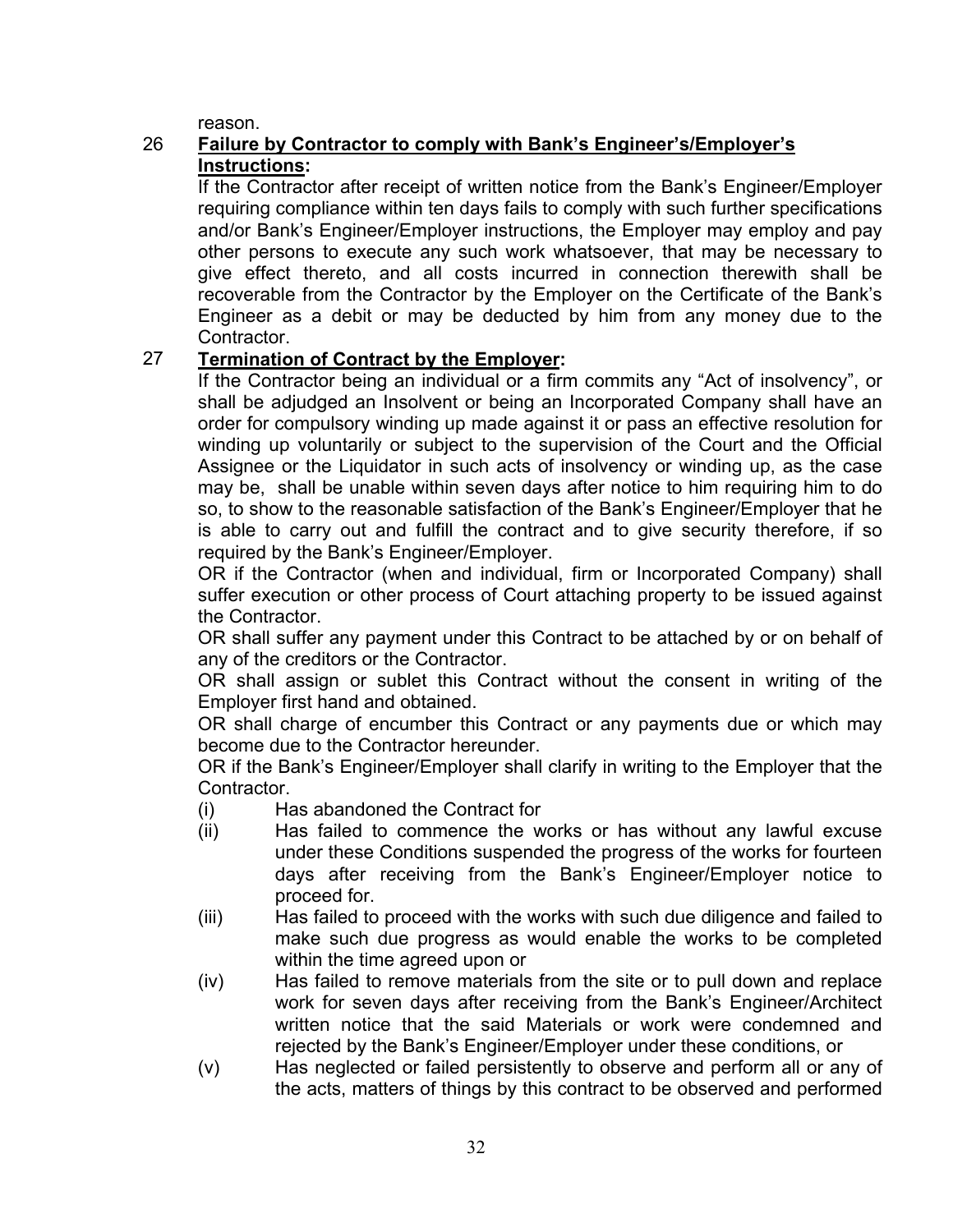reason.

26 **Failure by Contractor to comply with Bank's Engineer's/Employer's Instructions:**

If the Contractor after receipt of written notice from the Bank's Engineer/Employer requiring compliance within ten days fails to comply with such further specifications and/or Bank's Engineer/Employer instructions, the Employer may employ and pay other persons to execute any such work whatsoever, that may be necessary to give effect thereto, and all costs incurred in connection therewith shall be recoverable from the Contractor by the Employer on the Certificate of the Bank's Engineer as a debit or may be deducted by him from any money due to the Contractor.

27 **Termination of Contract by the Employer:**

If the Contractor being an individual or a firm commits any "Act of insolvency", or shall be adjudged an Insolvent or being an Incorporated Company shall have an order for compulsory winding up made against it or pass an effective resolution for winding up voluntarily or subject to the supervision of the Court and the Official Assignee or the Liquidator in such acts of insolvency or winding up, as the case may be, shall be unable within seven days after notice to him requiring him to do so, to show to the reasonable satisfaction of the Bank's Engineer/Employer that he is able to carry out and fulfill the contract and to give security therefore, if so required by the Bank's Engineer/Employer.

OR if the Contractor (when and individual, firm or Incorporated Company) shall suffer execution or other process of Court attaching property to be issued against the Contractor.

OR shall suffer any payment under this Contract to be attached by or on behalf of any of the creditors or the Contractor.

OR shall assign or sublet this Contract without the consent in writing of the Employer first hand and obtained.

OR shall charge of encumber this Contract or any payments due or which may become due to the Contractor hereunder.

OR if the Bank's Engineer/Employer shall clarify in writing to the Employer that the Contractor.

(i) Has abandoned the Contract for

(ii) Has failed to commence the works or has without any lawful excuse under these Conditions suspended the progress of the works for fourteen days after receiving from the Bank's Engineer/Employer notice to proceed for.

(iii) Has failed to proceed with the works with such due diligence and failed to make such due progress as would enable the works to be completed within the time agreed upon or

(iv) Has failed to remove materials from the site or to pull down and replace work for seven days after receiving from the Bank's Engineer/Architect written notice that the said Materials or work were condemned and rejected by the Bank's Engineer/Employer under these conditions, or

(v) Has neglected or failed persistently to observe and perform all or any of the acts, matters of things by this contract to be observed and performed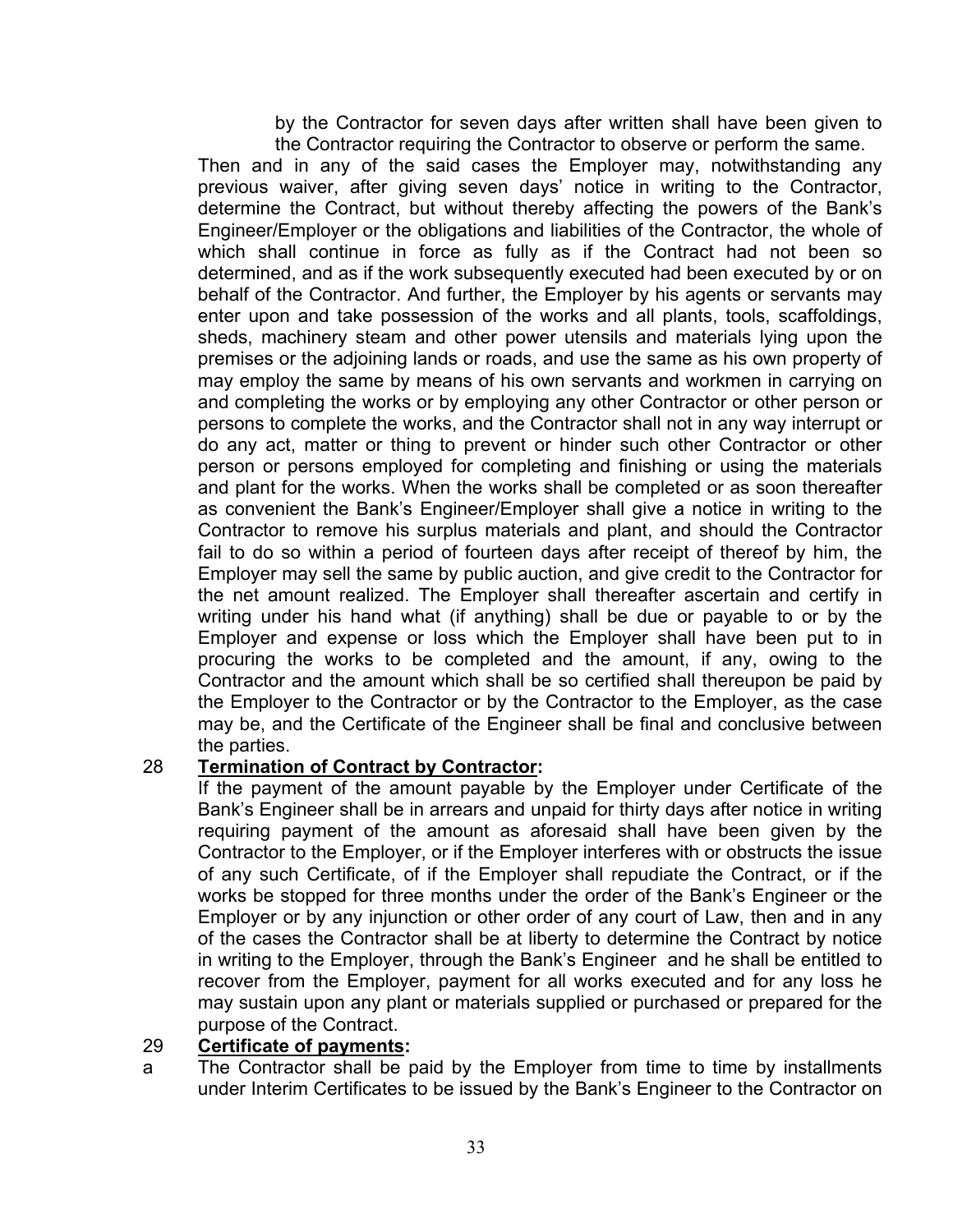by the Contractor for seven days after written shall have been given to the Contractor requiring the Contractor to observe or perform the same.

Then and in any of the said cases the Employer may, notwithstanding any previous waiver, after giving seven days' notice in writing to the Contractor, determine the Contract, but without thereby affecting the powers of the Bank's Engineer/Employer or the obligations and liabilities of the Contractor, the whole of which shall continue in force as fully as if the Contract had not been so determined, and as if the work subsequently executed had been executed by or on behalf of the Contractor. And further, the Employer by his agents or servants may enter upon and take possession of the works and all plants, tools, scaffoldings, sheds, machinery steam and other power utensils and materials lying upon the premises or the adjoining lands or roads, and use the same as his own property of may employ the same by means of his own servants and workmen in carrying on and completing the works or by employing any other Contractor or other person or persons to complete the works, and the Contractor shall not in any way interrupt or do any act, matter or thing to prevent or hinder such other Contractor or other person or persons employed for completing and finishing or using the materials and plant for the works. When the works shall be completed or as soon thereafter as convenient the Bank's Engineer/Employer shall give a notice in writing to the Contractor to remove his surplus materials and plant, and should the Contractor fail to do so within a period of fourteen days after receipt of thereof by him, the Employer may sell the same by public auction, and give credit to the Contractor for the net amount realized. The Employer shall thereafter ascertain and certify in writing under his hand what (if anything) shall be due or payable to or by the Employer and expense or loss which the Employer shall have been put to in procuring the works to be completed and the amount, if any, owing to the Contractor and the amount which shall be so certified shall thereupon be paid by the Employer to the Contractor or by the Contractor to the Employer, as the case may be, and the Certificate of the Engineer shall be final and conclusive between the parties.

28 **<u>Termination of Contract by Contractor</u>:**

If the payment of the amount payable by the Employer under Certificate of the Bank's Engineer shall be in arrears and unpaid for thirty days after notice in writing requiring payment of the amount as aforesaid shall have been given by the Contractor to the Employer, or if the Employer interferes with or obstructs the issue of any such Certificate, of if the Employer shall repudiate the Contract, or if the works be stopped for three months under the order of the Bank's Engineer or the Employer or by any injunction or other order of any court of Law, then and in any of the cases the Contractor shall be at liberty to determine the Contract by notice in writing to the Employer, through the Bank's Engineer and he shall be entitled to recover from the Employer, payment for all works executed and for any loss he may sustain upon any plant or materials supplied or purchased or prepared for the purpose of the Contract.

29 **<u>Certificate of payments</u>:**

a The Contractor shall be paid by the Employer from time to time by installments under Interim Certificates to be issued by the Bank's Engineer to the Contractor on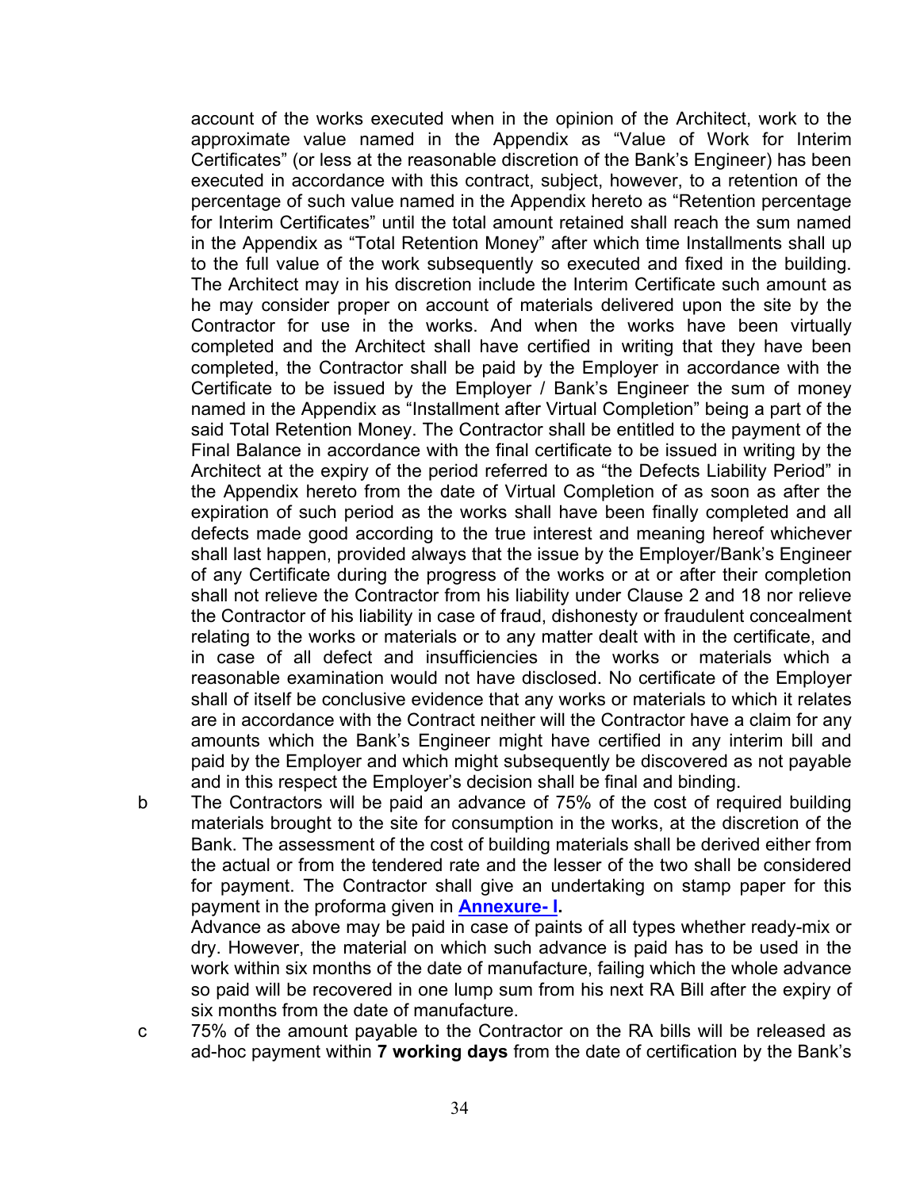account of the works executed when in the opinion of the Architect, work to the approximate value named in the Appendix as "Value of Work for Interim Certificates" (or less at the reasonable discretion of the Bank's Engineer) has been executed in accordance with this contract, subject, however, to a retention of the percentage of such value named in the Appendix hereto as "Retention percentage for Interim Certificates" until the total amount retained shall reach the sum named in the Appendix as "Total Retention Money" after which time Installments shall up to the full value of the work subsequently so executed and fixed in the building. The Architect may in his discretion include the Interim Certificate such amount as he may consider proper on account of materials delivered upon the site by the Contractor for use in the works. And when the works have been virtually completed and the Architect shall have certified in writing that they have been completed, the Contractor shall be paid by the Employer in accordance with the Certificate to be issued by the Employer / Bank's Engineer the sum of money named in the Appendix as "Installment after Virtual Completion" being a part of the said Total Retention Money. The Contractor shall be entitled to the payment of the Final Balance in accordance with the final certificate to be issued in writing by the Architect at the expiry of the period referred to as "the Defects Liability Period" in the Appendix hereto from the date of Virtual Completion of as soon as after the expiration of such period as the works shall have been finally completed and all defects made good according to the true interest and meaning hereof whichever shall last happen, provided always that the issue by the Employer/Bank's Engineer of any Certificate during the progress of the works or at or after their completion shall not relieve the Contractor from his liability under Clause 2 and 18 nor relieve the Contractor of his liability in case of fraud, dishonesty or fraudulent concealment relating to the works or materials or to any matter dealt with in the certificate, and in case of all defect and insufficiencies in the works or materials which a reasonable examination would not have disclosed. No certificate of the Employer shall of itself be conclusive evidence that any works or materials to which it relates are in accordance with the Contract neither will the Contractor have a claim for any amounts which the Bank's Engineer might have certified in any interim bill and paid by the Employer and which might subsequently be discovered as not payable and in this respect the Employer's decision shall be final and binding.

b The Contractors will be paid an advance of 75% of the cost of required building materials brought to the site for consumption in the works, at the discretion of the Bank. The assessment of the cost of building materials shall be derived either from the actual or from the tendered rate and the lesser of the two shall be considered for payment. The Contractor shall give an undertaking on stamp paper for this payment in the proforma given in **Annexure- I.**

Advance as above may be paid in case of paints of all types whether ready-mix or dry. However, the material on which such advance is paid has to be used in the work within six months of the date of manufacture, failing which the whole advance so paid will be recovered in one lump sum from his next RA Bill after the expiry of six months from the date of manufacture.

c 75% of the amount payable to the Contractor on the RA bills will be released as ad-hoc payment within **7 working days** from the date of certification by the Bank's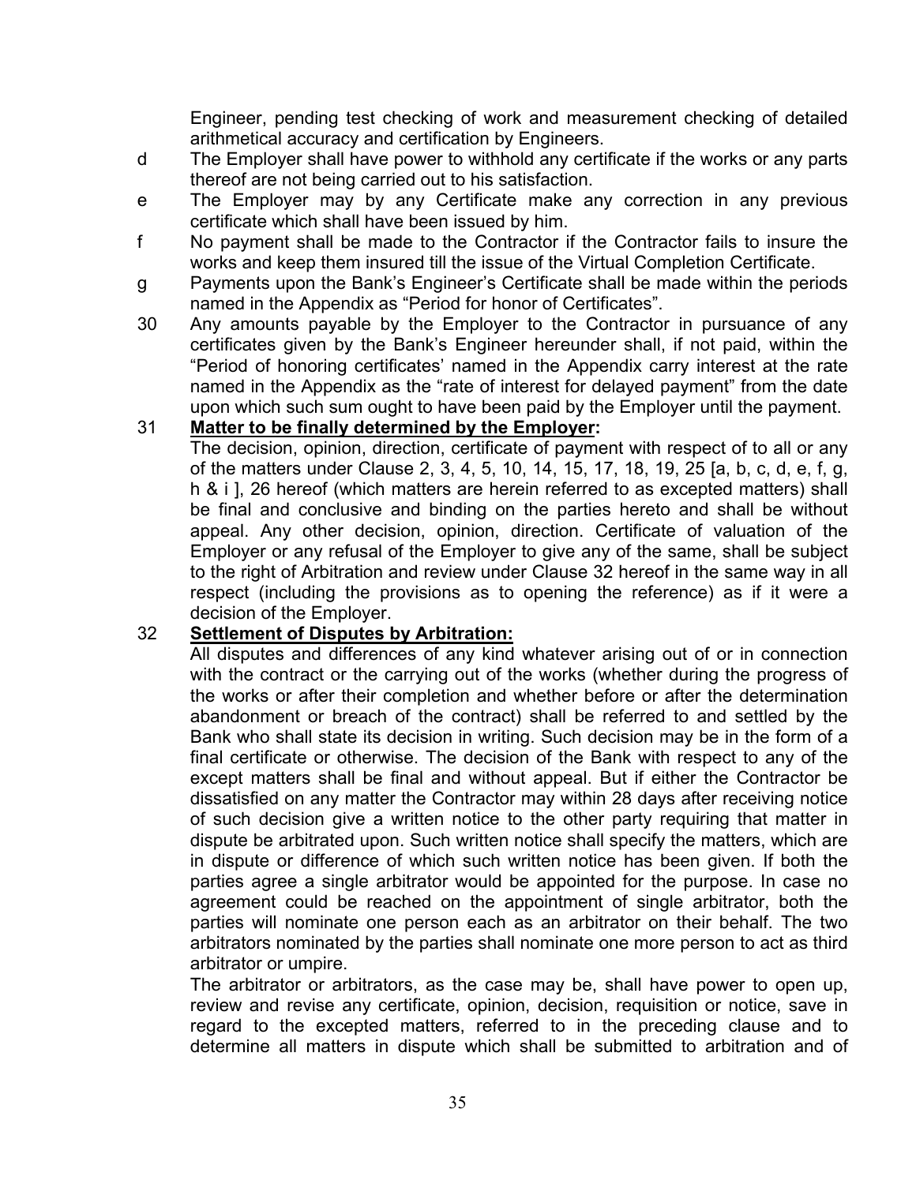Engineer, pending test checking of work and measurement checking of detailed arithmetical accuracy and certification by Engineers.

d The Employer shall have power to withhold any certificate if the works or any parts thereof are not being carried out to his satisfaction.

e The Employer may by any Certificate make any correction in any previous certificate which shall have been issued by him.

f No payment shall be made to the Contractor if the Contractor fails to insure the works and keep them insured till the issue of the Virtual Completion Certificate.

g Payments upon the Bank's Engineer's Certificate shall be made within the periods named in the Appendix as "Period for honor of Certificates".

30 Any amounts payable by the Employer to the Contractor in pursuance of any certificates given by the Bank's Engineer hereunder shall, if not paid, within the "Period of honoring certificates' named in the Appendix carry interest at the rate named in the Appendix as the "rate of interest for delayed payment" from the date upon which such sum ought to have been paid by the Employer until the payment.

31 **Matter to be finally determined by the Employer:**

The decision, opinion, direction, certificate of payment with respect of to all or any of the matters under Clause 2, 3, 4, 5, 10, 14, 15, 17, 18, 19, 25 [a, b, c, d, e, f, g, h & i ], 26 hereof (which matters are herein referred to as excepted matters) shall be final and conclusive and binding on the parties hereto and shall be without appeal. Any other decision, opinion, direction. Certificate of valuation of the Employer or any refusal of the Employer to give any of the same, shall be subject to the right of Arbitration and review under Clause 32 hereof in the same way in all respect (including the provisions as to opening the reference) as if it were a decision of the Employer.

32 **Settlement of Disputes by Arbitration:**

All disputes and differences of any kind whatever arising out of or in connection with the contract or the carrying out of the works (whether during the progress of the works or after their completion and whether before or after the determination abandonment or breach of the contract) shall be referred to and settled by the Bank who shall state its decision in writing. Such decision may be in the form of a final certificate or otherwise. The decision of the Bank with respect to any of the except matters shall be final and without appeal. But if either the Contractor be dissatisfied on any matter the Contractor may within 28 days after receiving notice of such decision give a written notice to the other party requiring that matter in dispute be arbitrated upon. Such written notice shall specify the matters, which are in dispute or difference of which such written notice has been given. If both the parties agree a single arbitrator would be appointed for the purpose. In case no agreement could be reached on the appointment of single arbitrator, both the parties will nominate one person each as an arbitrator on their behalf. The two arbitrators nominated by the parties shall nominate one more person to act as third arbitrator or umpire.

The arbitrator or arbitrators, as the case may be, shall have power to open up, review and revise any certificate, opinion, decision, requisition or notice, save in regard to the excepted matters, referred to in the preceding clause and to determine all matters in dispute which shall be submitted to arbitration and of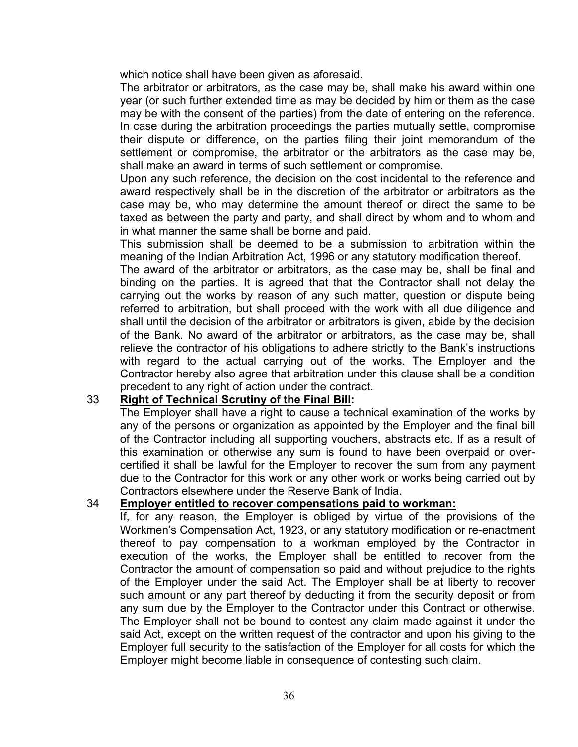which notice shall have been given as aforesaid.

The arbitrator or arbitrators, as the case may be, shall make his award within one year (or such further extended time as may be decided by him or them as the case may be with the consent of the parties) from the date of entering on the reference. In case during the arbitration proceedings the parties mutually settle, compromise their dispute or difference, on the parties filing their joint memorandum of the settlement or compromise, the arbitrator or the arbitrators as the case may be, shall make an award in terms of such settlement or compromise.

Upon any such reference, the decision on the cost incidental to the reference and award respectively shall be in the discretion of the arbitrator or arbitrators as the case may be, who may determine the amount thereof or direct the same to be taxed as between the party and party, and shall direct by whom and to whom and in what manner the same shall be borne and paid.

This submission shall be deemed to be a submission to arbitration within the meaning of the Indian Arbitration Act, 1996 or any statutory modification thereof.

The award of the arbitrator or arbitrators, as the case may be, shall be final and binding on the parties. It is agreed that that the Contractor shall not delay the carrying out the works by reason of any such matter, question or dispute being referred to arbitration, but shall proceed with the work with all due diligence and shall until the decision of the arbitrator or arbitrators is given, abide by the decision of the Bank. No award of the arbitrator or arbitrators, as the case may be, shall relieve the contractor of his obligations to adhere strictly to the Bank's instructions with regard to the actual carrying out of the works. The Employer and the Contractor hereby also agree that arbitration under this clause shall be a condition precedent to any right of action under the contract.

33 **Right of Technical Scrutiny of the Final Bill:**

The Employer shall have a right to cause a technical examination of the works by any of the persons or organization as appointed by the Employer and the final bill of the Contractor including all supporting vouchers, abstracts etc. If as a result of this examination or otherwise any sum is found to have been overpaid or over-certified it shall be lawful for the Employer to recover the sum from any payment due to the Contractor for this work or any other work or works being carried out by Contractors elsewhere under the Reserve Bank of India.

34 **Employer entitled to recover compensations paid to workman:**

If, for any reason, the Employer is obliged by virtue of the provisions of the Workmen's Compensation Act, 1923, or any statutory modification or re-enactment thereof to pay compensation to a workman employed by the Contractor in execution of the works, the Employer shall be entitled to recover from the Contractor the amount of compensation so paid and without prejudice to the rights of the Employer under the said Act. The Employer shall be at liberty to recover such amount or any part thereof by deducting it from the security deposit or from any sum due by the Employer to the Contractor under this Contract or otherwise. The Employer shall not be bound to contest any claim made against it under the said Act, except on the written request of the contractor and upon his giving to the Employer full security to the satisfaction of the Employer for all costs for which the Employer might become liable in consequence of contesting such claim.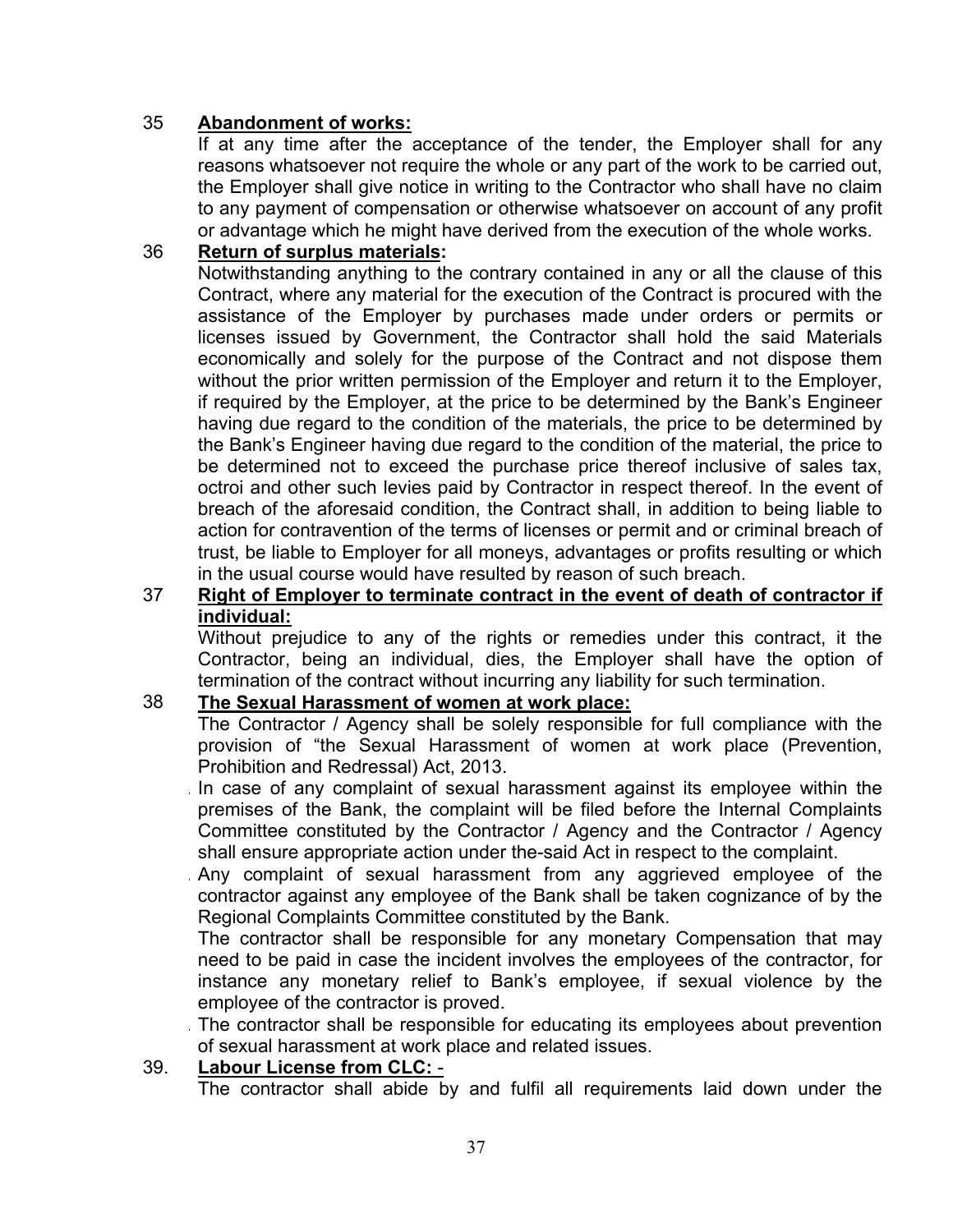35 **Abandonment of works:**

If at any time after the acceptance of the tender, the Employer shall for any reasons whatsoever not require the whole or any part of the work to be carried out, the Employer shall give notice in writing to the Contractor who shall have no claim to any payment of compensation or otherwise whatsoever on account of any profit or advantage which he might have derived from the execution of the whole works.

36 **Return of surplus materials:**

Notwithstanding anything to the contrary contained in any or all the clause of this Contract, where any material for the execution of the Contract is procured with the assistance of the Employer by purchases made under orders or permits or licenses issued by Government, the Contractor shall hold the said Materials economically and solely for the purpose of the Contract and not dispose them without the prior written permission of the Employer and return it to the Employer, if required by the Employer, at the price to be determined by the Bank's Engineer having due regard to the condition of the materials, the price to be determined by the Bank's Engineer having due regard to the condition of the material, the price to be determined not to exceed the purchase price thereof inclusive of sales tax, octroi and other such levies paid by Contractor in respect thereof. In the event of breach of the aforesaid condition, the Contract shall, in addition to being liable to action for contravention of the terms of licenses or permit and or criminal breach of trust, be liable to Employer for all moneys, advantages or profits resulting or which in the usual course would have resulted by reason of such breach.

37 **Right of Employer to terminate contract in the event of death of contractor if individual:**

Without prejudice to any of the rights or remedies under this contract, it the Contractor, being an individual, dies, the Employer shall have the option of termination of the contract without incurring any liability for such termination.

38 **The Sexual Harassment of women at work place:**

The Contractor / Agency shall be solely responsible for full compliance with the provision of "the Sexual Harassment of women at work place (Prevention, Prohibition and Redressal) Act, 2013.

In case of any complaint of sexual harassment against its employee within the premises of the Bank, the complaint will be filed before the Internal Complaints Committee constituted by the Contractor / Agency and the Contractor / Agency shall ensure appropriate action under the-said Act in respect to the complaint.

Any complaint of sexual harassment from any aggrieved employee of the contractor against any employee of the Bank shall be taken cognizance of by the Regional Complaints Committee constituted by the Bank.

The contractor shall be responsible for any monetary Compensation that may need to be paid in case the incident involves the employees of the contractor, for instance any monetary relief to Bank's employee, if sexual violence by the employee of the contractor is proved.

The contractor shall be responsible for educating its employees about prevention of sexual harassment at work place and related issues.

39. **Labour License from CLC:** -

The contractor shall abide by and fulfil all requirements laid down under the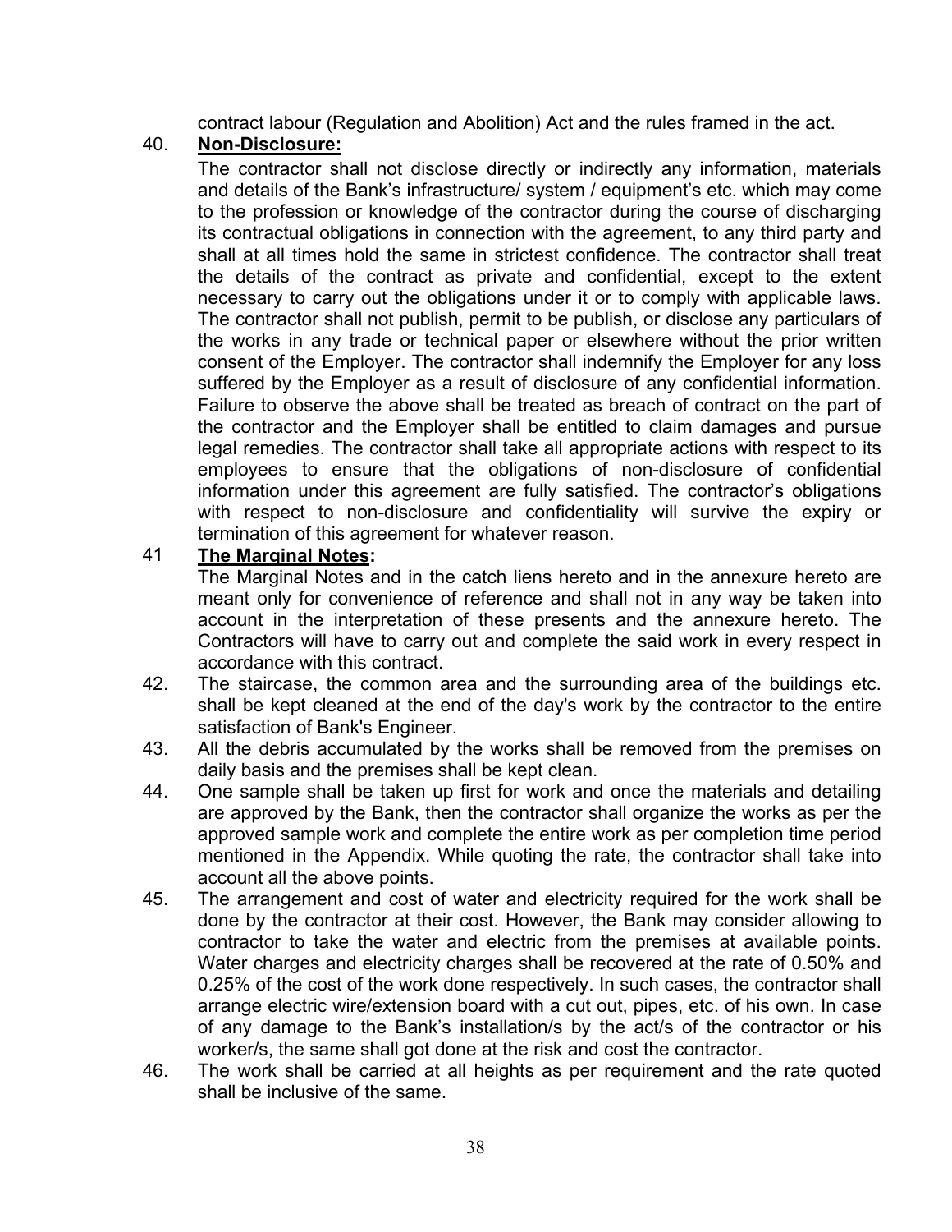contract labour (Regulation and Abolition) Act and the rules framed in the act.

40. **Non-Disclosure:**

The contractor shall not disclose directly or indirectly any information, materials and details of the Bank's infrastructure/ system / equipment's etc. which may come to the profession or knowledge of the contractor during the course of discharging its contractual obligations in connection with the agreement, to any third party and shall at all times hold the same in strictest confidence. The contractor shall treat the details of the contract as private and confidential, except to the extent necessary to carry out the obligations under it or to comply with applicable laws. The contractor shall not publish, permit to be publish, or disclose any particulars of the works in any trade or technical paper or elsewhere without the prior written consent of the Employer. The contractor shall indemnify the Employer for any loss suffered by the Employer as a result of disclosure of any confidential information. Failure to observe the above shall be treated as breach of contract on the part of the contractor and the Employer shall be entitled to claim damages and pursue legal remedies. The contractor shall take all appropriate actions with respect to its employees to ensure that the obligations of non-disclosure of confidential information under this agreement are fully satisfied. The contractor's obligations with respect to non-disclosure and confidentiality will survive the expiry or termination of this agreement for whatever reason.

41 **The Marginal Notes:**

The Marginal Notes and in the catch liens hereto and in the annexure hereto are meant only for convenience of reference and shall not in any way be taken into account in the interpretation of these presents and the annexure hereto. The Contractors will have to carry out and complete the said work in every respect in accordance with this contract.

42. The staircase, the common area and the surrounding area of the buildings etc. shall be kept cleaned at the end of the day's work by the contractor to the entire satisfaction of Bank's Engineer.

43. All the debris accumulated by the works shall be removed from the premises on daily basis and the premises shall be kept clean.

44. One sample shall be taken up first for work and once the materials and detailing are approved by the Bank, then the contractor shall organize the works as per the approved sample work and complete the entire work as per completion time period mentioned in the Appendix. While quoting the rate, the contractor shall take into account all the above points.

45. The arrangement and cost of water and electricity required for the work shall be done by the contractor at their cost. However, the Bank may consider allowing to contractor to take the water and electric from the premises at available points. Water charges and electricity charges shall be recovered at the rate of 0.50% and 0.25% of the cost of the work done respectively. In such cases, the contractor shall arrange electric wire/extension board with a cut out, pipes, etc. of his own. In case of any damage to the Bank's installation/s by the act/s of the contractor or his worker/s, the same shall got done at the risk and cost the contractor.

46. The work shall be carried at all heights as per requirement and the rate quoted shall be inclusive of the same.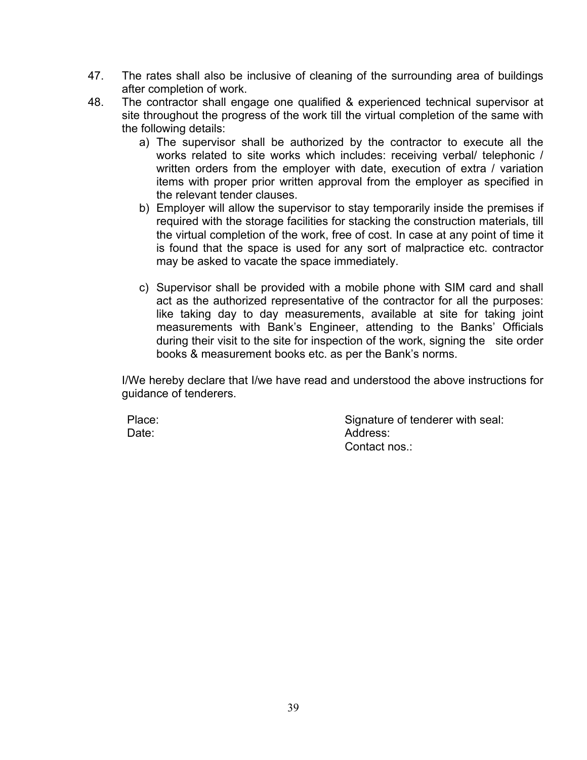47. The rates shall also be inclusive of cleaning of the surrounding area of buildings after completion of work.
48. The contractor shall engage one qualified & experienced technical supervisor at site throughout the progress of the work till the virtual completion of the same with the following details:
    a) The supervisor shall be authorized by the contractor to execute all the works related to site works which includes: receiving verbal/ telephonic / written orders from the employer with date, execution of extra / variation items with proper prior written approval from the employer as specified in the relevant tender clauses.
    b) Employer will allow the supervisor to stay temporarily inside the premises if required with the storage facilities for stacking the construction materials, till the virtual completion of the work, free of cost. In case at any point of time it is found that the space is used for any sort of malpractice etc. contractor may be asked to vacate the space immediately.
    c) Supervisor shall be provided with a mobile phone with SIM card and shall act as the authorized representative of the contractor for all the purposes: like taking day to day measurements, available at site for taking joint measurements with Bank's Engineer, attending to the Banks' Officials during their visit to the site for inspection of the work, signing the site order books & measurement books etc. as per the Bank's norms.

I/We hereby declare that I/we have read and understood the above instructions for guidance of tenderers.

Place:

Date:

Signature of tenderer with seal:

Address:

Contact nos.: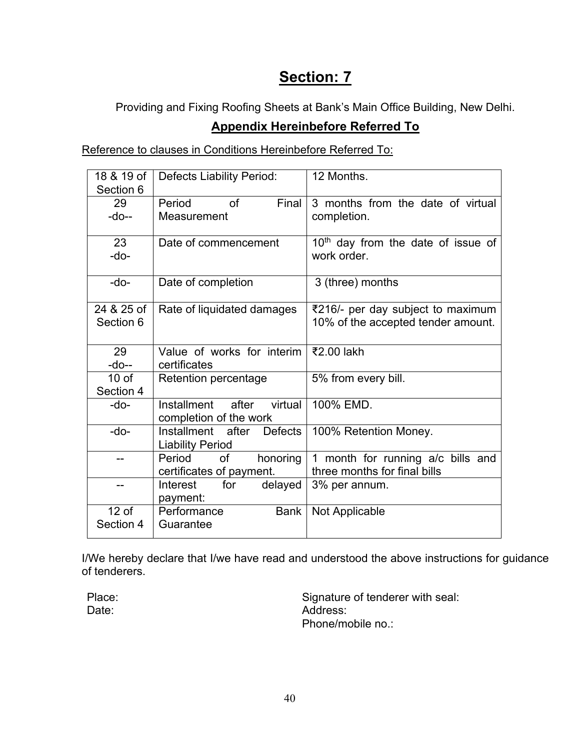# Section: 7

Providing and Fixing Roofing Sheets at Bank's Main Office Building, New Delhi.

## Appendix Hereinbefore Referred To

Reference to clauses in Conditions Hereinbefore Referred To:

| | | |
|---|---|---|
| 18 & 19 of Section 6 | Defects Liability Period: | 12 Months. |
| 29 -do-- | Period of Final Measurement | 3 months from the date of virtual completion. |
| 23 -do- | Date of commencement | 10th day from the date of issue of work order. |
| -do- | Date of completion | 3 (three) months |
| 24 & 25 of Section 6 | Rate of liquidated damages | ₹216/- per day subject to maximum 10% of the accepted tender amount. |
| 29 -do-- | Value of works for interim certificates | ₹2.00 lakh |
| 10 of Section 4 | Retention percentage | 5% from every bill. |
| -do- | Installment after virtual completion of the work | 100% EMD. |
| -do- | Installment after Defects Liability Period | 100% Retention Money. |
| -- | Period of honoring certificates of payment. | 1 month for running a/c bills and three months for final bills |
| -- | Interest for delayed payment: | 3% per annum. |
| 12 of Section 4 | Performance Bank Guarantee | Not Applicable |

I/We hereby declare that I/we have read and understood the above instructions for guidance of tenderers.

Place:
Date:

Signature of tenderer with seal:
Address:
Phone/mobile no.: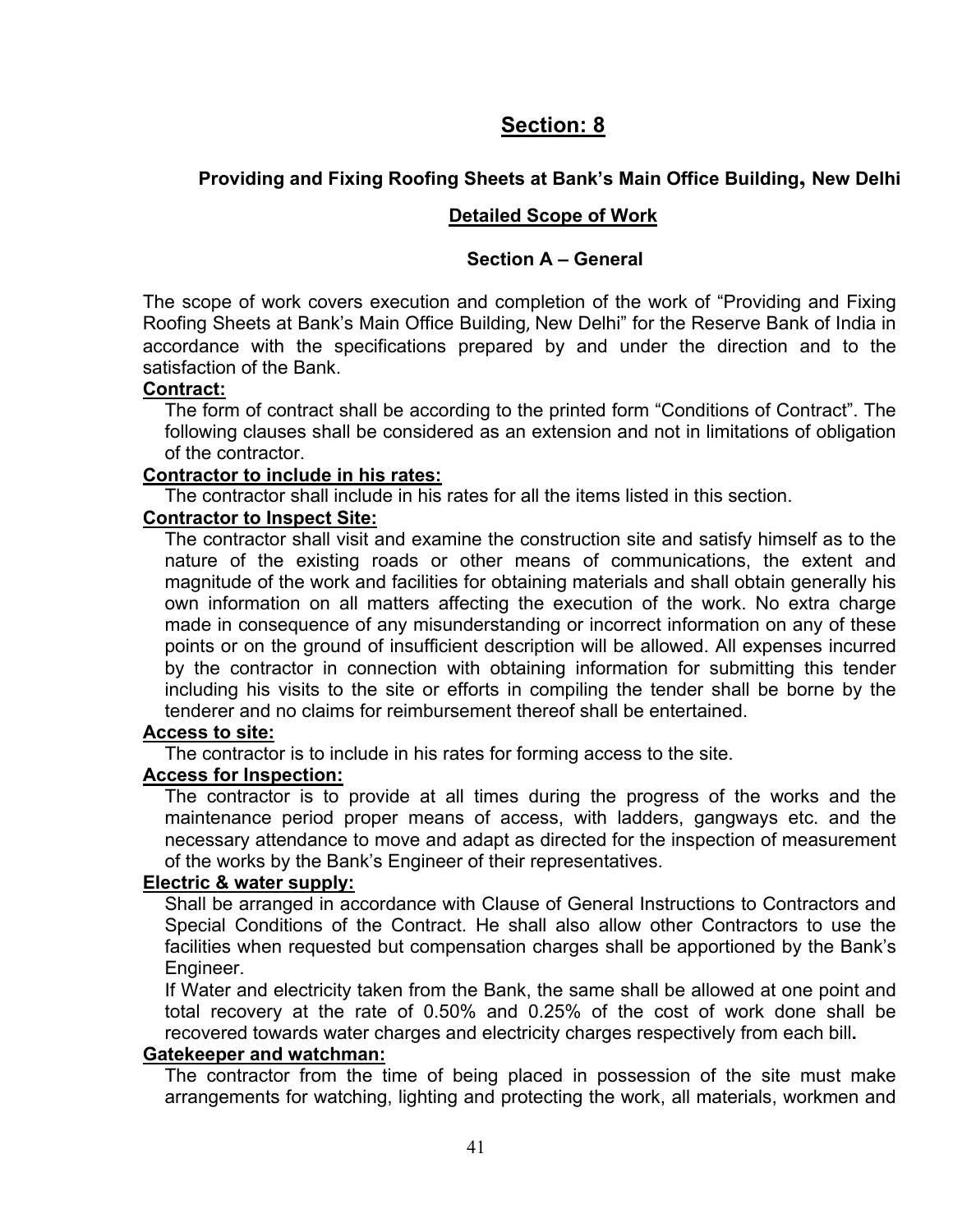# Section: 8

### Providing and Fixing Roofing Sheets at Bank's Main Office Building, New Delhi

### Detailed Scope of Work

### Section A – General

The scope of work covers execution and completion of the work of "Providing and Fixing Roofing Sheets at Bank's Main Office Building, New Delhi" for the Reserve Bank of India in accordance with the specifications prepared by and under the direction and to the satisfaction of the Bank.

**Contract:**

The form of contract shall be according to the printed form "Conditions of Contract". The following clauses shall be considered as an extension and not in limitations of obligation of the contractor.

**Contractor to include in his rates:**

The contractor shall include in his rates for all the items listed in this section.

**Contractor to Inspect Site:**

The contractor shall visit and examine the construction site and satisfy himself as to the nature of the existing roads or other means of communications, the extent and magnitude of the work and facilities for obtaining materials and shall obtain generally his own information on all matters affecting the execution of the work. No extra charge made in consequence of any misunderstanding or incorrect information on any of these points or on the ground of insufficient description will be allowed. All expenses incurred by the contractor in connection with obtaining information for submitting this tender including his visits to the site or efforts in compiling the tender shall be borne by the tenderer and no claims for reimbursement thereof shall be entertained.

**Access to site:**

The contractor is to include in his rates for forming access to the site.

**Access for Inspection:**

The contractor is to provide at all times during the progress of the works and the maintenance period proper means of access, with ladders, gangways etc. and the necessary attendance to move and adapt as directed for the inspection of measurement of the works by the Bank's Engineer of their representatives.

**Electric & water supply:**

Shall be arranged in accordance with Clause of General Instructions to Contractors and Special Conditions of the Contract. He shall also allow other Contractors to use the facilities when requested but compensation charges shall be apportioned by the Bank's Engineer.

If Water and electricity taken from the Bank, the same shall be allowed at one point and total recovery at the rate of 0.50% and 0.25% of the cost of work done shall be recovered towards water charges and electricity charges respectively from each bill**.**

**Gatekeeper and watchman:**

The contractor from the time of being placed in possession of the site must make arrangements for watching, lighting and protecting the work, all materials, workmen and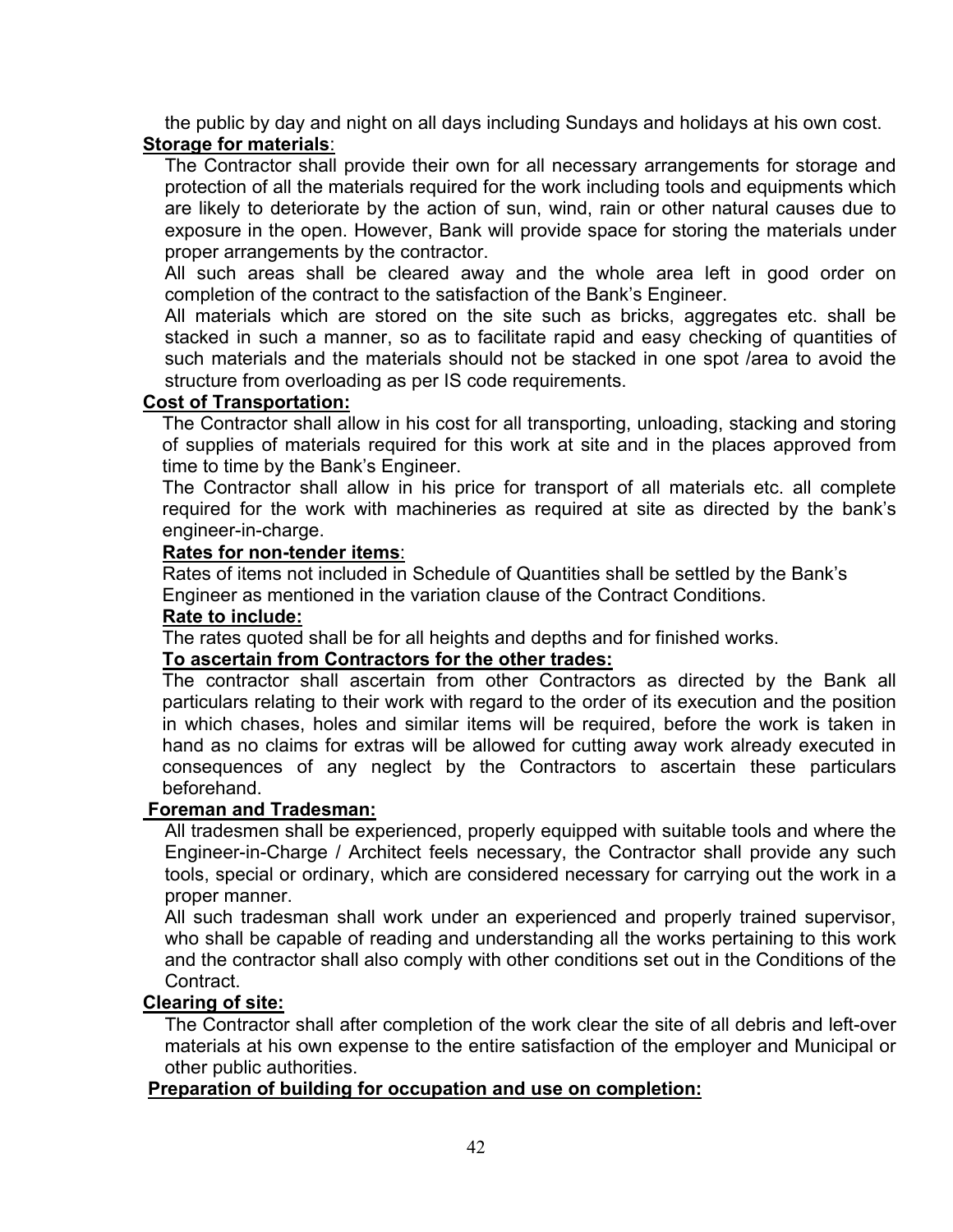the public by day and night on all days including Sundays and holidays at his own cost.

**Storage for materials**:

The Contractor shall provide their own for all necessary arrangements for storage and protection of all the materials required for the work including tools and equipments which are likely to deteriorate by the action of sun, wind, rain or other natural causes due to exposure in the open. However, Bank will provide space for storing the materials under proper arrangements by the contractor.

All such areas shall be cleared away and the whole area left in good order on completion of the contract to the satisfaction of the Bank's Engineer.

All materials which are stored on the site such as bricks, aggregates etc. shall be stacked in such a manner, so as to facilitate rapid and easy checking of quantities of such materials and the materials should not be stacked in one spot /area to avoid the structure from overloading as per IS code requirements.

**Cost of Transportation:**

The Contractor shall allow in his cost for all transporting, unloading, stacking and storing of supplies of materials required for this work at site and in the places approved from time to time by the Bank's Engineer.

The Contractor shall allow in his price for transport of all materials etc. all complete required for the work with machineries as required at site as directed by the bank's engineer-in-charge.

**Rates for non-tender items**:

Rates of items not included in Schedule of Quantities shall be settled by the Bank's Engineer as mentioned in the variation clause of the Contract Conditions.

**Rate to include:**

The rates quoted shall be for all heights and depths and for finished works.

**To ascertain from Contractors for the other trades:**

The contractor shall ascertain from other Contractors as directed by the Bank all particulars relating to their work with regard to the order of its execution and the position in which chases, holes and similar items will be required, before the work is taken in hand as no claims for extras will be allowed for cutting away work already executed in consequences of any neglect by the Contractors to ascertain these particulars beforehand.

**Foreman and Tradesman:**

All tradesmen shall be experienced, properly equipped with suitable tools and where the Engineer-in-Charge / Architect feels necessary, the Contractor shall provide any such tools, special or ordinary, which are considered necessary for carrying out the work in a proper manner.

All such tradesman shall work under an experienced and properly trained supervisor, who shall be capable of reading and understanding all the works pertaining to this work and the contractor shall also comply with other conditions set out in the Conditions of the Contract.

**Clearing of site:**

The Contractor shall after completion of the work clear the site of all debris and left-over materials at his own expense to the entire satisfaction of the employer and Municipal or other public authorities.

**Preparation of building for occupation and use on completion:**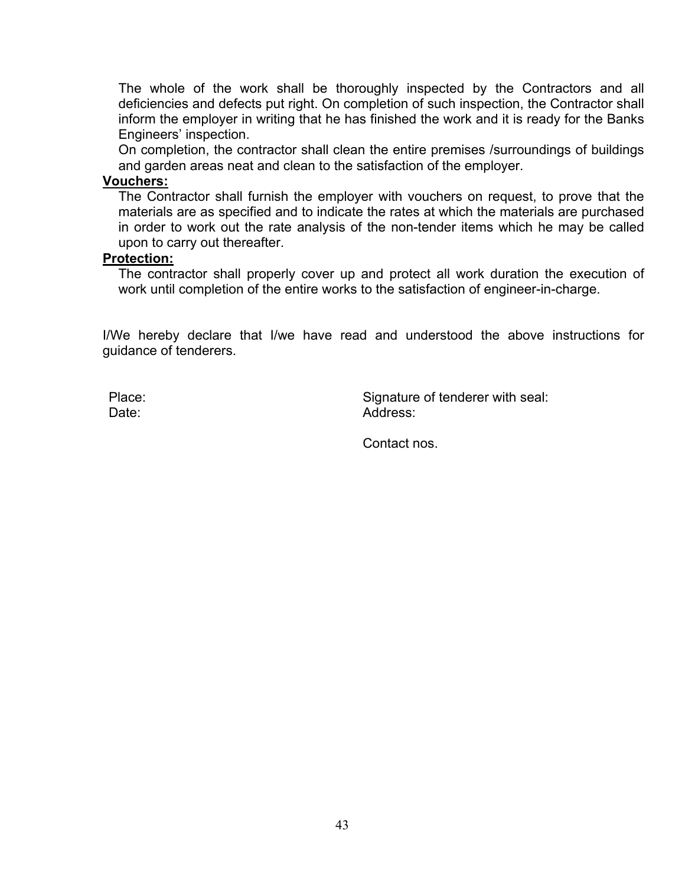The whole of the work shall be thoroughly inspected by the Contractors and all deficiencies and defects put right. On completion of such inspection, the Contractor shall inform the employer in writing that he has finished the work and it is ready for the Banks Engineers' inspection.

On completion, the contractor shall clean the entire premises /surroundings of buildings and garden areas neat and clean to the satisfaction of the employer.

**Vouchers:**

The Contractor shall furnish the employer with vouchers on request, to prove that the materials are as specified and to indicate the rates at which the materials are purchased in order to work out the rate analysis of the non-tender items which he may be called upon to carry out thereafter.

**Protection:**

The contractor shall properly cover up and protect all work duration the execution of work until completion of the entire works to the satisfaction of engineer-in-charge.

I/We hereby declare that I/we have read and understood the above instructions for guidance of tenderers.

Place: Signature of tenderer with seal:

Date: Address:

Contact nos.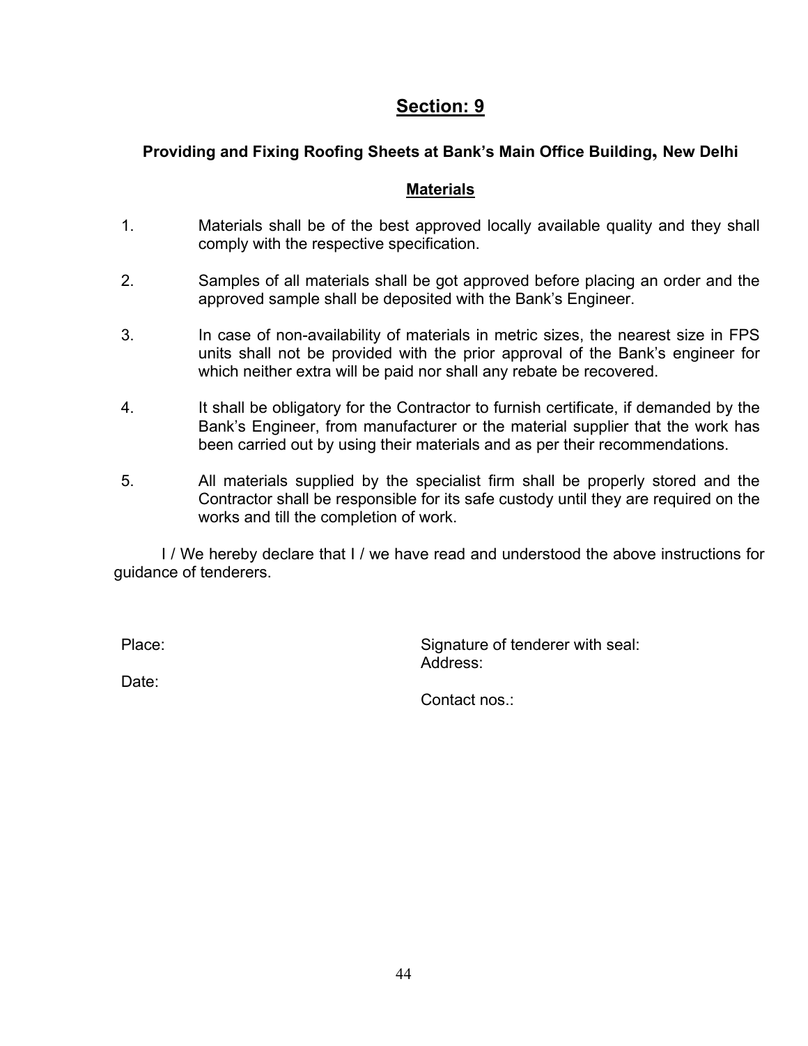## Section: 9

**Providing and Fixing Roofing Sheets at Bank's Main Office Building, New Delhi**

**Materials**

1. Materials shall be of the best approved locally available quality and they shall comply with the respective specification.

2. Samples of all materials shall be got approved before placing an order and the approved sample shall be deposited with the Bank's Engineer.

3. In case of non-availability of materials in metric sizes, the nearest size in FPS units shall not be provided with the prior approval of the Bank's engineer for which neither extra will be paid nor shall any rebate be recovered.

4. It shall be obligatory for the Contractor to furnish certificate, if demanded by the Bank's Engineer, from manufacturer or the material supplier that the work has been carried out by using their materials and as per their recommendations.

5. All materials supplied by the specialist firm shall be properly stored and the Contractor shall be responsible for its safe custody until they are required on the works and till the completion of work.

I / We hereby declare that I / we have read and understood the above instructions for guidance of tenderers.

Place:

Date:

Signature of tenderer with seal:
Address:

Contact nos.: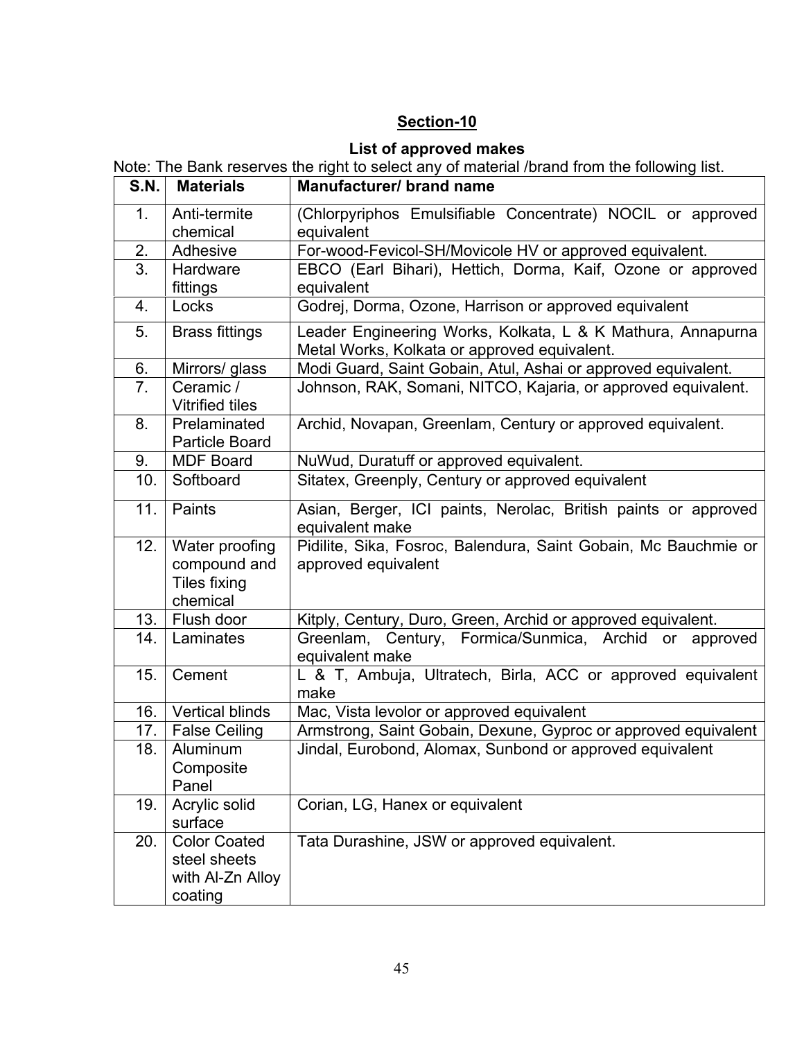## Section-10

### List of approved makes

Note: The Bank reserves the right to select any of material /brand from the following list.

| S.N. | Materials | Manufacturer/ brand name |
|---|---|---|
| 1. | Anti-termite chemical | (Chlorpyriphos Emulsifiable Concentrate) NOCIL or approved equivalent |
| 2. | Adhesive | For-wood-Fevicol-SH/Movicole HV or approved equivalent. |
| 3. | Hardware fittings | EBCO (Earl Bihari), Hettich, Dorma, Kaif, Ozone or approved equivalent |
| 4. | Locks | Godrej, Dorma, Ozone, Harrison or approved equivalent |
| 5. | Brass fittings | Leader Engineering Works, Kolkata, L & K Mathura, Annapurna Metal Works, Kolkata or approved equivalent. |
| 6. | Mirrors/ glass | Modi Guard, Saint Gobain, Atul, Ashai or approved equivalent. |
| 7. | Ceramic / Vitrified tiles | Johnson, RAK, Somani, NITCO, Kajaria, or approved equivalent. |
| 8. | Prelaminated Particle Board | Archid, Novapan, Greenlam, Century or approved equivalent. |
| 9. | MDF Board | NuWud, Duratuff or approved equivalent. |
| 10. | Softboard | Sitatex, Greenply, Century or approved equivalent |
| 11. | Paints | Asian, Berger, ICI paints, Nerolac, British paints or approved equivalent make |
| 12. | Water proofing compound and Tiles fixing chemical | Pidilite, Sika, Fosroc, Balendura, Saint Gobain, Mc Bauchmie or approved equivalent |
| 13. | Flush door | Kitply, Century, Duro, Green, Archid or approved equivalent. |
| 14. | Laminates | Greenlam, Century, Formica/Sunmica, Archid or approved equivalent make |
| 15. | Cement | L & T, Ambuja, Ultratech, Birla, ACC or approved equivalent make |
| 16. | Vertical blinds | Mac, Vista levolor or approved equivalent |
| 17. | False Ceiling | Armstrong, Saint Gobain, Dexune, Gyproc or approved equivalent |
| 18. | Aluminum Composite Panel | Jindal, Eurobond, Alomax, Sunbond or approved equivalent |
| 19. | Acrylic solid surface | Corian, LG, Hanex or equivalent |
| 20. | Color Coated steel sheets with Al-Zn Alloy coating | Tata Durashine, JSW or approved equivalent. |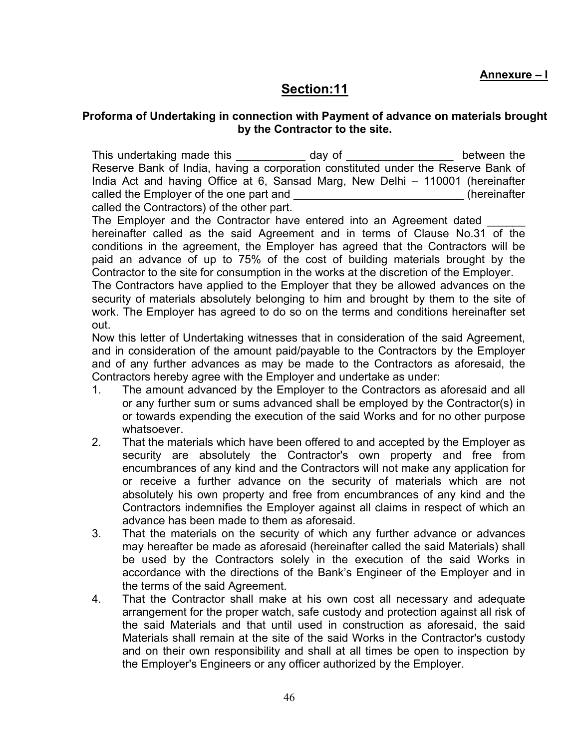**Annexure – I**

## Section:11

### Proforma of Undertaking in connection with Payment of advance on materials brought by the Contractor to the site.

This undertaking made this ___________ day of _________________ between the Reserve Bank of India, having a corporation constituted under the Reserve Bank of India Act and having Office at 6, Sansad Marg, New Delhi – 110001 (hereinafter called the Employer of the one part and ___________________________ (hereinafter called the Contractors) of the other part.

The Employer and the Contractor have entered into an Agreement dated ______ hereinafter called as the said Agreement and in terms of Clause No.31 of the conditions in the agreement, the Employer has agreed that the Contractors will be paid an advance of up to 75% of the cost of building materials brought by the Contractor to the site for consumption in the works at the discretion of the Employer.

The Contractors have applied to the Employer that they be allowed advances on the security of materials absolutely belonging to him and brought by them to the site of work. The Employer has agreed to do so on the terms and conditions hereinafter set out.

Now this letter of Undertaking witnesses that in consideration of the said Agreement, and in consideration of the amount paid/payable to the Contractors by the Employer and of any further advances as may be made to the Contractors as aforesaid, the Contractors hereby agree with the Employer and undertake as under:

1. The amount advanced by the Employer to the Contractors as aforesaid and all or any further sum or sums advanced shall be employed by the Contractor(s) in or towards expending the execution of the said Works and for no other purpose whatsoever.
2. That the materials which have been offered to and accepted by the Employer as security are absolutely the Contractor's own property and free from encumbrances of any kind and the Contractors will not make any application for or receive a further advance on the security of materials which are not absolutely his own property and free from encumbrances of any kind and the Contractors indemnifies the Employer against all claims in respect of which an advance has been made to them as aforesaid.
3. That the materials on the security of which any further advance or advances may hereafter be made as aforesaid (hereinafter called the said Materials) shall be used by the Contractors solely in the execution of the said Works in accordance with the directions of the Bank's Engineer of the Employer and in the terms of the said Agreement.
4. That the Contractor shall make at his own cost all necessary and adequate arrangement for the proper watch, safe custody and protection against all risk of the said Materials and that until used in construction as aforesaid, the said Materials shall remain at the site of the said Works in the Contractor's custody and on their own responsibility and shall at all times be open to inspection by the Employer's Engineers or any officer authorized by the Employer.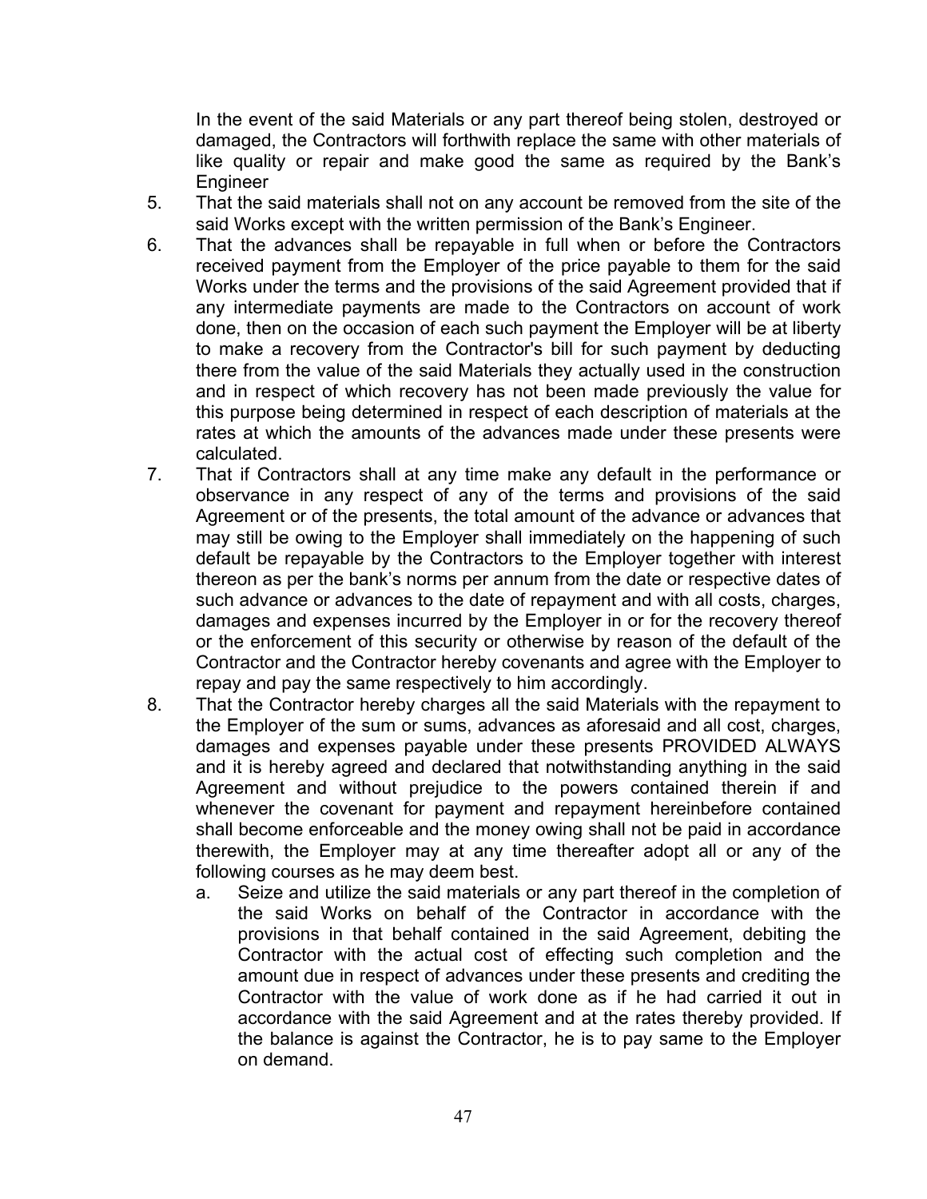In the event of the said Materials or any part thereof being stolen, destroyed or damaged, the Contractors will forthwith replace the same with other materials of like quality or repair and make good the same as required by the Bank's Engineer

5. That the said materials shall not on any account be removed from the site of the said Works except with the written permission of the Bank's Engineer.
6. That the advances shall be repayable in full when or before the Contractors received payment from the Employer of the price payable to them for the said Works under the terms and the provisions of the said Agreement provided that if any intermediate payments are made to the Contractors on account of work done, then on the occasion of each such payment the Employer will be at liberty to make a recovery from the Contractor's bill for such payment by deducting there from the value of the said Materials they actually used in the construction and in respect of which recovery has not been made previously the value for this purpose being determined in respect of each description of materials at the rates at which the amounts of the advances made under these presents were calculated.
7. That if Contractors shall at any time make any default in the performance or observance in any respect of any of the terms and provisions of the said Agreement or of the presents, the total amount of the advance or advances that may still be owing to the Employer shall immediately on the happening of such default be repayable by the Contractors to the Employer together with interest thereon as per the bank's norms per annum from the date or respective dates of such advance or advances to the date of repayment and with all costs, charges, damages and expenses incurred by the Employer in or for the recovery thereof or the enforcement of this security or otherwise by reason of the default of the Contractor and the Contractor hereby covenants and agree with the Employer to repay and pay the same respectively to him accordingly.
8. That the Contractor hereby charges all the said Materials with the repayment to the Employer of the sum or sums, advances as aforesaid and all cost, charges, damages and expenses payable under these presents PROVIDED ALWAYS and it is hereby agreed and declared that notwithstanding anything in the said Agreement and without prejudice to the powers contained therein if and whenever the covenant for payment and repayment hereinbefore contained shall become enforceable and the money owing shall not be paid in accordance therewith, the Employer may at any time thereafter adopt all or any of the following courses as he may deem best.
   a. Seize and utilize the said materials or any part thereof in the completion of the said Works on behalf of the Contractor in accordance with the provisions in that behalf contained in the said Agreement, debiting the Contractor with the actual cost of effecting such completion and the amount due in respect of advances under these presents and crediting the Contractor with the value of work done as if he had carried it out in accordance with the said Agreement and at the rates thereby provided. If the balance is against the Contractor, he is to pay same to the Employer on demand.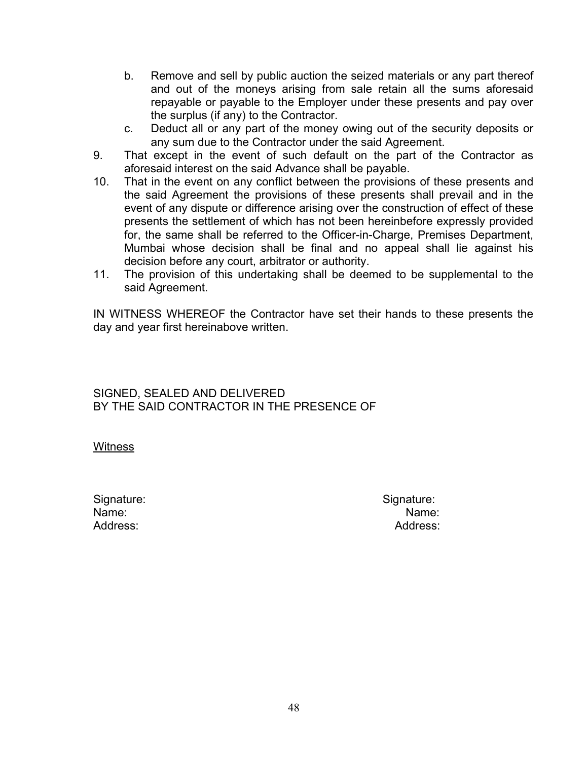b. Remove and sell by public auction the seized materials or any part thereof and out of the moneys arising from sale retain all the sums aforesaid repayable or payable to the Employer under these presents and pay over the surplus (if any) to the Contractor.
   c. Deduct all or any part of the money owing out of the security deposits or any sum due to the Contractor under the said Agreement.

9. That except in the event of such default on the part of the Contractor as aforesaid interest on the said Advance shall be payable.
10. That in the event on any conflict between the provisions of these presents and the said Agreement the provisions of these presents shall prevail and in the event of any dispute or difference arising over the construction of effect of these presents the settlement of which has not been hereinbefore expressly provided for, the same shall be referred to the Officer-in-Charge, Premises Department, Mumbai whose decision shall be final and no appeal shall lie against his decision before any court, arbitrator or authority.
11. The provision of this undertaking shall be deemed to be supplemental to the said Agreement.

IN WITNESS WHEREOF the Contractor have set their hands to these presents the day and year first hereinabove written.

SIGNED, SEALED AND DELIVERED
BY THE SAID CONTRACTOR IN THE PRESENCE OF

Witness

| | |
|---|---|
| Signature: | Signature: |
| Name: | Name: |
| Address: | Address: |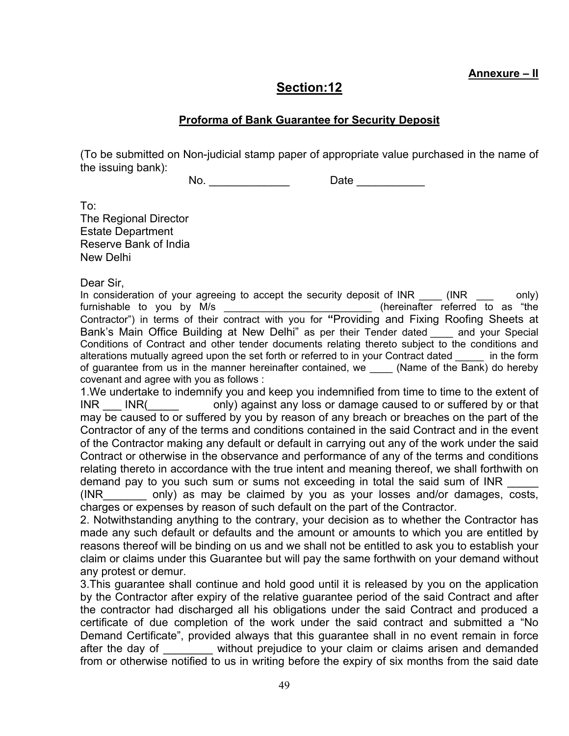**Annexure – II**

# Section:12

## Proforma of Bank Guarantee for Security Deposit

(To be submitted on Non-judicial stamp paper of appropriate value purchased in the name of the issuing bank):

No. _____________ Date ___________

To:
The Regional Director
Estate Department
Reserve Bank of India
New Delhi

Dear Sir,

In consideration of your agreeing to accept the security deposit of INR ____ (INR ___ only) furnishable to you by M/s _________________________ (hereinafter referred to as "the Contractor") in terms of their contract with you for **"**Providing and Fixing Roofing Sheets at Bank's Main Office Building at New Delhi" as per their Tender dated ____ and your Special Conditions of Contract and other tender documents relating thereto subject to the conditions and alterations mutually agreed upon the set forth or referred to in your Contract dated _____ in the form of guarantee from us in the manner hereinafter contained, we ____ (Name of the Bank) do hereby covenant and agree with you as follows :

1.We undertake to indemnify you and keep you indemnified from time to time to the extent of INR ___ INR(_____ only) against any loss or damage caused to or suffered by or that may be caused to or suffered by you by reason of any breach or breaches on the part of the Contractor of any of the terms and conditions contained in the said Contract and in the event of the Contractor making any default or default in carrying out any of the work under the said Contract or otherwise in the observance and performance of any of the terms and conditions relating thereto in accordance with the true intent and meaning thereof, we shall forthwith on demand pay to you such sum or sums not exceeding in total the said sum of INR _____ (INR_______ only) as may be claimed by you as your losses and/or damages, costs, charges or expenses by reason of such default on the part of the Contractor.

2. Notwithstanding anything to the contrary, your decision as to whether the Contractor has made any such default or defaults and the amount or amounts to which you are entitled by reasons thereof will be binding on us and we shall not be entitled to ask you to establish your claim or claims under this Guarantee but will pay the same forthwith on your demand without any protest or demur.

3.This guarantee shall continue and hold good until it is released by you on the application by the Contractor after expiry of the relative guarantee period of the said Contract and after the contractor had discharged all his obligations under the said Contract and produced a certificate of due completion of the work under the said contract and submitted a "No Demand Certificate", provided always that this guarantee shall in no event remain in force after the day of ________ without prejudice to your claim or claims arisen and demanded from or otherwise notified to us in writing before the expiry of six months from the said date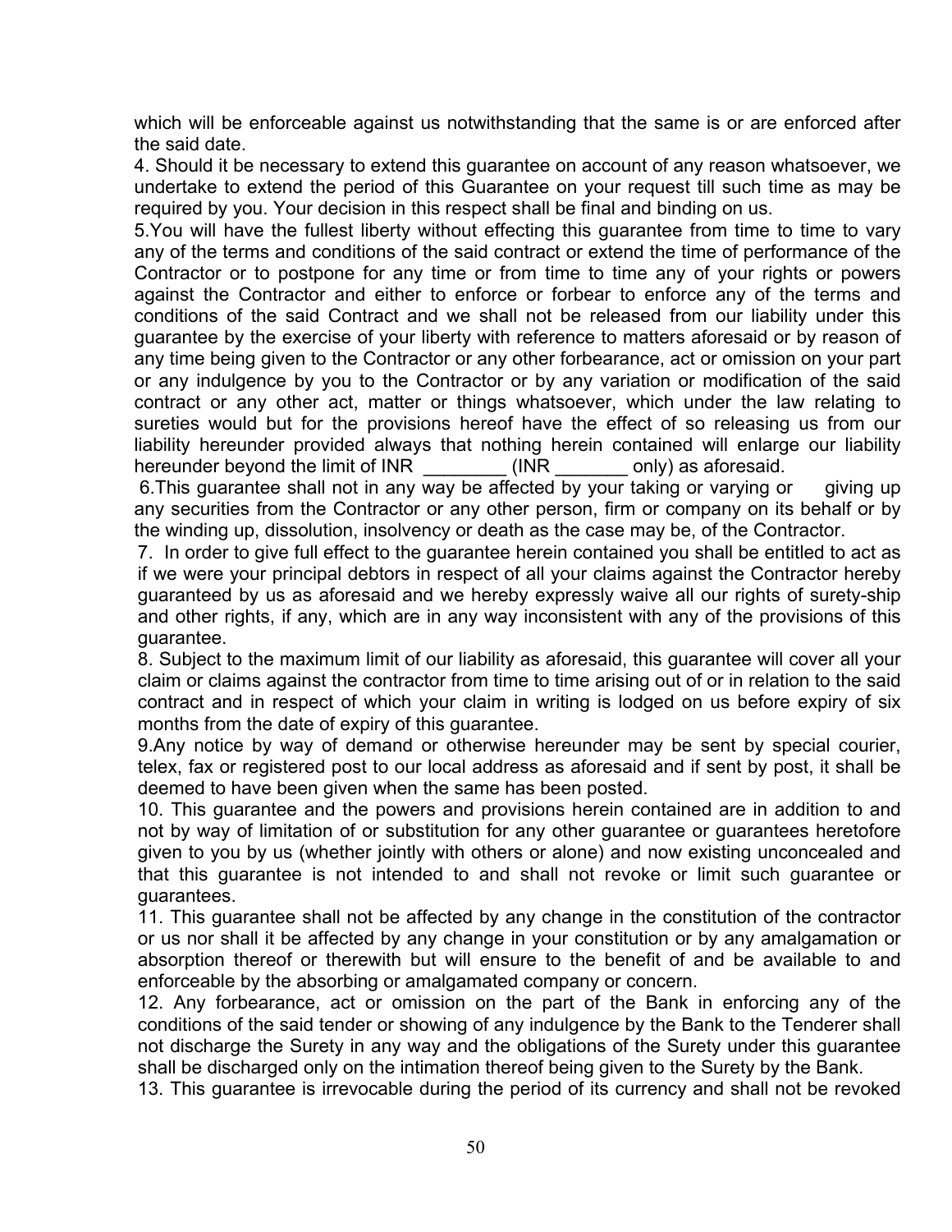which will be enforceable against us notwithstanding that the same is or are enforced after the said date.

4. Should it be necessary to extend this guarantee on account of any reason whatsoever, we undertake to extend the period of this Guarantee on your request till such time as may be required by you. Your decision in this respect shall be final and binding on us.

5.You will have the fullest liberty without effecting this guarantee from time to time to vary any of the terms and conditions of the said contract or extend the time of performance of the Contractor or to postpone for any time or from time to time any of your rights or powers against the Contractor and either to enforce or forbear to enforce any of the terms and conditions of the said Contract and we shall not be released from our liability under this guarantee by the exercise of your liberty with reference to matters aforesaid or by reason of any time being given to the Contractor or any other forbearance, act or omission on your part or any indulgence by you to the Contractor or by any variation or modification of the said contract or any other act, matter or things whatsoever, which under the law relating to sureties would but for the provisions hereof have the effect of so releasing us from our liability hereunder provided always that nothing herein contained will enlarge our liability hereunder beyond the limit of INR ________ (INR _______ only) as aforesaid.

6.This guarantee shall not in any way be affected by your taking or varying or giving up any securities from the Contractor or any other person, firm or company on its behalf or by the winding up, dissolution, insolvency or death as the case may be, of the Contractor.

7. In order to give full effect to the guarantee herein contained you shall be entitled to act as if we were your principal debtors in respect of all your claims against the Contractor hereby guaranteed by us as aforesaid and we hereby expressly waive all our rights of surety-ship and other rights, if any, which are in any way inconsistent with any of the provisions of this guarantee.

8. Subject to the maximum limit of our liability as aforesaid, this guarantee will cover all your claim or claims against the contractor from time to time arising out of or in relation to the said contract and in respect of which your claim in writing is lodged on us before expiry of six months from the date of expiry of this guarantee.

9.Any notice by way of demand or otherwise hereunder may be sent by special courier, telex, fax or registered post to our local address as aforesaid and if sent by post, it shall be deemed to have been given when the same has been posted.

10. This guarantee and the powers and provisions herein contained are in addition to and not by way of limitation of or substitution for any other guarantee or guarantees heretofore given to you by us (whether jointly with others or alone) and now existing unconcealed and that this guarantee is not intended to and shall not revoke or limit such guarantee or guarantees.

11. This guarantee shall not be affected by any change in the constitution of the contractor or us nor shall it be affected by any change in your constitution or by any amalgamation or absorption thereof or therewith but will ensure to the benefit of and be available to and enforceable by the absorbing or amalgamated company or concern.

12. Any forbearance, act or omission on the part of the Bank in enforcing any of the conditions of the said tender or showing of any indulgence by the Bank to the Tenderer shall not discharge the Surety in any way and the obligations of the Surety under this guarantee shall be discharged only on the intimation thereof being given to the Surety by the Bank.

13. This guarantee is irrevocable during the period of its currency and shall not be revoked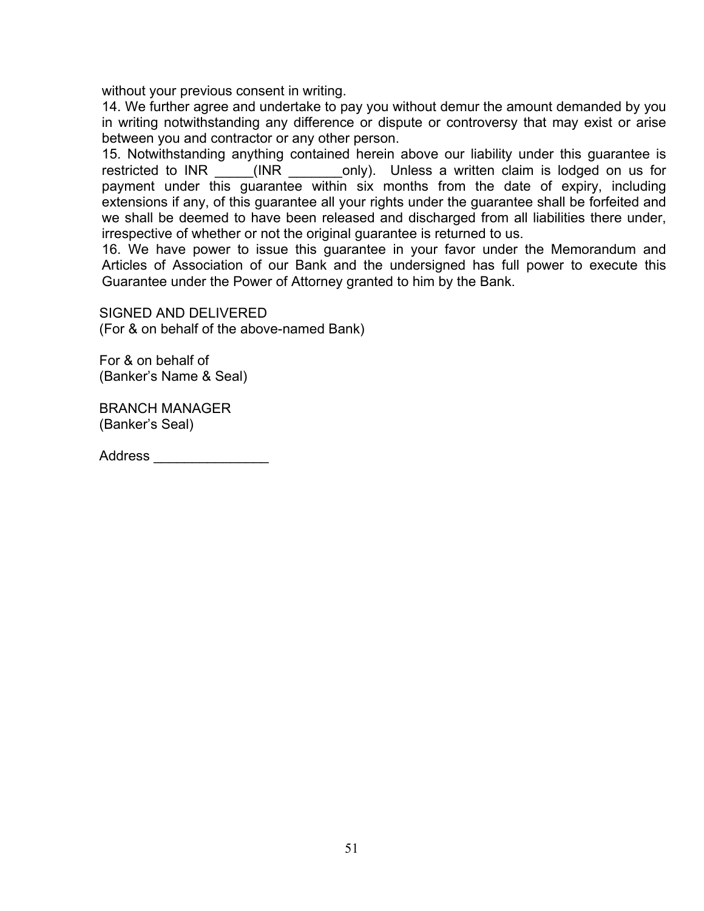without your previous consent in writing.

14. We further agree and undertake to pay you without demur the amount demanded by you in writing notwithstanding any difference or dispute or controversy that may exist or arise between you and contractor or any other person.

15. Notwithstanding anything contained herein above our liability under this guarantee is restricted to INR _____(INR _______only). Unless a written claim is lodged on us for payment under this guarantee within six months from the date of expiry, including extensions if any, of this guarantee all your rights under the guarantee shall be forfeited and we shall be deemed to have been released and discharged from all liabilities there under, irrespective of whether or not the original guarantee is returned to us.

16. We have power to issue this guarantee in your favor under the Memorandum and Articles of Association of our Bank and the undersigned has full power to execute this Guarantee under the Power of Attorney granted to him by the Bank.

SIGNED AND DELIVERED
(For & on behalf of the above-named Bank)

For & on behalf of
(Banker's Name & Seal)

BRANCH MANAGER
(Banker's Seal)

Address _______________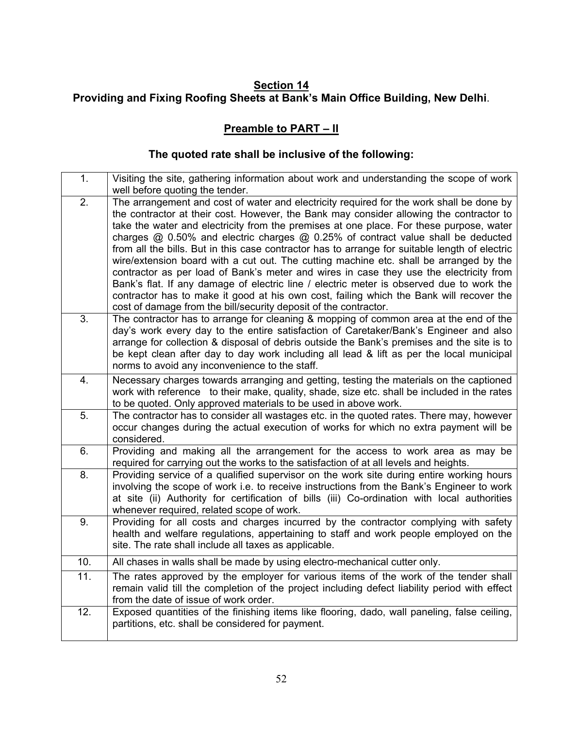**Section 14**

**Providing and Fixing Roofing Sheets at Bank's Main Office Building, New Delhi**.

**Preamble to PART – II**

**The quoted rate shall be inclusive of the following:**

| | |
|---|---|
| 1. | Visiting the site, gathering information about work and understanding the scope of work well before quoting the tender. |
| 2. | The arrangement and cost of water and electricity required for the work shall be done by the contractor at their cost. However, the Bank may consider allowing the contractor to take the water and electricity from the premises at one place. For these purpose, water charges @ 0.50% and electric charges @ 0.25% of contract value shall be deducted from all the bills. But in this case contractor has to arrange for suitable length of electric wire/extension board with a cut out. The cutting machine etc. shall be arranged by the contractor as per load of Bank's meter and wires in case they use the electricity from Bank's flat. If any damage of electric line / electric meter is observed due to work the contractor has to make it good at his own cost, failing which the Bank will recover the cost of damage from the bill/security deposit of the contractor. |
| 3. | The contractor has to arrange for cleaning & mopping of common area at the end of the day's work every day to the entire satisfaction of Caretaker/Bank's Engineer and also arrange for collection & disposal of debris outside the Bank's premises and the site is to be kept clean after day to day work including all lead & lift as per the local municipal norms to avoid any inconvenience to the staff. |
| 4. | Necessary charges towards arranging and getting, testing the materials on the captioned work with reference to their make, quality, shade, size etc. shall be included in the rates to be quoted. Only approved materials to be used in above work. |
| 5. | The contractor has to consider all wastages etc. in the quoted rates. There may, however occur changes during the actual execution of works for which no extra payment will be considered. |
| 6. | Providing and making all the arrangement for the access to work area as may be required for carrying out the works to the satisfaction of at all levels and heights. |
| 8. | Providing service of a qualified supervisor on the work site during entire working hours involving the scope of work i.e. to receive instructions from the Bank's Engineer to work at site (ii) Authority for certification of bills (iii) Co-ordination with local authorities whenever required, related scope of work. |
| 9. | Providing for all costs and charges incurred by the contractor complying with safety health and welfare regulations, appertaining to staff and work people employed on the site. The rate shall include all taxes as applicable. |
| 10. | All chases in walls shall be made by using electro-mechanical cutter only. |
| 11. | The rates approved by the employer for various items of the work of the tender shall remain valid till the completion of the project including defect liability period with effect from the date of issue of work order. |
| 12. | Exposed quantities of the finishing items like flooring, dado, wall paneling, false ceiling, partitions, etc. shall be considered for payment. |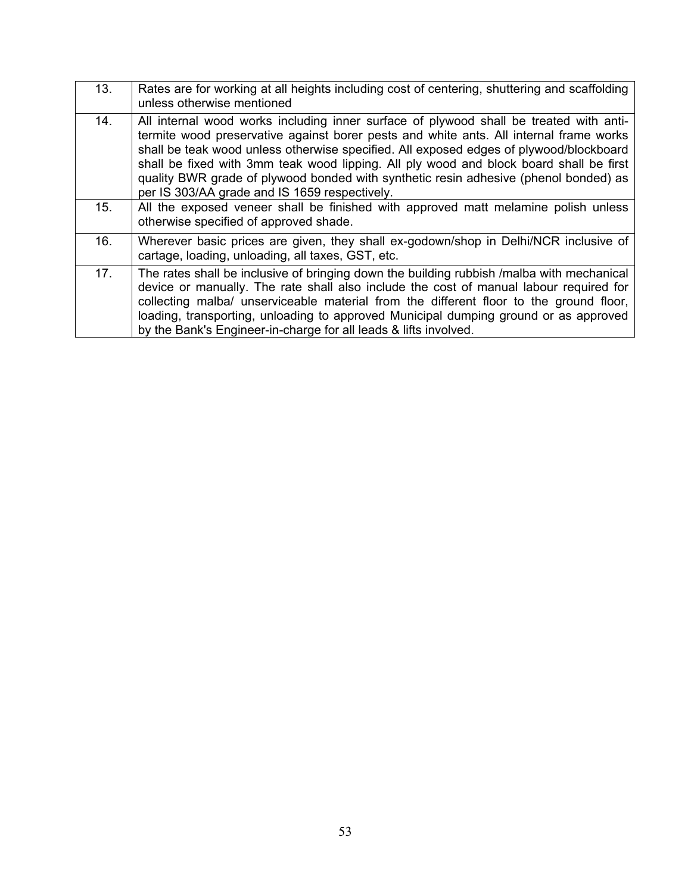| | |
|---|---|
| 13. | Rates are for working at all heights including cost of centering, shuttering and scaffolding unless otherwise mentioned |
| 14. | All internal wood works including inner surface of plywood shall be treated with anti-termite wood preservative against borer pests and white ants. All internal frame works shall be teak wood unless otherwise specified. All exposed edges of plywood/blockboard shall be fixed with 3mm teak wood lipping. All ply wood and block board shall be first quality BWR grade of plywood bonded with synthetic resin adhesive (phenol bonded) as per IS 303/AA grade and IS 1659 respectively. |
| 15. | All the exposed veneer shall be finished with approved matt melamine polish unless otherwise specified of approved shade. |
| 16. | Wherever basic prices are given, they shall ex-godown/shop in Delhi/NCR inclusive of cartage, loading, unloading, all taxes, GST, etc. |
| 17. | The rates shall be inclusive of bringing down the building rubbish /malba with mechanical device or manually. The rate shall also include the cost of manual labour required for collecting malba/ unserviceable material from the different floor to the ground floor, loading, transporting, unloading to approved Municipal dumping ground or as approved by the Bank's Engineer-in-charge for all leads & lifts involved. |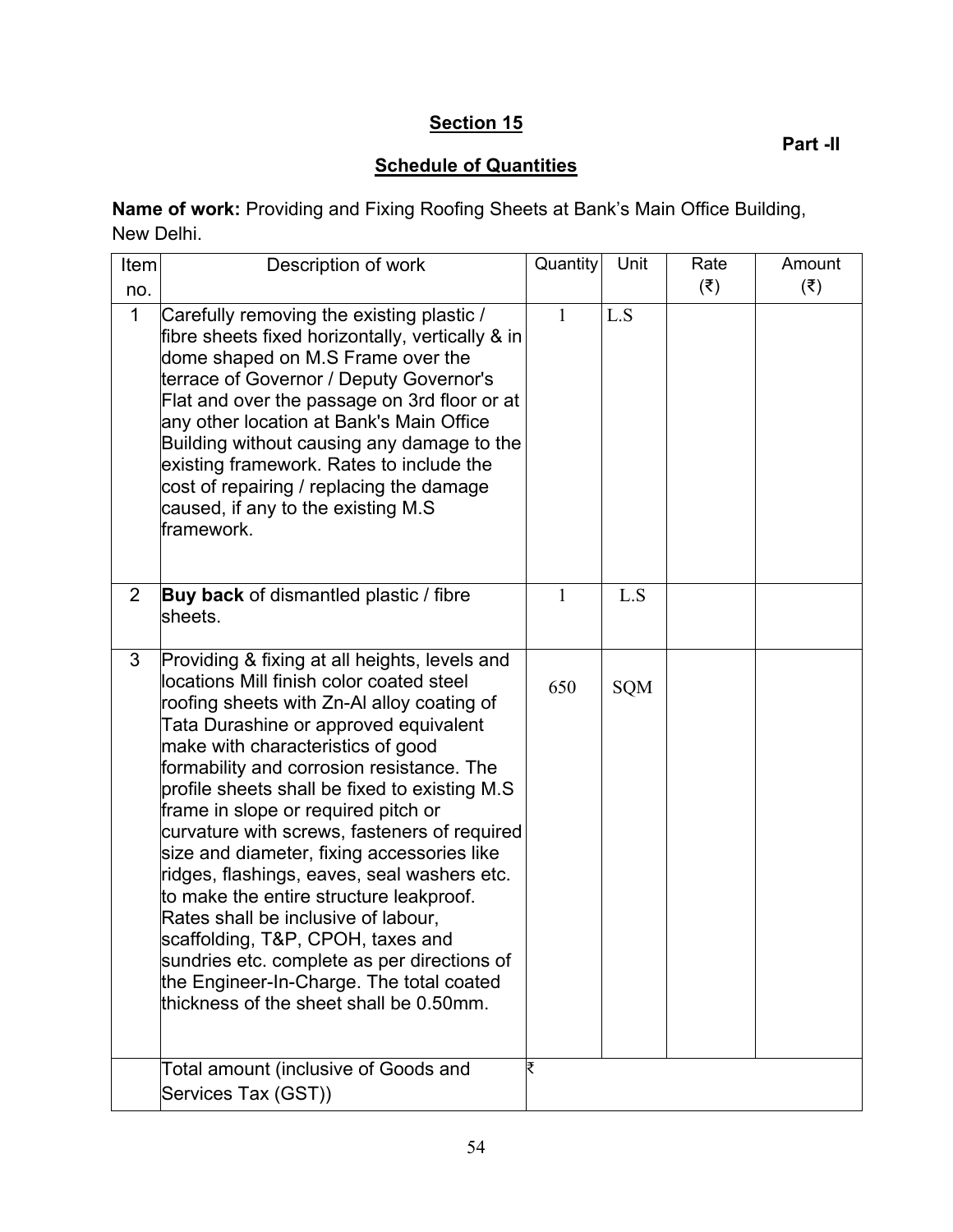## Section 15

**Part -II**

## Schedule of Quantities

**Name of work:** Providing and Fixing Roofing Sheets at Bank's Main Office Building, New Delhi.

| Item no. | Description of work | Quantity | Unit | Rate (₹) | Amount (₹) |
|---|---|---|---|---|---|
| 1 | Carefully removing the existing plastic / fibre sheets fixed horizontally, vertically & in dome shaped on M.S Frame over the terrace of Governor / Deputy Governor's Flat and over the passage on 3rd floor or at any other location at Bank's Main Office Building without causing any damage to the existing framework. Rates to include the cost of repairing / replacing the damage caused, if any to the existing M.S framework. | 1 | L.S | | |
| 2 | **Buy back** of dismantled plastic / fibre sheets. | 1 | L.S | | |
| 3 | Providing & fixing at all heights, levels and locations Mill finish color coated steel roofing sheets with Zn-Al alloy coating of Tata Durashine or approved equivalent make with characteristics of good formability and corrosion resistance. The profile sheets shall be fixed to existing M.S frame in slope or required pitch or curvature with screws, fasteners of required size and diameter, fixing accessories like ridges, flashings, eaves, seal washers etc. to make the entire structure leakproof. Rates shall be inclusive of labour, scaffolding, T&P, CPOH, taxes and sundries etc. complete as per directions of the Engineer-In-Charge. The total coated thickness of the sheet shall be 0.50mm. | 650 | SQM | | |
| | Total amount (inclusive of Goods and Services Tax (GST)) | ₹ | | | |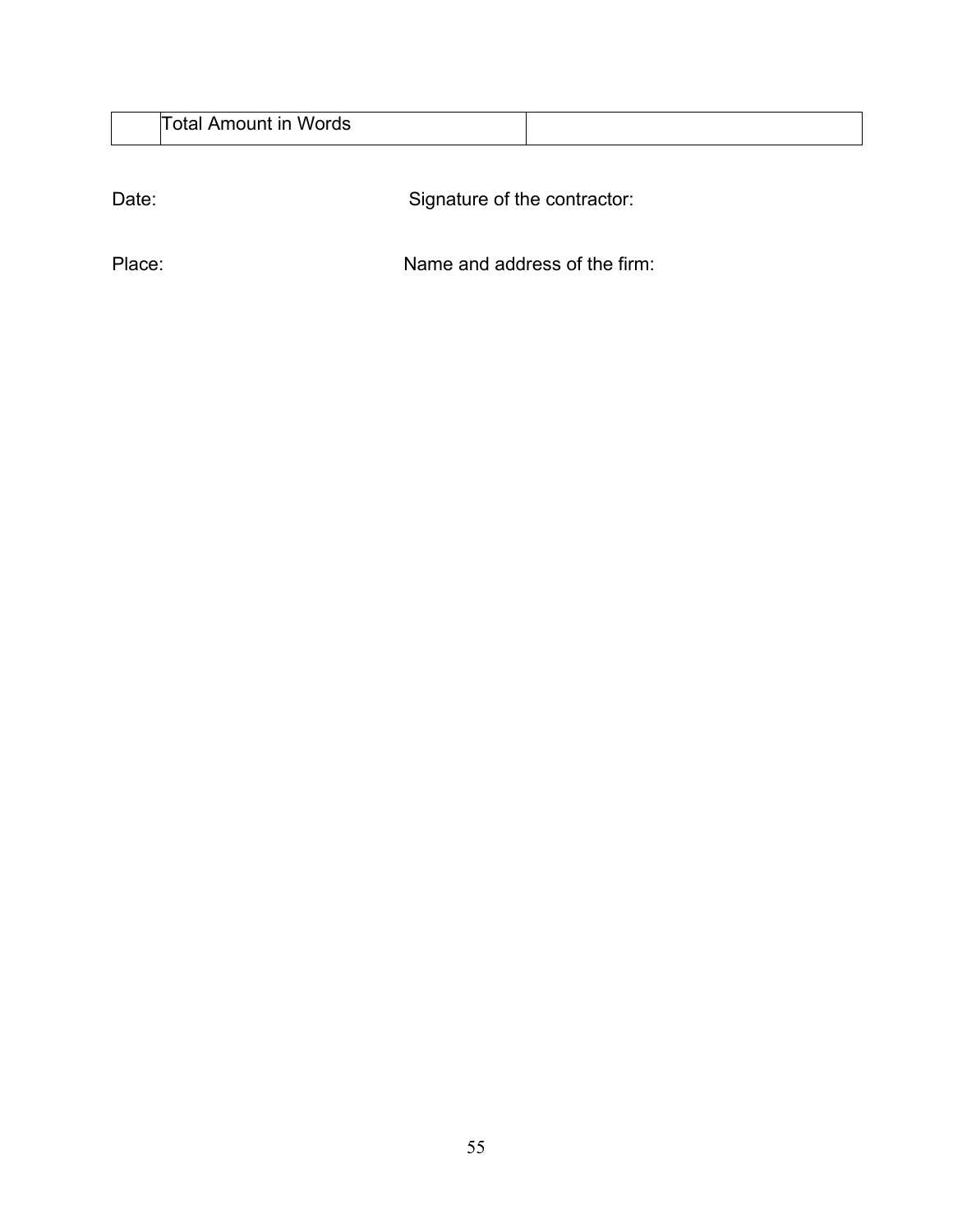| | | |
|---|---|---|
| | Total Amount in Words | |

Date: Signature of the contractor:

Place: Name and address of the firm: